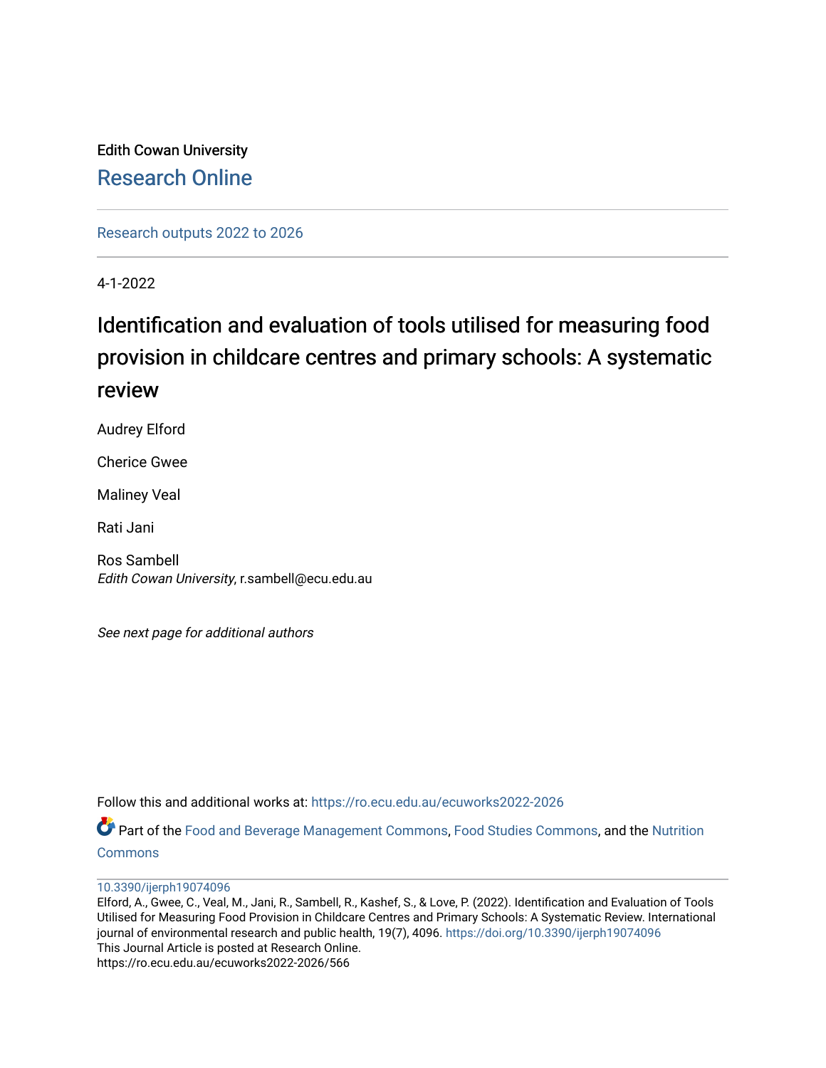Edith Cowan University

Research Online

Research outputs 2022 to 2026

4-1-2022

# Identification and evaluation of tools utilised for measuring food provision in childcare centres and primary schools: A systematic review

Audrey Elford

Cherice Gwee

Maliney Veal

Rati Jani

Ros Sambell
*Edith Cowan University*, r.sambell@ecu.edu.au

*See next page for additional authors*

Follow this and additional works at: https://ro.ecu.edu.au/ecuworks2022-2026

Part of the Food and Beverage Management Commons, Food Studies Commons, and the Nutrition Commons

10.3390/ijerph19074096

Elford, A., Gwee, C., Veal, M., Jani, R., Sambell, R., Kashef, S., & Love, P. (2022). Identification and Evaluation of Tools Utilised for Measuring Food Provision in Childcare Centres and Primary Schools: A Systematic Review. International journal of environmental research and public health, 19(7), 4096. https://doi.org/10.3390/ijerph19074096

This Journal Article is posted at Research Online.

https://ro.ecu.edu.au/ecuworks2022-2026/566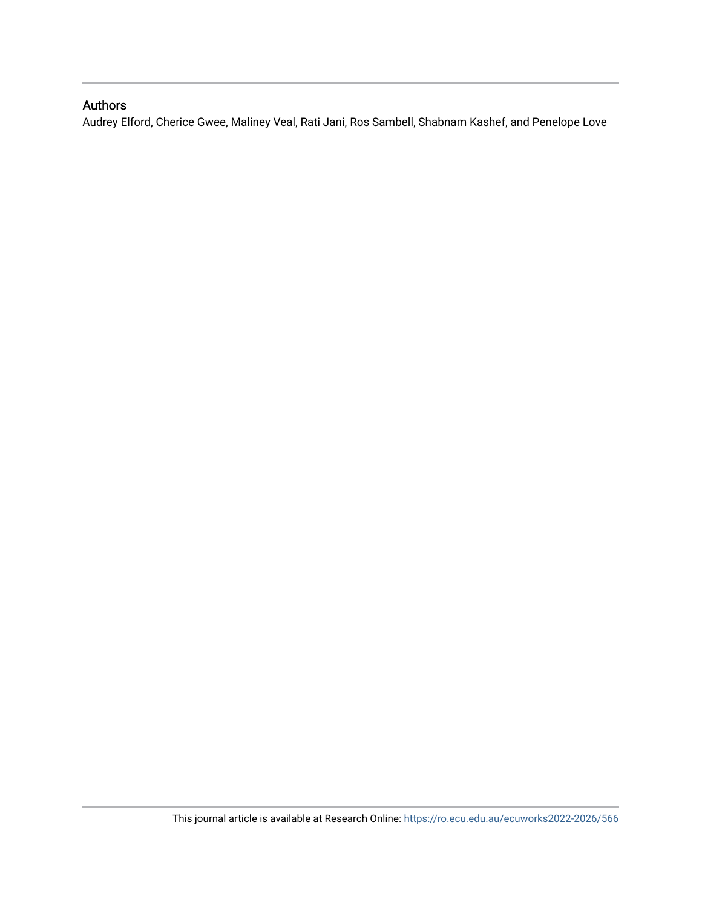## Authors

Audrey Elford, Cherice Gwee, Maliney Veal, Rati Jani, Ros Sambell, Shabnam Kashef, and Penelope Love

This journal article is available at Research Online: https://ro.ecu.edu.au/ecuworks2022-2026/566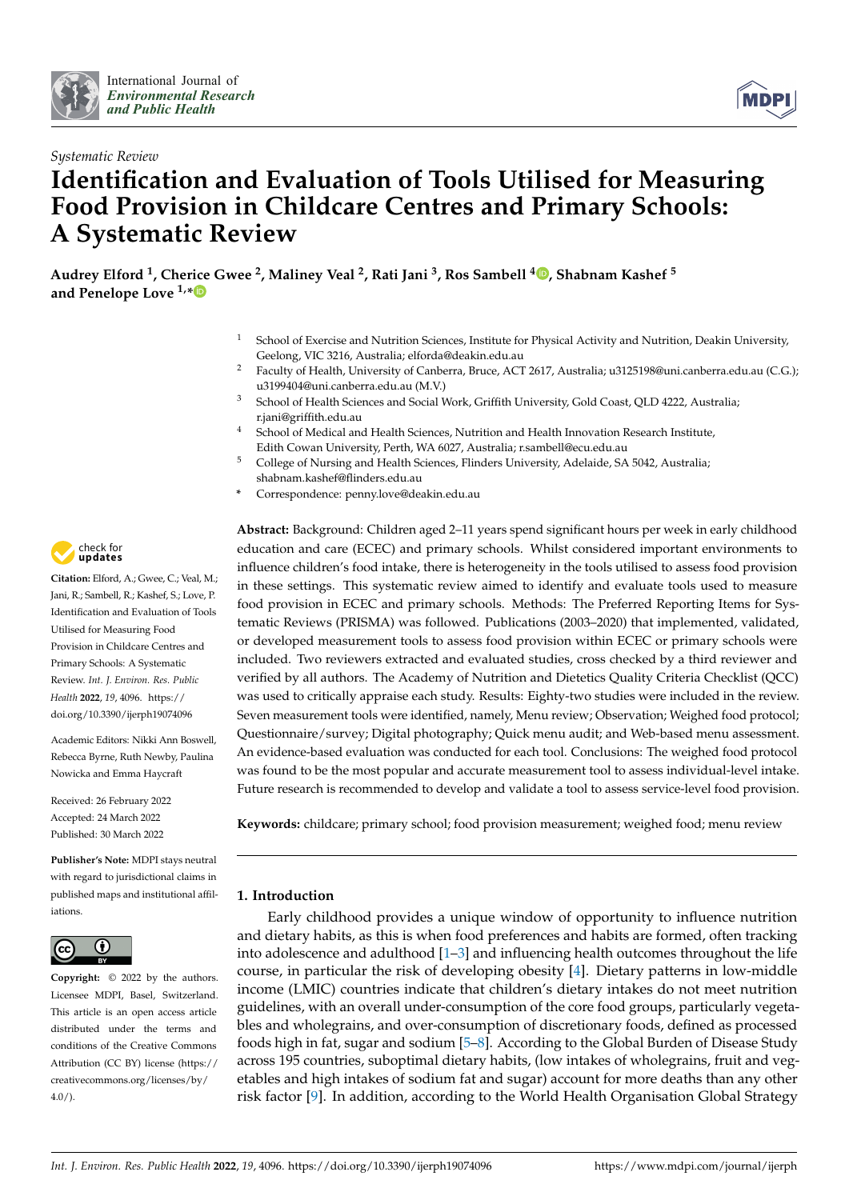# Identification and Evaluation of Tools Utilised for Measuring Food Provision in Childcare Centres and Primary Schools: A Systematic Review

*Systematic Review*

**Audrey Elford [1], Cherice Gwee [2], Maliney Veal [2], Rati Jani [3], Ros Sambell [4], Shabnam Kashef [5] and Penelope Love [1,*]**

[1] School of Exercise and Nutrition Sciences, Institute for Physical Activity and Nutrition, Deakin University, Geelong, VIC 3216, Australia; elforda@deakin.edu.au

[2] Faculty of Health, University of Canberra, Bruce, ACT 2617, Australia; u3125198@uni.canberra.edu.au (C.G.); u3199404@uni.canberra.edu.au (M.V.)

[3] School of Health Sciences and Social Work, Griffith University, Gold Coast, QLD 4222, Australia; r.jani@griffith.edu.au

[4] School of Medical and Health Sciences, Nutrition and Health Innovation Research Institute, Edith Cowan University, Perth, WA 6027, Australia; r.sambell@ecu.edu.au

[5] College of Nursing and Health Sciences, Flinders University, Adelaide, SA 5042, Australia; shabnam.kashef@flinders.edu.au

\* Correspondence: penny.love@deakin.edu.au

**Citation:** Elford, A.; Gwee, C.; Veal, M.; Jani, R.; Sambell, R.; Kashef, S.; Love, P. Identification and Evaluation of Tools Utilised for Measuring Food Provision in Childcare Centres and Primary Schools: A Systematic Review. *Int. J. Environ. Res. Public Health* **2022**, *19*, 4096. https://doi.org/10.3390/ijerph19074096

Academic Editors: Nikki Ann Boswell, Rebecca Byrne, Ruth Newby, Paulina Nowicka and Emma Haycraft

Received: 26 February 2022
Accepted: 24 March 2022
Published: 30 March 2022

**Publisher's Note:** MDPI stays neutral with regard to jurisdictional claims in published maps and institutional affiliations.

**Copyright:** © 2022 by the authors. Licensee MDPI, Basel, Switzerland. This article is an open access article distributed under the terms and conditions of the Creative Commons Attribution (CC BY) license (https://creativecommons.org/licenses/by/4.0/).

**Abstract:** Background: Children aged 2–11 years spend significant hours per week in early childhood education and care (ECEC) and primary schools. Whilst considered important environments to influence children's food intake, there is heterogeneity in the tools utilised to assess food provision in these settings. This systematic review aimed to identify and evaluate tools used to measure food provision in ECEC and primary schools. Methods: The Preferred Reporting Items for Systematic Reviews (PRISMA) was followed. Publications (2003–2020) that implemented, validated, or developed measurement tools to assess food provision within ECEC or primary schools were included. Two reviewers extracted and evaluated studies, cross checked by a third reviewer and verified by all authors. The Academy of Nutrition and Dietetics Quality Criteria Checklist (QCC) was used to critically appraise each study. Results: Eighty-two studies were included in the review. Seven measurement tools were identified, namely, Menu review; Observation; Weighed food protocol; Questionnaire/survey; Digital photography; Quick menu audit; and Web-based menu assessment. An evidence-based evaluation was conducted for each tool. Conclusions: The weighed food protocol was found to be the most popular and accurate measurement tool to assess individual-level intake. Future research is recommended to develop and validate a tool to assess service-level food provision.

**Keywords:** childcare; primary school; food provision measurement; weighed food; menu review

## 1. Introduction

Early childhood provides a unique window of opportunity to influence nutrition and dietary habits, as this is when food preferences and habits are formed, often tracking into adolescence and adulthood [1–3] and influencing health outcomes throughout the life course, in particular the risk of developing obesity [4]. Dietary patterns in low-middle income (LMIC) countries indicate that children's dietary intakes do not meet nutrition guidelines, with an overall under-consumption of the core food groups, particularly vegetables and wholegrains, and over-consumption of discretionary foods, defined as processed foods high in fat, sugar and sodium [5–8]. According to the Global Burden of Disease Study across 195 countries, suboptimal dietary habits, (low intakes of wholegrains, fruit and vegetables and high intakes of sodium fat and sugar) account for more deaths than any other risk factor [9]. In addition, according to the World Health Organisation Global Strategy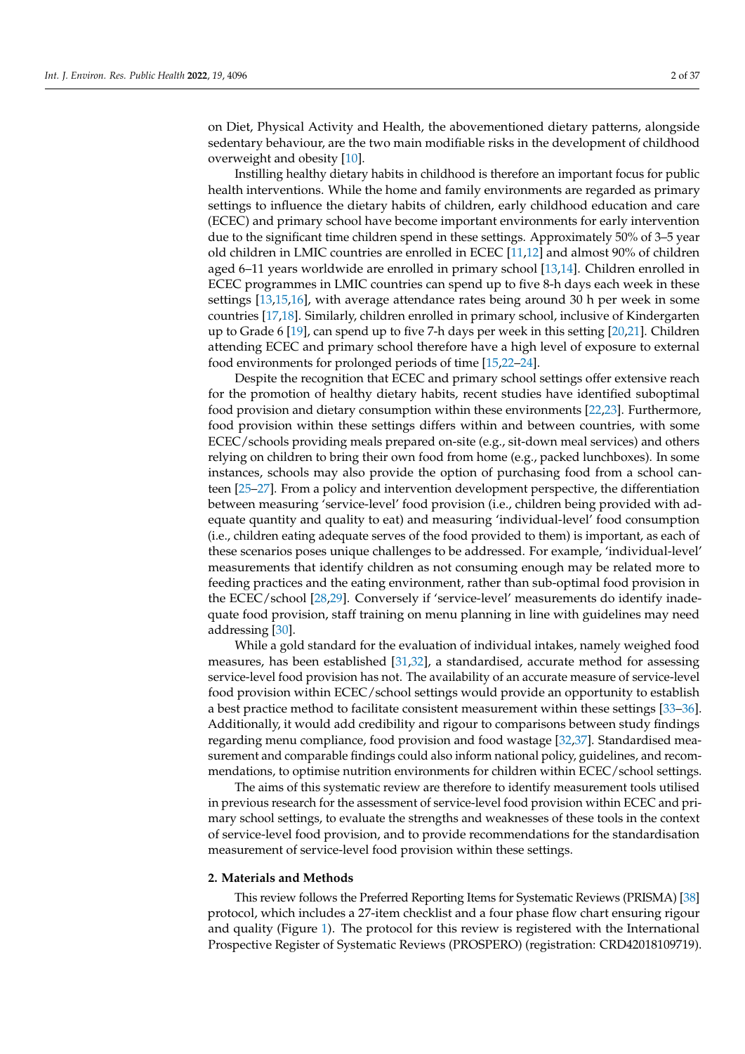on Diet, Physical Activity and Health, the abovementioned dietary patterns, alongside sedentary behaviour, are the two main modifiable risks in the development of childhood overweight and obesity [10].

Instilling healthy dietary habits in childhood is therefore an important focus for public health interventions. While the home and family environments are regarded as primary settings to influence the dietary habits of children, early childhood education and care (ECEC) and primary school have become important environments for early intervention due to the significant time children spend in these settings. Approximately 50% of 3–5 year old children in LMIC countries are enrolled in ECEC [11,12] and almost 90% of children aged 6–11 years worldwide are enrolled in primary school [13,14]. Children enrolled in ECEC programmes in LMIC countries can spend up to five 8-h days each week in these settings [13,15,16], with average attendance rates being around 30 h per week in some countries [17,18]. Similarly, children enrolled in primary school, inclusive of Kindergarten up to Grade 6 [19], can spend up to five 7-h days per week in this setting [20,21]. Children attending ECEC and primary school therefore have a high level of exposure to external food environments for prolonged periods of time [15,22–24].

Despite the recognition that ECEC and primary school settings offer extensive reach for the promotion of healthy dietary habits, recent studies have identified suboptimal food provision and dietary consumption within these environments [22,23]. Furthermore, food provision within these settings differs within and between countries, with some ECEC/schools providing meals prepared on-site (e.g., sit-down meal services) and others relying on children to bring their own food from home (e.g., packed lunchboxes). In some instances, schools may also provide the option of purchasing food from a school canteen [25–27]. From a policy and intervention development perspective, the differentiation between measuring 'service-level' food provision (i.e., children being provided with adequate quantity and quality to eat) and measuring 'individual-level' food consumption (i.e., children eating adequate serves of the food provided to them) is important, as each of these scenarios poses unique challenges to be addressed. For example, 'individual-level' measurements that identify children as not consuming enough may be related more to feeding practices and the eating environment, rather than sub-optimal food provision in the ECEC/school [28,29]. Conversely if 'service-level' measurements do identify inadequate food provision, staff training on menu planning in line with guidelines may need addressing [30].

While a gold standard for the evaluation of individual intakes, namely weighed food measures, has been established [31,32], a standardised, accurate method for assessing service-level food provision has not. The availability of an accurate measure of service-level food provision within ECEC/school settings would provide an opportunity to establish a best practice method to facilitate consistent measurement within these settings [33–36]. Additionally, it would add credibility and rigour to comparisons between study findings regarding menu compliance, food provision and food wastage [32,37]. Standardised measurement and comparable findings could also inform national policy, guidelines, and recommendations, to optimise nutrition environments for children within ECEC/school settings.

The aims of this systematic review are therefore to identify measurement tools utilised in previous research for the assessment of service-level food provision within ECEC and primary school settings, to evaluate the strengths and weaknesses of these tools in the context of service-level food provision, and to provide recommendations for the standardisation measurement of service-level food provision within these settings.

## 2. Materials and Methods

This review follows the Preferred Reporting Items for Systematic Reviews (PRISMA) [38] protocol, which includes a 27-item checklist and a four phase flow chart ensuring rigour and quality (Figure 1). The protocol for this review is registered with the International Prospective Register of Systematic Reviews (PROSPERO) (registration: CRD42018109719).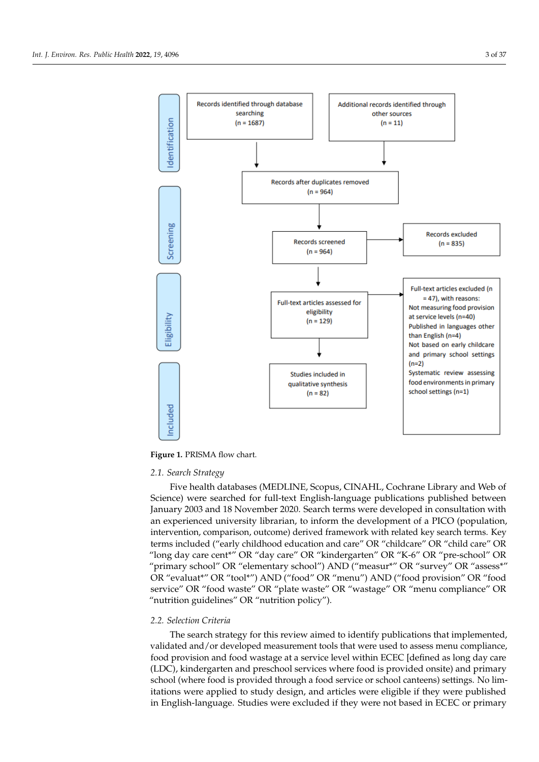Identification

Records identified through database searching (n = 1687)

Additional records identified through other sources (n = 11)

Records after duplicates removed (n = 964)

Screening

Records screened (n = 964)

Records excluded (n = 835)

Eligibility

Full-text articles assessed for eligibility (n = 129)

Full-text articles excluded (n = 47), with reasons:
Not measuring food provision at service levels (n=40)
Published in languages other than English (n=4)
Not based on early childcare and primary school settings (n=2)
Systematic review assessing food environments in primary school settings (n=1)

Included

Studies included in qualitative synthesis (n = 82)

**Figure 1.** PRISMA flow chart.

### 2.1. Search Strategy

Five health databases (MEDLINE, Scopus, CINAHL, Cochrane Library and Web of Science) were searched for full-text English-language publications published between January 2003 and 18 November 2020. Search terms were developed in consultation with an experienced university librarian, to inform the development of a PICO (population, intervention, comparison, outcome) derived framework with related key search terms. Key terms included ("early childhood education and care" OR "childcare" OR "child care" OR "long day care cent*" OR "day care" OR "kindergarten" OR "K-6" OR "pre-school" OR "primary school" OR "elementary school") AND ("measur*" OR "survey" OR "assess*" OR "evaluat*" OR "tool*") AND ("food" OR "menu") AND ("food provision" OR "food service" OR "food waste" OR "plate waste" OR "wastage" OR "menu compliance" OR "nutrition guidelines" OR "nutrition policy").

### 2.2. Selection Criteria

The search strategy for this review aimed to identify publications that implemented, validated and/or developed measurement tools that were used to assess menu compliance, food provision and food wastage at a service level within ECEC [defined as long day care (LDC), kindergarten and preschool services where food is provided onsite) and primary school (where food is provided through a food service or school canteens) settings. No limitations were applied to study design, and articles were eligible if they were published in English-language. Studies were excluded if they were not based in ECEC or primary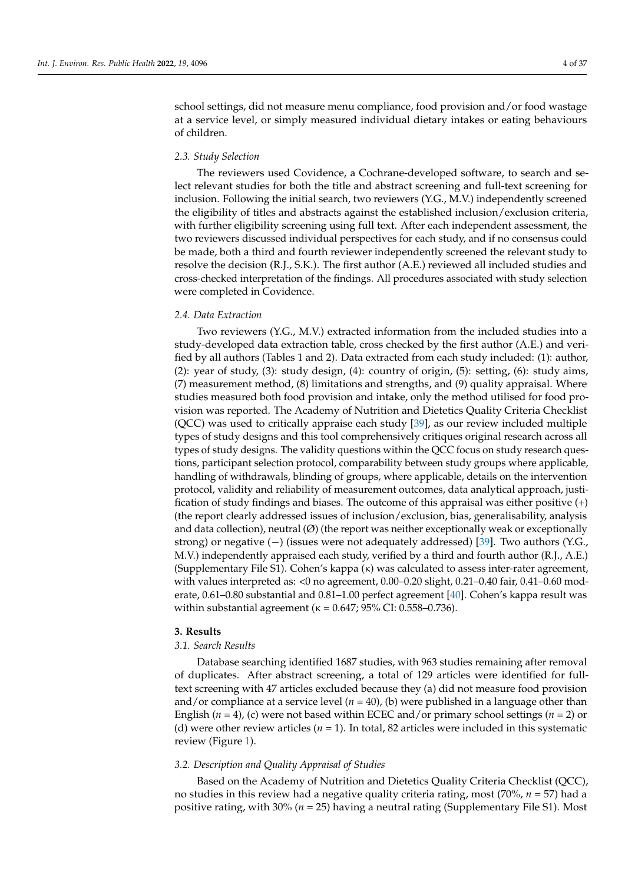school settings, did not measure menu compliance, food provision and/or food wastage at a service level, or simply measured individual dietary intakes or eating behaviours of children.

### 2.3. Study Selection

The reviewers used Covidence, a Cochrane-developed software, to search and select relevant studies for both the title and abstract screening and full-text screening for inclusion. Following the initial search, two reviewers (Y.G., M.V.) independently screened the eligibility of titles and abstracts against the established inclusion/exclusion criteria, with further eligibility screening using full text. After each independent assessment, the two reviewers discussed individual perspectives for each study, and if no consensus could be made, both a third and fourth reviewer independently screened the relevant study to resolve the decision (R.J., S.K.). The first author (A.E.) reviewed all included studies and cross-checked interpretation of the findings. All procedures associated with study selection were completed in Covidence.

### 2.4. Data Extraction

Two reviewers (Y.G., M.V.) extracted information from the included studies into a study-developed data extraction table, cross checked by the first author (A.E.) and verified by all authors (Tables 1 and 2). Data extracted from each study included: (1): author, (2): year of study, (3): study design, (4): country of origin, (5): setting, (6): study aims, (7) measurement method, (8) limitations and strengths, and (9) quality appraisal. Where studies measured both food provision and intake, only the method utilised for food provision was reported. The Academy of Nutrition and Dietetics Quality Criteria Checklist (QCC) was used to critically appraise each study [39], as our review included multiple types of study designs and this tool comprehensively critiques original research across all types of study designs. The validity questions within the QCC focus on study research questions, participant selection protocol, comparability between study groups where applicable, handling of withdrawals, blinding of groups, where applicable, details on the intervention protocol, validity and reliability of measurement outcomes, data analytical approach, justification of study findings and biases. The outcome of this appraisal was either positive (+) (the report clearly addressed issues of inclusion/exclusion, bias, generalisability, analysis and data collection), neutral (Ø) (the report was neither exceptionally weak or exceptionally strong) or negative (−) (issues were not adequately addressed) [39]. Two authors (Y.G., M.V.) independently appraised each study, verified by a third and fourth author (R.J., A.E.) (Supplementary File S1). Cohen's kappa (κ) was calculated to assess inter-rater agreement, with values interpreted as: <0 no agreement, 0.00–0.20 slight, 0.21–0.40 fair, 0.41–0.60 moderate, 0.61–0.80 substantial and 0.81–1.00 perfect agreement [40]. Cohen's kappa result was within substantial agreement (κ = 0.647; 95% CI: 0.558–0.736).

## 3. Results

### 3.1. Search Results

Database searching identified 1687 studies, with 963 studies remaining after removal of duplicates. After abstract screening, a total of 129 articles were identified for full-text screening with 47 articles excluded because they (a) did not measure food provision and/or compliance at a service level ($n$ = 40), (b) were published in a language other than English ($n$ = 4), (c) were not based within ECEC and/or primary school settings ($n$ = 2) or (d) were other review articles ($n$ = 1). In total, 82 articles were included in this systematic review (Figure 1).

### 3.2. Description and Quality Appraisal of Studies

Based on the Academy of Nutrition and Dietetics Quality Criteria Checklist (QCC), no studies in this review had a negative quality criteria rating, most (70%, $n$ = 57) had a positive rating, with 30% ($n$ = 25) having a neutral rating (Supplementary File S1). Most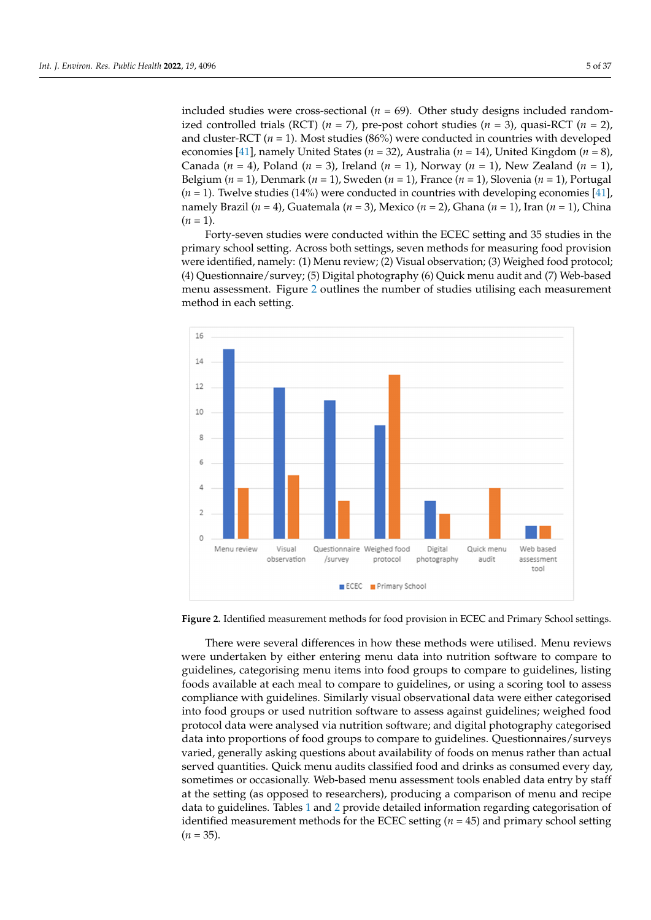included studies were cross-sectional ($n$ = 69). Other study designs included randomized controlled trials (RCT) ($n$ = 7), pre-post cohort studies ($n$ = 3), quasi-RCT ($n$ = 2), and cluster-RCT ($n$ = 1). Most studies (86%) were conducted in countries with developed economies [41], namely United States ($n$ = 32), Australia ($n$ = 14), United Kingdom ($n$ = 8), Canada ($n$ = 4), Poland ($n$ = 3), Ireland ($n$ = 1), Norway ($n$ = 1), New Zealand ($n$ = 1), Belgium ($n$ = 1), Denmark ($n$ = 1), Sweden ($n$ = 1), France ($n$ = 1), Slovenia ($n$ = 1), Portugal ($n$ = 1). Twelve studies (14%) were conducted in countries with developing economies [41], namely Brazil ($n$ = 4), Guatemala ($n$ = 3), Mexico ($n$ = 2), Ghana ($n$ = 1), Iran ($n$ = 1), China ($n$ = 1).

Forty-seven studies were conducted within the ECEC setting and 35 studies in the primary school setting. Across both settings, seven methods for measuring food provision were identified, namely: (1) Menu review; (2) Visual observation; (3) Weighed food protocol; (4) Questionnaire/survey; (5) Digital photography (6) Quick menu audit and (7) Web-based menu assessment. Figure 2 outlines the number of studies utilising each measurement method in each setting.

| Method | ECEC | Primary School |
|---|---|---|
| Menu review | 15 | 4 |
| Visual observation | 12 | 5 |
| Questionnaire/survey | 11 | 3 |
| Weighed food protocol | 9 | 13 |
| Digital photography | 3 | 2 |
| Quick menu audit | 0 | 4 |
| Web based assessment tool | 1 | 1 |

**Figure 2.** Identified measurement methods for food provision in ECEC and Primary School settings.

There were several differences in how these methods were utilised. Menu reviews were undertaken by either entering menu data into nutrition software to compare to guidelines, categorising menu items into food groups to compare to guidelines, listing foods available at each meal to compare to guidelines, or using a scoring tool to assess compliance with guidelines. Similarly visual observational data were either categorised into food groups or used nutrition software to assess against guidelines; weighed food protocol data were analysed via nutrition software; and digital photography categorised data into proportions of food groups to compare to guidelines. Questionnaires/surveys varied, generally asking questions about availability of foods on menus rather than actual served quantities. Quick menu audits classified food and drinks as consumed every day, sometimes or occasionally. Web-based menu assessment tools enabled data entry by staff at the setting (as opposed to researchers), producing a comparison of menu and recipe data to guidelines. Tables 1 and 2 provide detailed information regarding categorisation of identified measurement methods for the ECEC setting ($n$ = 45) and primary school setting ($n$ = 35).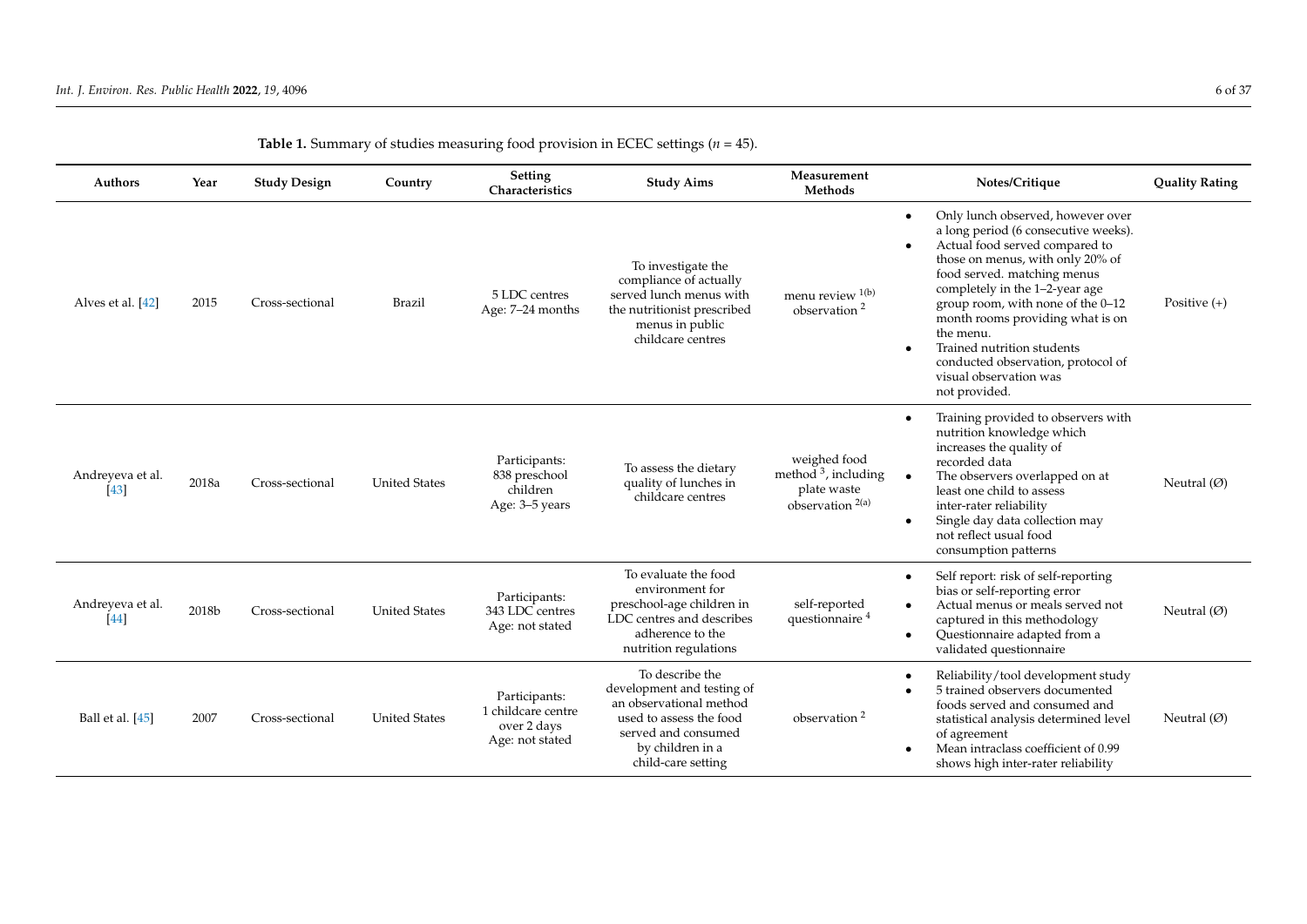**Table 1.** Summary of studies measuring food provision in ECEC settings ($n$ = 45).

| Authors | Year | Study Design | Country | Setting Characteristics | Study Aims | Measurement Methods | Notes/Critique | Quality Rating |
|---|---|---|---|---|---|---|---|---|
| Alves et al. [42] | 2015 | Cross-sectional | Brazil | 5 LDC centres Age: 7–24 months | To investigate the compliance of actually served lunch menus with the nutritionist prescribed menus in public childcare centres | menu review [1(b)] observation [2] | • Only lunch observed, however over a long period (6 consecutive weeks). • Actual food served compared to those on menus, with only 20% of food served. matching menus completely in the 1–2-year age group room, with none of the 0–12 month rooms providing what is on the menu. • Trained nutrition students conducted observation, protocol of visual observation was not provided. | Positive (+) |
| Andreyeva et al. [43] | 2018a | Cross-sectional | United States | Participants: 838 preschool children Age: 3–5 years | To assess the dietary quality of lunches in childcare centres | weighed food method [3], including plate waste observation [2(a)] | • Training provided to observers with nutrition knowledge which increases the quality of recorded data • The observers overlapped on at least one child to assess inter-rater reliability • Single day data collection may not reflect usual food consumption patterns | Neutral (Ø) |
| Andreyeva et al. [44] | 2018b | Cross-sectional | United States | Participants: 343 LDC centres Age: not stated | To evaluate the food environment for preschool-age children in LDC centres and describes adherence to the nutrition regulations | self-reported questionnaire [4] | • Self report: risk of self-reporting bias or self-reporting error • Actual menus or meals served not captured in this methodology • Questionnaire adapted from a validated questionnaire | Neutral (Ø) |
| Ball et al. [45] | 2007 | Cross-sectional | United States | Participants: 1 childcare centre over 2 days Age: not stated | To describe the development and testing of an observational method used to assess the food served and consumed by children in a child-care setting | observation [2] | • Reliability/tool development study • 5 trained observers documented foods served and consumed and statistical analysis determined level of agreement • Mean intraclass coefficient of 0.99 shows high inter-rater reliability | Neutral (Ø) |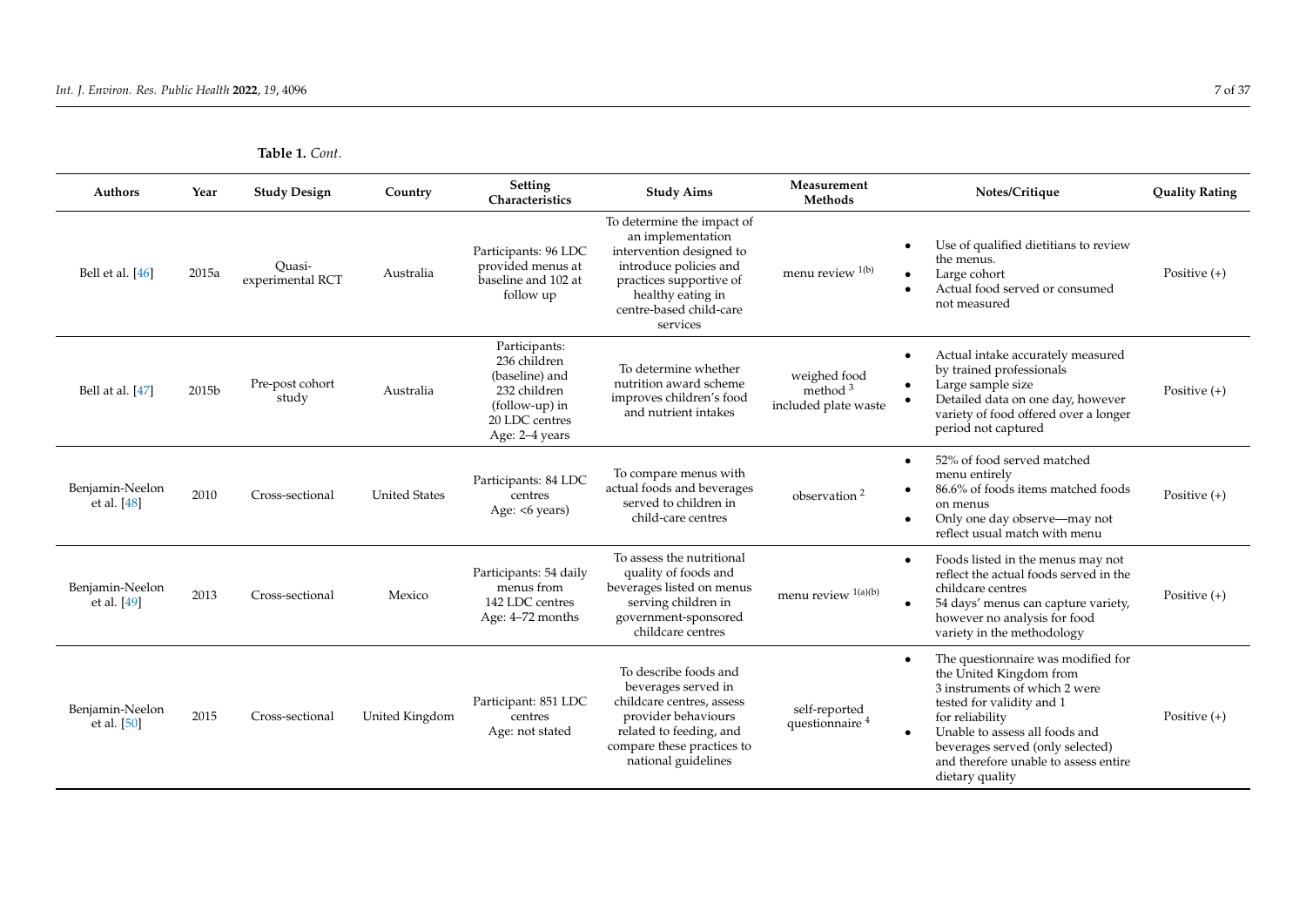**Table 1.** *Cont.*

| Authors | Year | Study Design | Country | Setting Characteristics | Study Aims | Measurement Methods | Notes/Critique | Quality Rating |
|---|---|---|---|---|---|---|---|---|
| Bell et al. [46] | 2015a | Quasi-experimental RCT | Australia | Participants: 96 LDC provided menus at baseline and 102 at follow up | To determine the impact of an implementation intervention designed to introduce policies and practices supportive of healthy eating in centre-based child-care services | menu review [1(b)] | • Use of qualified dietitians to review the menus. • Large cohort • Actual food served or consumed not measured | Positive (+) |
| Bell at al. [47] | 2015b | Pre-post cohort study | Australia | Participants: 236 children (baseline) and 232 children (follow-up) in 20 LDC centres Age: 2–4 years | To determine whether nutrition award scheme improves children's food and nutrient intakes | weighed food method [3] included plate waste | • Actual intake accurately measured by trained professionals • Large sample size • Detailed data on one day, however variety of food offered over a longer period not captured | Positive (+) |
| Benjamin-Neelon et al. [48] | 2010 | Cross-sectional | United States | Participants: 84 LDC centres Age: <6 years) | To compare menus with actual foods and beverages served to children in child-care centres | observation [2] | • 52% of food served matched menu entirely • 86.6% of foods items matched foods on menus • Only one day observe—may not reflect usual match with menu | Positive (+) |
| Benjamin-Neelon et al. [49] | 2013 | Cross-sectional | Mexico | Participants: 54 daily menus from 142 LDC centres Age: 4–72 months | To assess the nutritional quality of foods and beverages listed on menus serving children in government-sponsored childcare centres | menu review [1(a)(b)] | • Foods listed in the menus may not reflect the actual foods served in the childcare centres • 54 days' menus can capture variety, however no analysis for food variety in the methodology | Positive (+) |
| Benjamin-Neelon et al. [50] | 2015 | Cross-sectional | United Kingdom | Participant: 851 LDC centres Age: not stated | To describe foods and beverages served in childcare centres, assess provider behaviours related to feeding, and compare these practices to national guidelines | self-reported questionnaire [4] | • The questionnaire was modified for the United Kingdom from 3 instruments of which 2 were tested for validity and 1 for reliability • Unable to assess all foods and beverages served (only selected) and therefore unable to assess entire dietary quality | Positive (+) |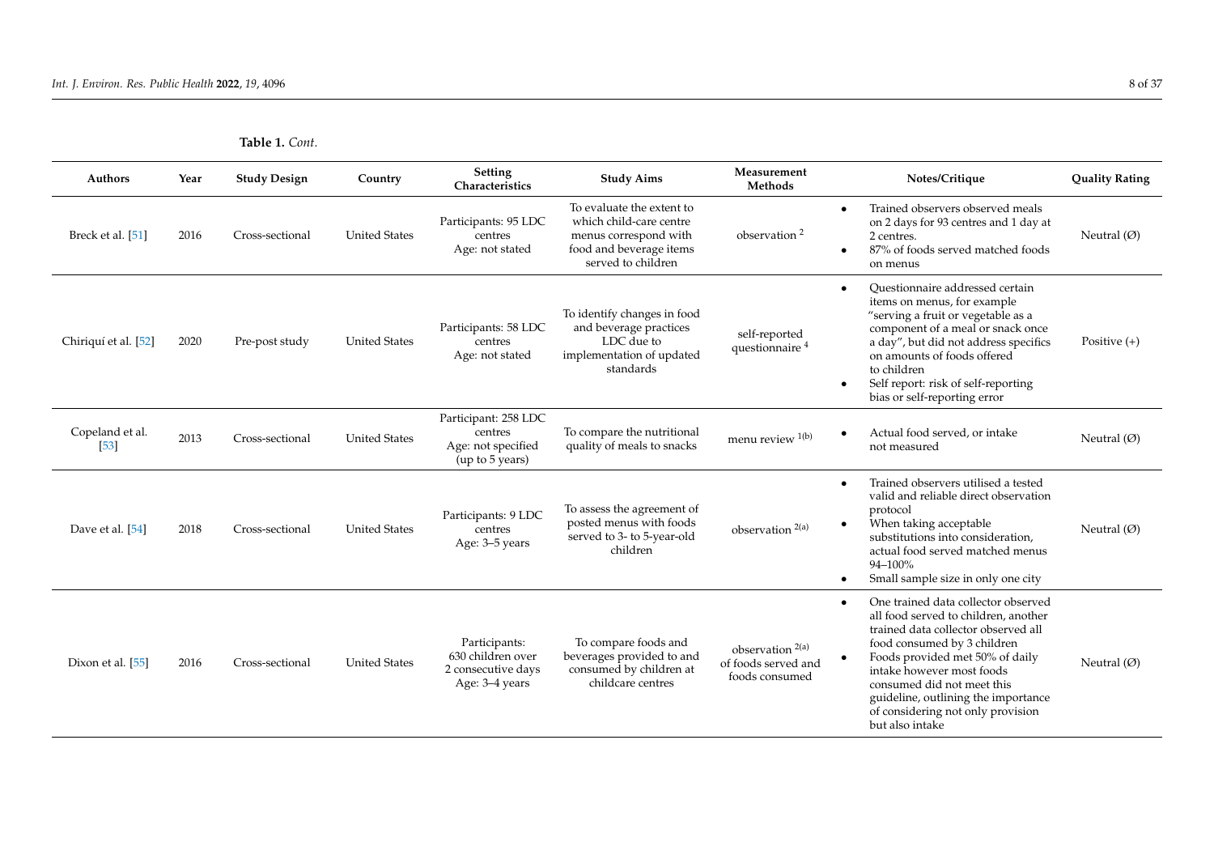**Table 1.** *Cont.*

| Authors | Year | Study Design | Country | Setting Characteristics | Study Aims | Measurement Methods | Notes/Critique | Quality Rating |
|---|---|---|---|---|---|---|---|---|
| Breck et al. [51] | 2016 | Cross-sectional | United States | Participants: 95 LDC centres<br>Age: not stated | To evaluate the extent to which child-care centre menus correspond with food and beverage items served to children | observation [2] | • Trained observers observed meals on 2 days for 93 centres and 1 day at 2 centres.<br>• 87% of foods served matched foods on menus | Neutral (Ø) |
| Chiriquí et al. [52] | 2020 | Pre-post study | United States | Participants: 58 LDC centres<br>Age: not stated | To identify changes in food and beverage practices LDC due to implementation of updated standards | self-reported questionnaire [4] | • Questionnaire addressed certain items on menus, for example "serving a fruit or vegetable as a component of a meal or snack once a day", but did not address specifics on amounts of foods offered to children<br>• Self report: risk of self-reporting bias or self-reporting error | Positive (+) |
| Copeland et al. [53] | 2013 | Cross-sectional | United States | Participant: 258 LDC centres<br>Age: not specified (up to 5 years) | To compare the nutritional quality of meals to snacks | menu review [1(b)] | • Actual food served, or intake not measured | Neutral (Ø) |
| Dave et al. [54] | 2018 | Cross-sectional | United States | Participants: 9 LDC centres<br>Age: 3–5 years | To assess the agreement of posted menus with foods served to 3- to 5-year-old children | observation [2(a)] | • Trained observers utilised a tested valid and reliable direct observation protocol<br>• When taking acceptable substitutions into consideration, actual food served matched menus 94–100%<br>• Small sample size in only one city | Neutral (Ø) |
| Dixon et al. [55] | 2016 | Cross-sectional | United States | Participants: 630 children over 2 consecutive days<br>Age: 3–4 years | To compare foods and beverages provided to and consumed by children at childcare centres | observation [2(a)] of foods served and foods consumed | • One trained data collector observed all food served to children, another trained data collector observed all food consumed by 3 children<br>• Foods provided met 50% of daily intake however most foods consumed did not meet this guideline, outlining the importance of considering not only provision but also intake | Neutral (Ø) |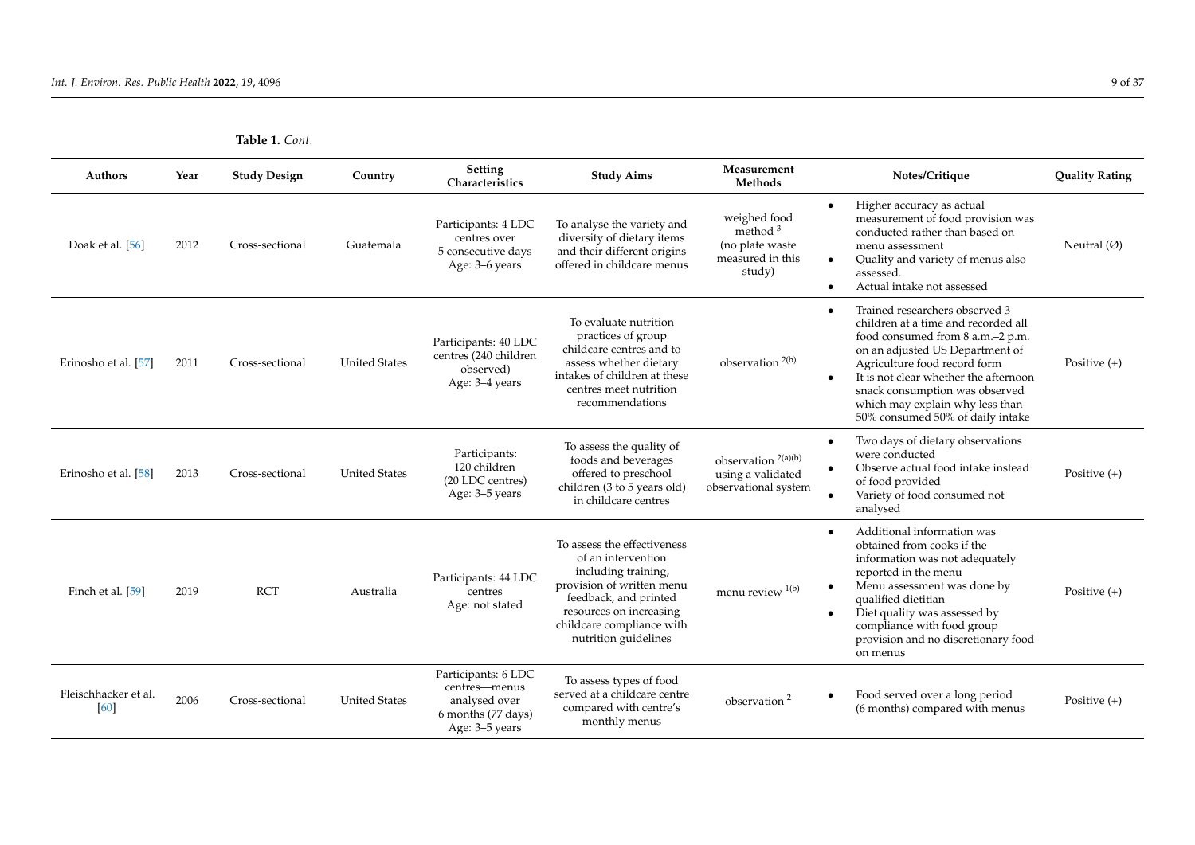**Table 1.** *Cont.*

| Authors | Year | Study Design | Country | Setting Characteristics | Study Aims | Measurement Methods | Notes/Critique | Quality Rating |
|---|---|---|---|---|---|---|---|---|
| Doak et al. [56] | 2012 | Cross-sectional | Guatemala | Participants: 4 LDC centres over 5 consecutive days Age: 3–6 years | To analyse the variety and diversity of dietary items and their different origins offered in childcare menus | weighed food method [3] (no plate waste measured in this study) | • Higher accuracy as actual measurement of food provision was conducted rather than based on menu assessment • Quality and variety of menus also assessed. • Actual intake not assessed | Neutral (Ø) |
| Erinosho et al. [57] | 2011 | Cross-sectional | United States | Participants: 40 LDC centres (240 children observed) Age: 3–4 years | To evaluate nutrition practices of group childcare centres and to assess whether dietary intakes of children at these centres meet nutrition recommendations | observation [2(b)] | • Trained researchers observed 3 children at a time and recorded all food consumed from 8 a.m.–2 p.m. on an adjusted US Department of Agriculture food record form • It is not clear whether the afternoon snack consumption was observed which may explain why less than 50% consumed 50% of daily intake | Positive (+) |
| Erinosho et al. [58] | 2013 | Cross-sectional | United States | Participants: 120 children (20 LDC centres) Age: 3–5 years | To assess the quality of foods and beverages offered to preschool children (3 to 5 years old) in childcare centres | observation [2(a)(b)] using a validated observational system | • Two days of dietary observations were conducted • Observe actual food intake instead of food provided • Variety of food consumed not analysed | Positive (+) |
| Finch et al. [59] | 2019 | RCT | Australia | Participants: 44 LDC centres Age: not stated | To assess the effectiveness of an intervention including training, provision of written menu feedback, and printed resources on increasing childcare compliance with nutrition guidelines | menu review [1(b)] | • Additional information was obtained from cooks if the information was not adequately reported in the menu • Menu assessment was done by qualified dietitian • Diet quality was assessed by compliance with food group provision and no discretionary food on menus | Positive (+) |
| Fleischhacker et al. [60] | 2006 | Cross-sectional | United States | Participants: 6 LDC centres—menus analysed over 6 months (77 days) Age: 3–5 years | To assess types of food served at a childcare centre compared with centre's monthly menus | observation [2] | • Food served over a long period (6 months) compared with menus | Positive (+) |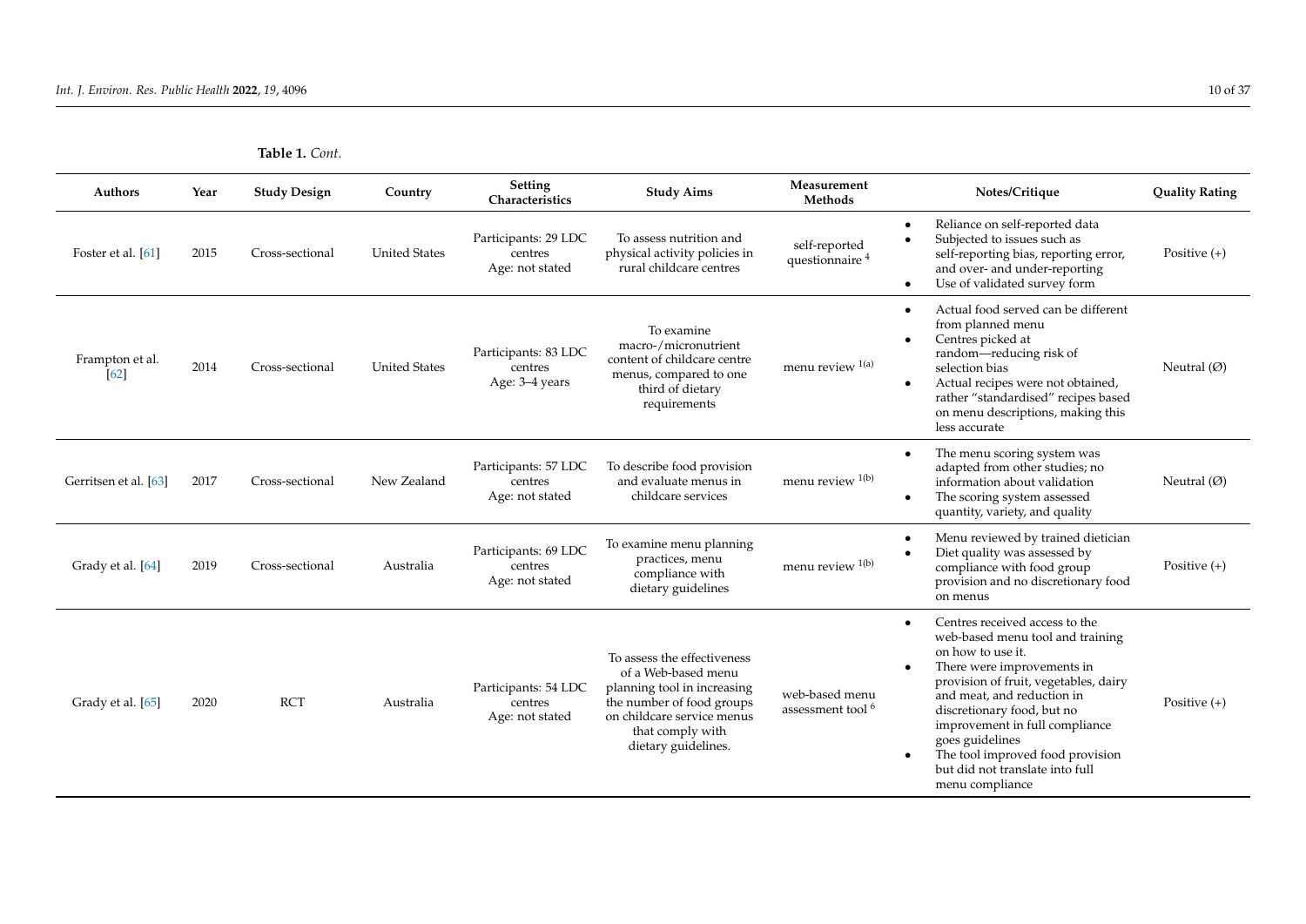**Table 1.** *Cont.*

| Authors | Year | Study Design | Country | Setting Characteristics | Study Aims | Measurement Methods | Notes/Critique | Quality Rating |
|---|---|---|---|---|---|---|---|---|
| Foster et al. [61] | 2015 | Cross-sectional | United States | Participants: 29 LDC centres Age: not stated | To assess nutrition and physical activity policies in rural childcare centres | self-reported questionnaire [4] | • Reliance on self-reported data • Subjected to issues such as self-reporting bias, reporting error, and over- and under-reporting • Use of validated survey form | Positive (+) |
| Frampton et al. [62] | 2014 | Cross-sectional | United States | Participants: 83 LDC centres Age: 3–4 years | To examine macro-/micronutrient content of childcare centre menus, compared to one third of dietary requirements | menu review [1(a)] | • Actual food served can be different from planned menu • Centres picked at random—reducing risk of selection bias • Actual recipes were not obtained, rather "standardised" recipes based on menu descriptions, making this less accurate | Neutral (Ø) |
| Gerritsen et al. [63] | 2017 | Cross-sectional | New Zealand | Participants: 57 LDC centres Age: not stated | To describe food provision and evaluate menus in childcare services | menu review [1(b)] | • The menu scoring system was adapted from other studies; no information about validation • The scoring system assessed quantity, variety, and quality | Neutral (Ø) |
| Grady et al. [64] | 2019 | Cross-sectional | Australia | Participants: 69 LDC centres Age: not stated | To examine menu planning practices, menu compliance with dietary guidelines | menu review [1(b)] | • Menu reviewed by trained dietician • Diet quality was assessed by compliance with food group provision and no discretionary food on menus | Positive (+) |
| Grady et al. [65] | 2020 | RCT | Australia | Participants: 54 LDC centres Age: not stated | To assess the effectiveness of a Web-based menu planning tool in increasing the number of food groups on childcare service menus that comply with dietary guidelines. | web-based menu assessment tool [6] | • Centres received access to the web-based menu tool and training on how to use it. • There were improvements in provision of fruit, vegetables, dairy and meat, and reduction in discretionary food, but no improvement in full compliance goes guidelines • The tool improved food provision but did not translate into full menu compliance | Positive (+) |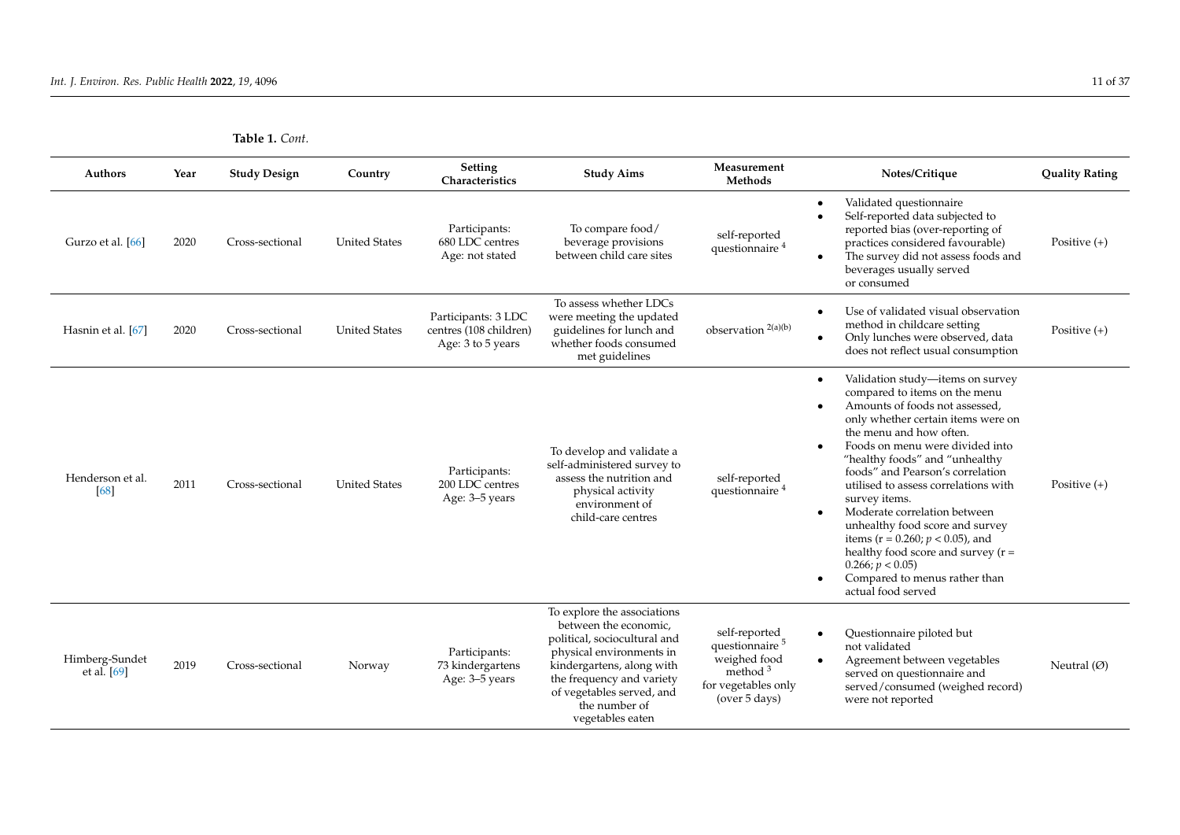**Table 1.** *Cont.*

| Authors | Year | Study Design | Country | Setting Characteristics | Study Aims | Measurement Methods | Notes/Critique | Quality Rating |
|---|---|---|---|---|---|---|---|---|
| Gurzo et al. [66] | 2020 | Cross-sectional | United States | Participants: 680 LDC centres Age: not stated | To compare food/ beverage provisions between child care sites | self-reported questionnaire [4] | • Validated questionnaire • Self-reported data subjected to reported bias (over-reporting of practices considered favourable) • The survey did not assess foods and beverages usually served or consumed | Positive (+) |
| Hasnin et al. [67] | 2020 | Cross-sectional | United States | Participants: 3 LDC centres (108 children) Age: 3 to 5 years | To assess whether LDCs were meeting the updated guidelines for lunch and whether foods consumed met guidelines | observation [2(a)(b)] | • Use of validated visual observation method in childcare setting • Only lunches were observed, data does not reflect usual consumption | Positive (+) |
| Henderson et al. [68] | 2011 | Cross-sectional | United States | Participants: 200 LDC centres Age: 3–5 years | To develop and validate a self-administered survey to assess the nutrition and physical activity environment of child-care centres | self-reported questionnaire [4] | • Validation study—items on survey compared to items on the menu • Amounts of foods not assessed, only whether certain items were on the menu and how often. • Foods on menu were divided into "healthy foods" and "unhealthy foods" and Pearson's correlation utilised to assess correlations with survey items. • Moderate correlation between unhealthy food score and survey items ($r = 0.260$; $p < 0.05$), and healthy food score and survey ($r = 0.266$; $p < 0.05$) • Compared to menus rather than actual food served | Positive (+) |
| Himberg-Sundet et al. [69] | 2019 | Cross-sectional | Norway | Participants: 73 kindergartens Age: 3–5 years | To explore the associations between the economic, political, sociocultural and physical environments in kindergartens, along with the frequency and variety of vegetables served, and the number of vegetables eaten | self-reported questionnaire [5] weighed food method [3] for vegetables only (over 5 days) | • Questionnaire piloted but not validated • Agreement between vegetables served on questionnaire and served/consumed (weighed record) were not reported | Neutral (Ø) |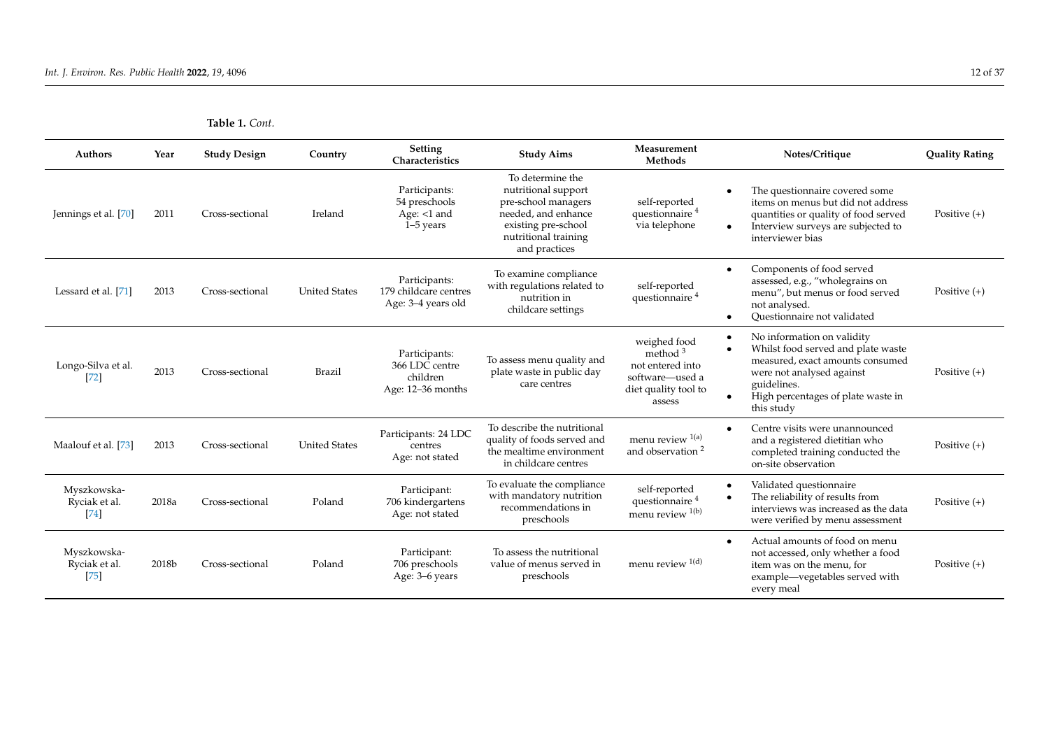**Table 1.** *Cont.*

| Authors | Year | Study Design | Country | Setting Characteristics | Study Aims | Measurement Methods | Notes/Critique | Quality Rating |
|---|---|---|---|---|---|---|---|---|
| Jennings et al. [70] | 2011 | Cross-sectional | Ireland | Participants: 54 preschools Age: <1 and 1–5 years | To determine the nutritional support pre-school managers needed, and enhance existing pre-school nutritional training and practices | self-reported questionnaire [4] via telephone | • The questionnaire covered some items on menus but did not address quantities or quality of food served • Interview surveys are subjected to interviewer bias | Positive (+) |
| Lessard et al. [71] | 2013 | Cross-sectional | United States | Participants: 179 childcare centres Age: 3–4 years old | To examine compliance with regulations related to nutrition in childcare settings | self-reported questionnaire [4] | • Components of food served assessed, e.g., "wholegrains on menu", but menus or food served not analysed. • Questionnaire not validated | Positive (+) |
| Longo-Silva et al. [72] | 2013 | Cross-sectional | Brazil | Participants: 366 LDC centre children Age: 12–36 months | To assess menu quality and plate waste in public day care centres | weighed food method [3] not entered into software—used a diet quality tool to assess | • No information on validity • Whilst food served and plate waste measured, exact amounts consumed were not analysed against guidelines. • High percentages of plate waste in this study | Positive (+) |
| Maalouf et al. [73] | 2013 | Cross-sectional | United States | Participants: 24 LDC centres Age: not stated | To describe the nutritional quality of foods served and the mealtime environment in childcare centres | menu review [1(a)] and observation [2] | • Centre visits were unannounced and a registered dietitian who completed training conducted the on-site observation | Positive (+) |
| Myszkowska-Ryciak et al. [74] | 2018a | Cross-sectional | Poland | Participant: 706 kindergartens Age: not stated | To evaluate the compliance with mandatory nutrition recommendations in preschools | self-reported questionnaire [4] menu review [1(b)] | • Validated questionnaire • The reliability of results from interviews was increased as the data were verified by menu assessment | Positive (+) |
| Myszkowska-Ryciak et al. [75] | 2018b | Cross-sectional | Poland | Participant: 706 preschools Age: 3–6 years | To assess the nutritional value of menus served in preschools | menu review [1(d)] | • Actual amounts of food on menu not accessed, only whether a food item was on the menu, for example—vegetables served with every meal | Positive (+) |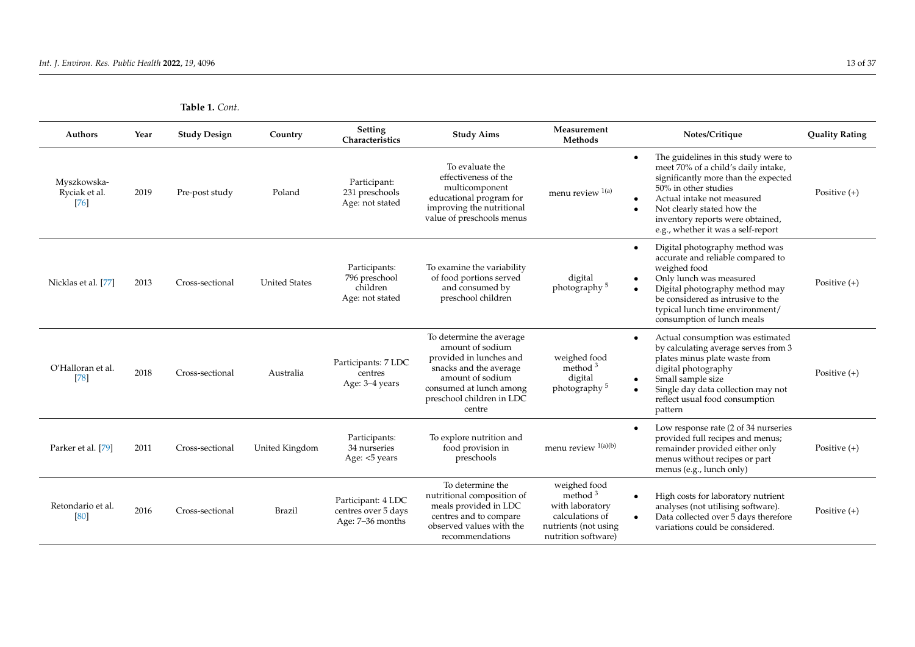**Table 1.** *Cont.*

| Authors | Year | Study Design | Country | Setting Characteristics | Study Aims | Measurement Methods | Notes/Critique | Quality Rating |
|---|---|---|---|---|---|---|---|---|
| Myszkowska-Ryciak et al. [76] | 2019 | Pre-post study | Poland | Participant: 231 preschools Age: not stated | To evaluate the effectiveness of the multicomponent educational program for improving the nutritional value of preschools menus | menu review [1(a)] | • The guidelines in this study were to meet 70% of a child's daily intake, significantly more than the expected 50% in other studies • Actual intake not measured • Not clearly stated how the inventory reports were obtained, e.g., whether it was a self-report | Positive (+) |
| Nicklas et al. [77] | 2013 | Cross-sectional | United States | Participants: 796 preschool children Age: not stated | To examine the variability of food portions served and consumed by preschool children | digital photography [5] | • Digital photography method was accurate and reliable compared to weighed food • Only lunch was measured • Digital photography method may be considered as intrusive to the typical lunch time environment/ consumption of lunch meals | Positive (+) |
| O'Halloran et al. [78] | 2018 | Cross-sectional | Australia | Participants: 7 LDC centres Age: 3–4 years | To determine the average amount of sodium provided in lunches and snacks and the average amount of sodium consumed at lunch among preschool children in LDC centre | weighed food method [3] digital photography [5] | • Actual consumption was estimated by calculating average serves from 3 plates minus plate waste from digital photography • Small sample size • Single day data collection may not reflect usual food consumption pattern | Positive (+) |
| Parker et al. [79] | 2011 | Cross-sectional | United Kingdom | Participants: 34 nurseries Age: <5 years | To explore nutrition and food provision in preschools | menu review [1(a)(b)] | • Low response rate (2 of 34 nurseries provided full recipes and menus; remainder provided either only menus without recipes or part menus (e.g., lunch only) | Positive (+) |
| Retondario et al. [80] | 2016 | Cross-sectional | Brazil | Participant: 4 LDC centres over 5 days Age: 7–36 months | To determine the nutritional composition of meals provided in LDC centres and to compare observed values with the recommendations | weighed food method [3] with laboratory calculations of nutrients (not using nutrition software) | • High costs for laboratory nutrient analyses (not utilising software). • Data collected over 5 days therefore variations could be considered. | Positive (+) |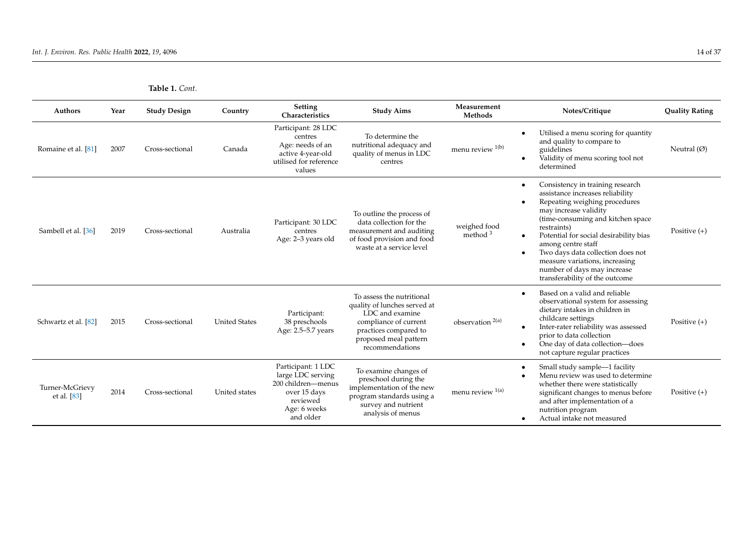**Table 1.** *Cont.*

| Authors | Year | Study Design | Country | Setting Characteristics | Study Aims | Measurement Methods | Notes/Critique | Quality Rating |
|---|---|---|---|---|---|---|---|---|
| Romaine et al. [81] | 2007 | Cross-sectional | Canada | Participant: 28 LDC centres<br>Age: needs of an active 4-year-old utilised for reference values | To determine the nutritional adequacy and quality of menus in LDC centres | menu review [1(b)] | • Utilised a menu scoring for quantity and quality to compare to guidelines<br>• Validity of menu scoring tool not determined | Neutral (Ø) |
| Sambell et al. [36] | 2019 | Cross-sectional | Australia | Participant: 30 LDC centres<br>Age: 2–3 years old | To outline the process of data collection for the measurement and auditing of food provision and food waste at a service level | weighed food method [3] | • Consistency in training research assistance increases reliability<br>• Repeating weighing procedures may increase validity (time-consuming and kitchen space restraints)<br>• Potential for social desirability bias among centre staff<br>• Two days data collection does not measure variations, increasing number of days may increase transferability of the outcome | Positive (+) |
| Schwartz et al. [82] | 2015 | Cross-sectional | United States | Participant: 38 preschools<br>Age: 2.5–5.7 years | To assess the nutritional quality of lunches served at LDC and examine compliance of current practices compared to proposed meal pattern recommendations | observation [2(a)] | • Based on a valid and reliable observational system for assessing dietary intakes in children in childcare settings<br>• Inter-rater reliability was assessed prior to data collection<br>• One day of data collection—does not capture regular practices | Positive (+) |
| Turner-McGrievy et al. [83] | 2014 | Cross-sectional | United states | Participant: 1 LDC large LDC serving 200 children—menus over 15 days reviewed<br>Age: 6 weeks and older | To examine changes of preschool during the implementation of the new program standards using a survey and nutrient analysis of menus | menu review [1(a)] | • Small study sample—1 facility<br>• Menu review was used to determine whether there were statistically significant changes to menus before and after implementation of a nutrition program<br>• Actual intake not measured | Positive (+) |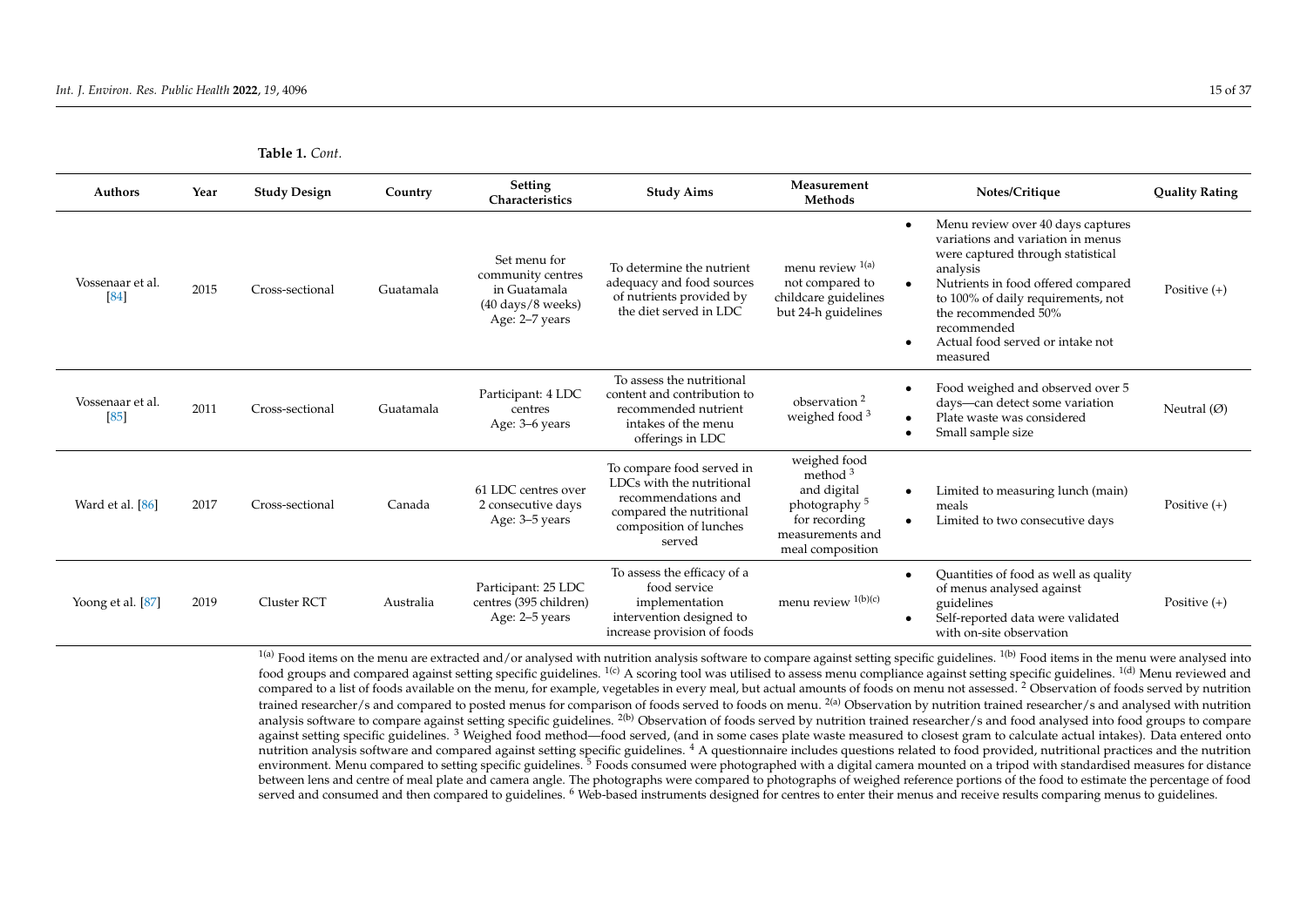**Table 1.** *Cont.*

| Authors | Year | Study Design | Country | Setting Characteristics | Study Aims | Measurement Methods | Notes/Critique | Quality Rating |
|---|---|---|---|---|---|---|---|---|
| Vossenaar et al. [84] | 2015 | Cross-sectional | Guatamala | Set menu for community centres in Guatamala (40 days/8 weeks) Age: 2–7 years | To determine the nutrient adequacy and food sources of nutrients provided by the diet served in LDC | menu review [1(a)] not compared to childcare guidelines but 24-h guidelines | • Menu review over 40 days captures variations and variation in menus were captured through statistical analysis • Nutrients in food offered compared to 100% of daily requirements, not the recommended 50% recommended • Actual food served or intake not measured | Positive (+) |
| Vossenaar et al. [85] | 2011 | Cross-sectional | Guatamala | Participant: 4 LDC centres Age: 3–6 years | To assess the nutritional content and contribution to recommended nutrient intakes of the menu offerings in LDC | observation [2] weighed food [3] | • Food weighed and observed over 5 days—can detect some variation • Plate waste was considered • Small sample size | Neutral (Ø) |
| Ward et al. [86] | 2017 | Cross-sectional | Canada | 61 LDC centres over 2 consecutive days Age: 3–5 years | To compare food served in LDCs with the nutritional recommendations and compared the nutritional composition of lunches served | weighed food method [3] and digital photography [5] for recording measurements and meal composition | • Limited to measuring lunch (main) meals • Limited to two consecutive days | Positive (+) |
| Yoong et al. [87] | 2019 | Cluster RCT | Australia | Participant: 25 LDC centres (395 children) Age: 2–5 years | To assess the efficacy of a food service implementation intervention designed to increase provision of foods | menu review [1(b)(c)] | • Quantities of food as well as quality of menus analysed against guidelines • Self-reported data were validated with on-site observation | Positive (+) |

[1(a)] Food items on the menu are extracted and/or analysed with nutrition analysis software to compare against setting specific guidelines. [1(b)] Food items in the menu were analysed into food groups and compared against setting specific guidelines. [1(c)] A scoring tool was utilised to assess menu compliance against setting specific guidelines. [1(d)] Menu reviewed and compared to a list of foods available on the menu, for example, vegetables in every meal, but actual amounts of foods on menu not assessed. [2] Observation of foods served by nutrition trained researcher/s and compared to posted menus for comparison of foods served to foods on menu. [2(a)] Observation by nutrition trained researcher/s and analysed with nutrition analysis software to compare against setting specific guidelines. [2(b)] Observation of foods served by nutrition trained researcher/s and food analysed into food groups to compare against setting specific guidelines. [3] Weighed food method—food served, (and in some cases plate waste measured to closest gram to calculate actual intakes). Data entered onto nutrition analysis software and compared against setting specific guidelines. [4] A questionnaire includes questions related to food provided, nutritional practices and the nutrition environment. Menu compared to setting specific guidelines. [5] Foods consumed were photographed with a digital camera mounted on a tripod with standardised measures for distance between lens and centre of meal plate and camera angle. The photographs were compared to photographs of weighed reference portions of the food to estimate the percentage of food served and consumed and then compared to guidelines. [6] Web-based instruments designed for centres to enter their menus and receive results comparing menus to guidelines.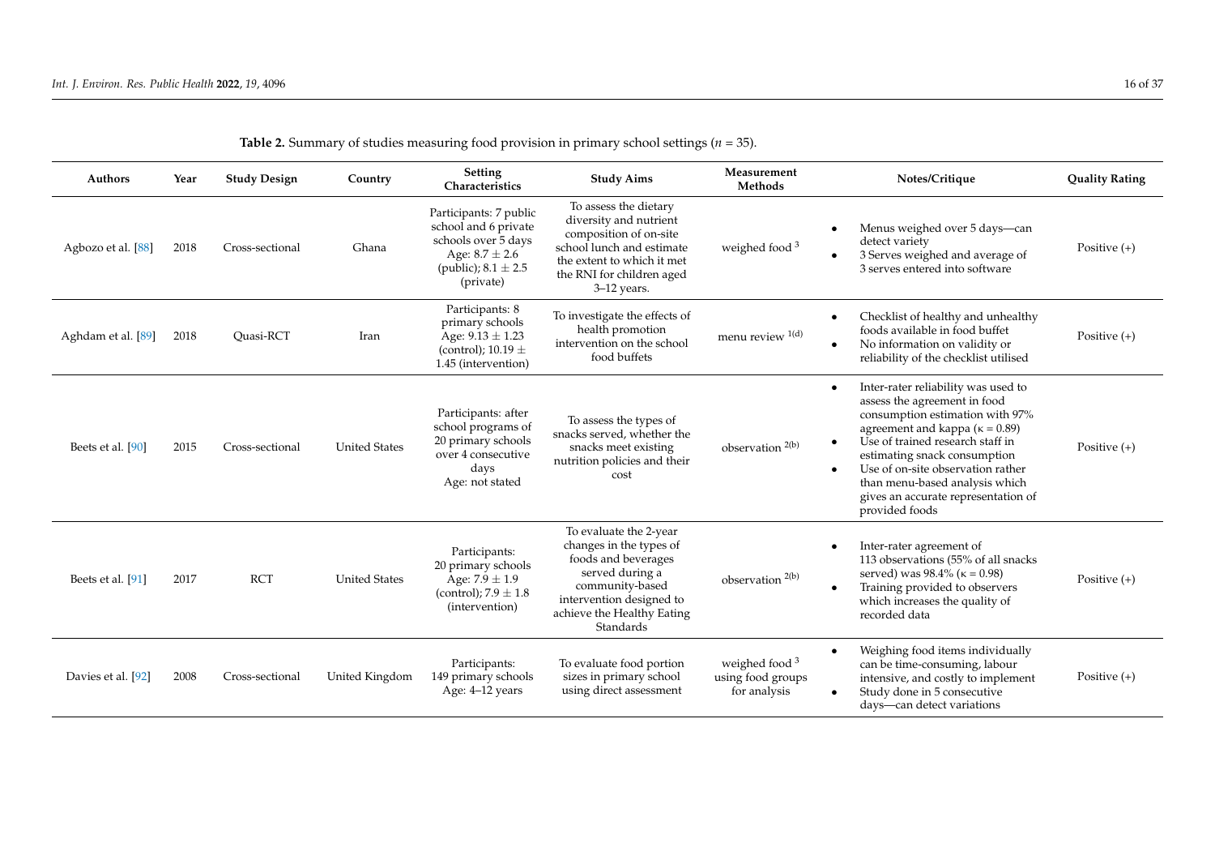**Table 2.** Summary of studies measuring food provision in primary school settings ($n$ = 35).

| Authors | Year | Study Design | Country | Setting Characteristics | Study Aims | Measurement Methods | Notes/Critique | Quality Rating |
|---|---|---|---|---|---|---|---|---|
| Agbozo et al. [88] | 2018 | Cross-sectional | Ghana | Participants: 7 public school and 6 private schools over 5 days Age: $8.7 \pm 2.6$ (public); $8.1 \pm 2.5$ (private) | To assess the dietary diversity and nutrient composition of on-site school lunch and estimate the extent to which it met the RNI for children aged 3–12 years. | weighed food [3] | • Menus weighed over 5 days—can detect variety<br>• 3 Serves weighed and average of 3 serves entered into software | Positive (+) |
| Aghdam et al. [89] | 2018 | Quasi-RCT | Iran | Participants: 8 primary schools Age: $9.13 \pm 1.23$ (control); $10.19 \pm 1.45$ (intervention) | To investigate the effects of health promotion intervention on the school food buffets | menu review [1(d)] | • Checklist of healthy and unhealthy foods available in food buffet<br>• No information on validity or reliability of the checklist utilised | Positive (+) |
| Beets et al. [90] | 2015 | Cross-sectional | United States | Participants: after school programs of 20 primary schools over 4 consecutive days Age: not stated | To assess the types of snacks served, whether the snacks meet existing nutrition policies and their cost | observation [2(b)] | • Inter-rater reliability was used to assess the agreement in food consumption estimation with 97% agreement and kappa (κ = 0.89)<br>• Use of trained research staff in estimating snack consumption<br>• Use of on-site observation rather than menu-based analysis which gives an accurate representation of provided foods | Positive (+) |
| Beets et al. [91] | 2017 | RCT | United States | Participants: 20 primary schools Age: $7.9 \pm 1.9$ (control); $7.9 \pm 1.8$ (intervention) | To evaluate the 2-year changes in the types of foods and beverages served during a community-based intervention designed to achieve the Healthy Eating Standards | observation [2(b)] | • Inter-rater agreement of 113 observations (55% of all snacks served) was 98.4% (κ = 0.98)<br>• Training provided to observers which increases the quality of recorded data | Positive (+) |
| Davies et al. [92] | 2008 | Cross-sectional | United Kingdom | Participants: 149 primary schools Age: 4–12 years | To evaluate food portion sizes in primary school using direct assessment | weighed food [3] using food groups for analysis | • Weighing food items individually can be time-consuming, labour intensive, and costly to implement<br>• Study done in 5 consecutive days—can detect variations | Positive (+) |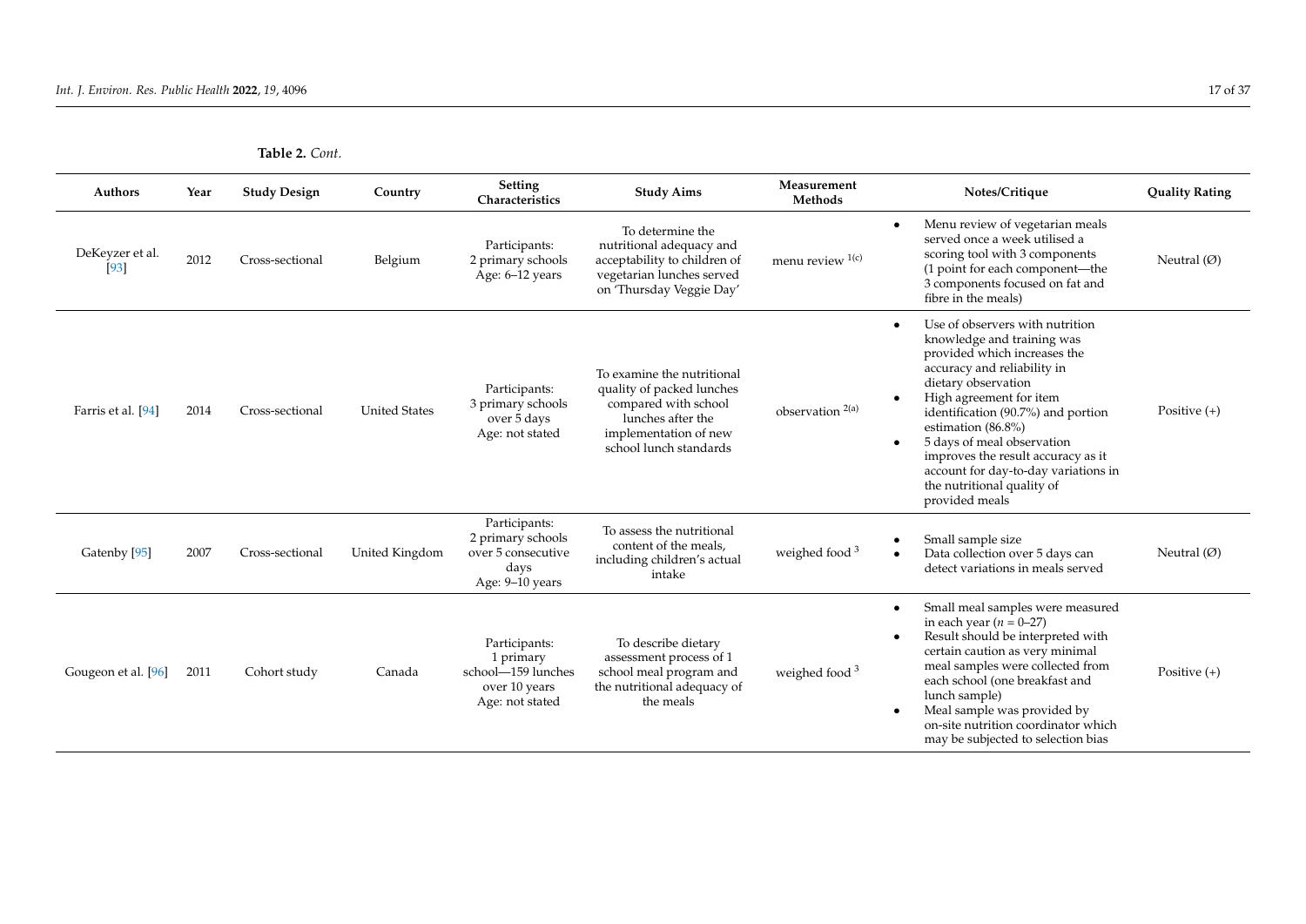**Table 2.** *Cont.*

| Authors | Year | Study Design | Country | Setting Characteristics | Study Aims | Measurement Methods | Notes/Critique | Quality Rating |
|---|---|---|---|---|---|---|---|---|
| DeKeyzer et al. [93] | 2012 | Cross-sectional | Belgium | Participants: 2 primary schools Age: 6–12 years | To determine the nutritional adequacy and acceptability to children of vegetarian lunches served on 'Thursday Veggie Day' | menu review [1(c)] | • Menu review of vegetarian meals served once a week utilised a scoring tool with 3 components (1 point for each component—the 3 components focused on fat and fibre in the meals) | Neutral (Ø) |
| Farris et al. [94] | 2014 | Cross-sectional | United States | Participants: 3 primary schools over 5 days Age: not stated | To examine the nutritional quality of packed lunches compared with school lunches after the implementation of new school lunch standards | observation [2(a)] | • Use of observers with nutrition knowledge and training was provided which increases the accuracy and reliability in dietary observation • High agreement for item identification (90.7%) and portion estimation (86.8%) • 5 days of meal observation improves the result accuracy as it account for day-to-day variations in the nutritional quality of provided meals | Positive (+) |
| Gatenby [95] | 2007 | Cross-sectional | United Kingdom | Participants: 2 primary schools over 5 consecutive days Age: 9–10 years | To assess the nutritional content of the meals, including children's actual intake | weighed food [3] | • Small sample size • Data collection over 5 days can detect variations in meals served | Neutral (Ø) |
| Gougeon et al. [96] | 2011 | Cohort study | Canada | Participants: 1 primary school—159 lunches over 10 years Age: not stated | To describe dietary assessment process of 1 school meal program and the nutritional adequacy of the meals | weighed food [3] | • Small meal samples were measured in each year ($n$ = 0–27) • Result should be interpreted with certain caution as very minimal meal samples were collected from each school (one breakfast and lunch sample) • Meal sample was provided by on-site nutrition coordinator which may be subjected to selection bias | Positive (+) |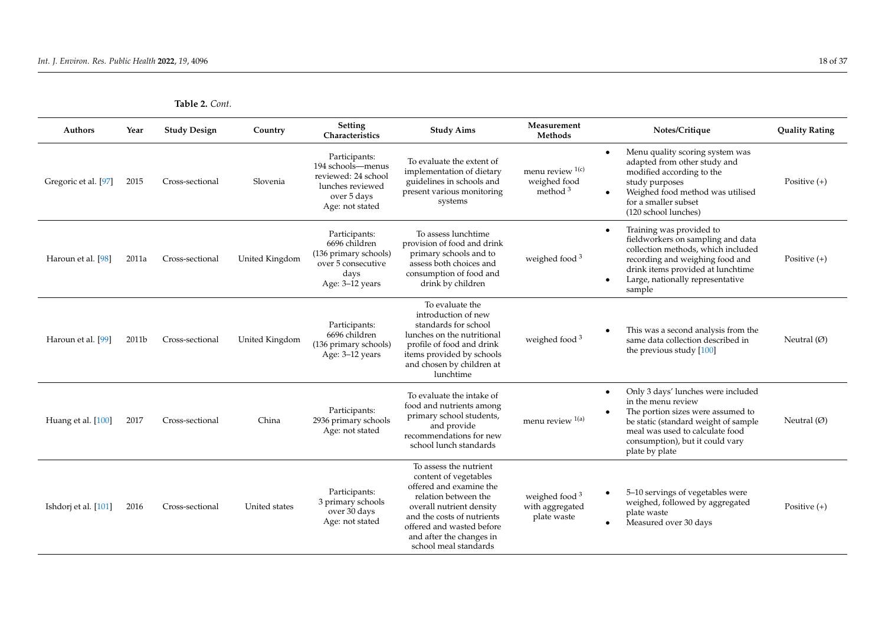**Table 2.** *Cont.*

| Authors | Year | Study Design | Country | Setting Characteristics | Study Aims | Measurement Methods | Notes/Critique | Quality Rating |
|---|---|---|---|---|---|---|---|---|
| Gregoric et al. [97] | 2015 | Cross-sectional | Slovenia | Participants: 194 schools—menus reviewed: 24 school lunches reviewed over 5 days Age: not stated | To evaluate the extent of implementation of dietary guidelines in schools and present various monitoring systems | menu review [1(c)] weighed food method [3] | • Menu quality scoring system was adapted from other study and modified according to the study purposes • Weighed food method was utilised for a smaller subset (120 school lunches) | Positive (+) |
| Haroun et al. [98] | 2011a | Cross-sectional | United Kingdom | Participants: 6696 children (136 primary schools) over 5 consecutive days Age: 3–12 years | To assess lunchtime provision of food and drink primary schools and to assess both choices and consumption of food and drink by children | weighed food [3] | • Training was provided to fieldworkers on sampling and data collection methods, which included recording and weighing food and drink items provided at lunchtime • Large, nationally representative sample | Positive (+) |
| Haroun et al. [99] | 2011b | Cross-sectional | United Kingdom | Participants: 6696 children (136 primary schools) Age: 3–12 years | To evaluate the introduction of new standards for school lunches on the nutritional profile of food and drink items provided by schools and chosen by children at lunchtime | weighed food [3] | • This was a second analysis from the same data collection described in the previous study [100] | Neutral (Ø) |
| Huang et al. [100] | 2017 | Cross-sectional | China | Participants: 2936 primary schools Age: not stated | To evaluate the intake of food and nutrients among primary school students, and provide recommendations for new school lunch standards | menu review [1(a)] | • Only 3 days' lunches were included in the menu review • The portion sizes were assumed to be static (standard weight of sample meal was used to calculate food consumption), but it could vary plate by plate | Neutral (Ø) |
| Ishdorj et al. [101] | 2016 | Cross-sectional | United states | Participants: 3 primary schools over 30 days Age: not stated | To assess the nutrient content of vegetables offered and examine the relation between the overall nutrient density and the costs of nutrients offered and wasted before and after the changes in school meal standards | weighed food [3] with aggregated plate waste | • 5–10 servings of vegetables were weighed, followed by aggregated plate waste • Measured over 30 days | Positive (+) |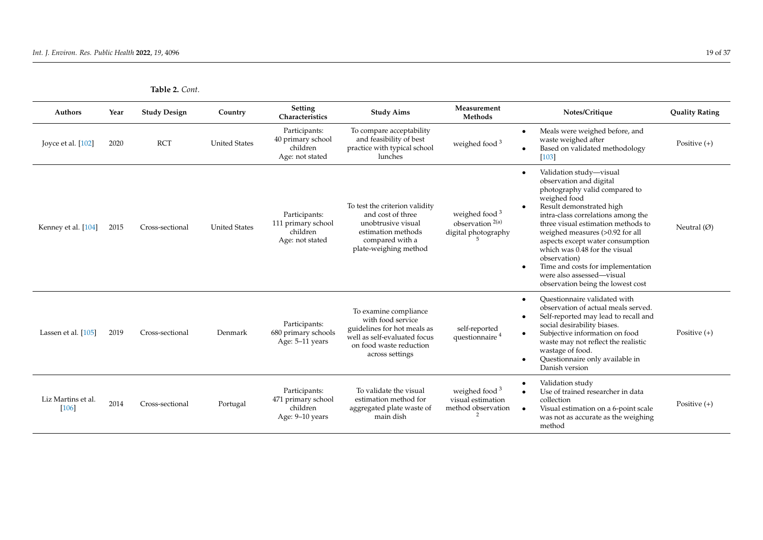**Table 2.** *Cont.*

| Authors | Year | Study Design | Country | Setting Characteristics | Study Aims | Measurement Methods | Notes/Critique | Quality Rating |
|---|---|---|---|---|---|---|---|---|
| Joyce et al. [102] | 2020 | RCT | United States | Participants: 40 primary school children Age: not stated | To compare acceptability and feasibility of best practice with typical school lunches | weighed food [3] | • Meals were weighed before, and waste weighed after<br>• Based on validated methodology [103] | Positive (+) |
| Kenney et al. [104] | 2015 | Cross-sectional | United States | Participants: 111 primary school children Age: not stated | To test the criterion validity and cost of three unobtrusive visual estimation methods compared with a plate-weighing method | weighed food [3] observation [2(a)] digital photography [5] | • Validation study—visual observation and digital photography valid compared to weighed food<br>• Result demonstrated high intra-class correlations among the three visual estimation methods to weighed measures (>0.92 for all aspects except water consumption which was 0.48 for the visual observation)<br>• Time and costs for implementation were also assessed—visual observation being the lowest cost | Neutral (Ø) |
| Lassen et al. [105] | 2019 | Cross-sectional | Denmark | Participants: 680 primary schools Age: 5–11 years | To examine compliance with food service guidelines for hot meals as well as self-evaluated focus on food waste reduction across settings | self-reported questionnaire [4] | • Questionnaire validated with observation of actual meals served.<br>• Self-reported may lead to recall and social desirability biases.<br>• Subjective information on food waste may not reflect the realistic wastage of food.<br>• Questionnaire only available in Danish version | Positive (+) |
| Liz Martins et al. [106] | 2014 | Cross-sectional | Portugal | Participants: 471 primary school children Age: 9–10 years | To validate the visual estimation method for aggregated plate waste of main dish | weighed food [3] visual estimation method observation [2] | • Validation study<br>• Use of trained researcher in data collection<br>• Visual estimation on a 6-point scale was not as accurate as the weighing method | Positive (+) |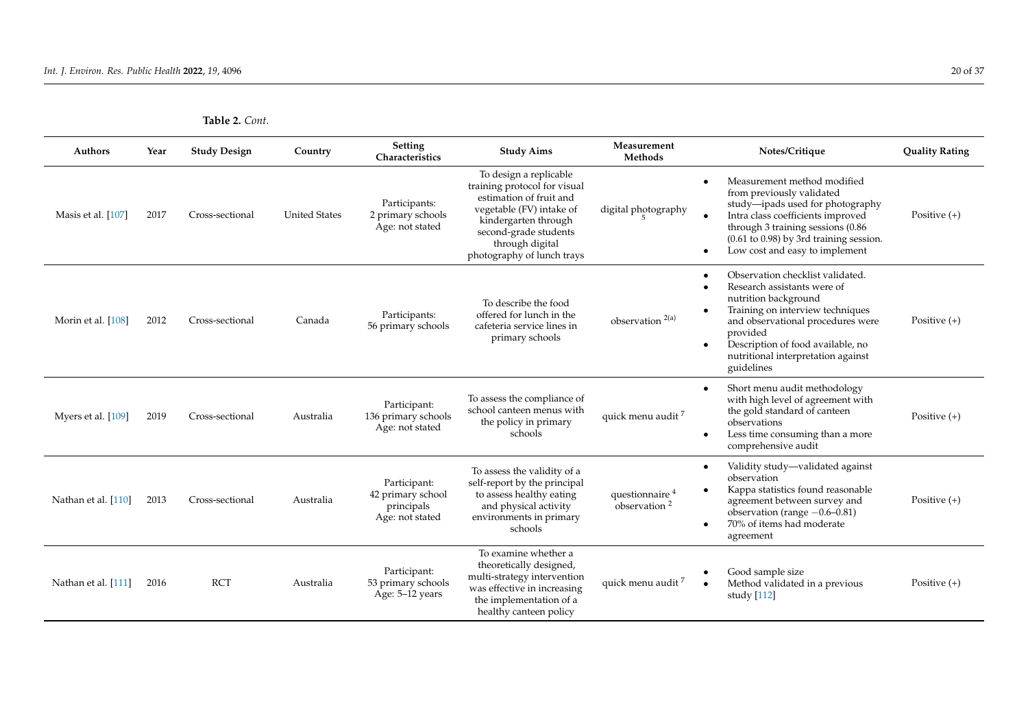**Table 2.** *Cont.*

| Authors | Year | Study Design | Country | Setting Characteristics | Study Aims | Measurement Methods | Notes/Critique | Quality Rating |
|---|---|---|---|---|---|---|---|---|
| Masis et al. [107] | 2017 | Cross-sectional | United States | Participants: 2 primary schools Age: not stated | To design a replicable training protocol for visual estimation of fruit and vegetable (FV) intake of kindergarten through second-grade students through digital photography of lunch trays | digital photography [5] | • Measurement method modified from previously validated study—ipads used for photography • Intra class coefficients improved through 3 training sessions (0.86 (0.61 to 0.98) by 3rd training session. • Low cost and easy to implement | Positive (+) |
| Morin et al. [108] | 2012 | Cross-sectional | Canada | Participants: 56 primary schools | To describe the food offered for lunch in the cafeteria service lines in primary schools | observation [2(a)] | • Observation checklist validated. • Research assistants were of nutrition background • Training on interview techniques and observational procedures were provided • Description of food available, no nutritional interpretation against guidelines | Positive (+) |
| Myers et al. [109] | 2019 | Cross-sectional | Australia | Participant: 136 primary schools Age: not stated | To assess the compliance of school canteen menus with the policy in primary schools | quick menu audit [7] | • Short menu audit methodology with high level of agreement with the gold standard of canteen observations • Less time consuming than a more comprehensive audit | Positive (+) |
| Nathan et al. [110] | 2013 | Cross-sectional | Australia | Participant: 42 primary school principals Age: not stated | To assess the validity of a self-report by the principal to assess healthy eating and physical activity environments in primary schools | questionnaire [4] observation [2] | • Validity study—validated against observation • Kappa statistics found reasonable agreement between survey and observation (range −0.6–0.81) • 70% of items had moderate agreement | Positive (+) |
| Nathan et al. [111] | 2016 | RCT | Australia | Participant: 53 primary schools Age: 5–12 years | To examine whether a theoretically designed, multi-strategy intervention was effective in increasing the implementation of a healthy canteen policy | quick menu audit [7] | • Good sample size • Method validated in a previous study [112] | Positive (+) |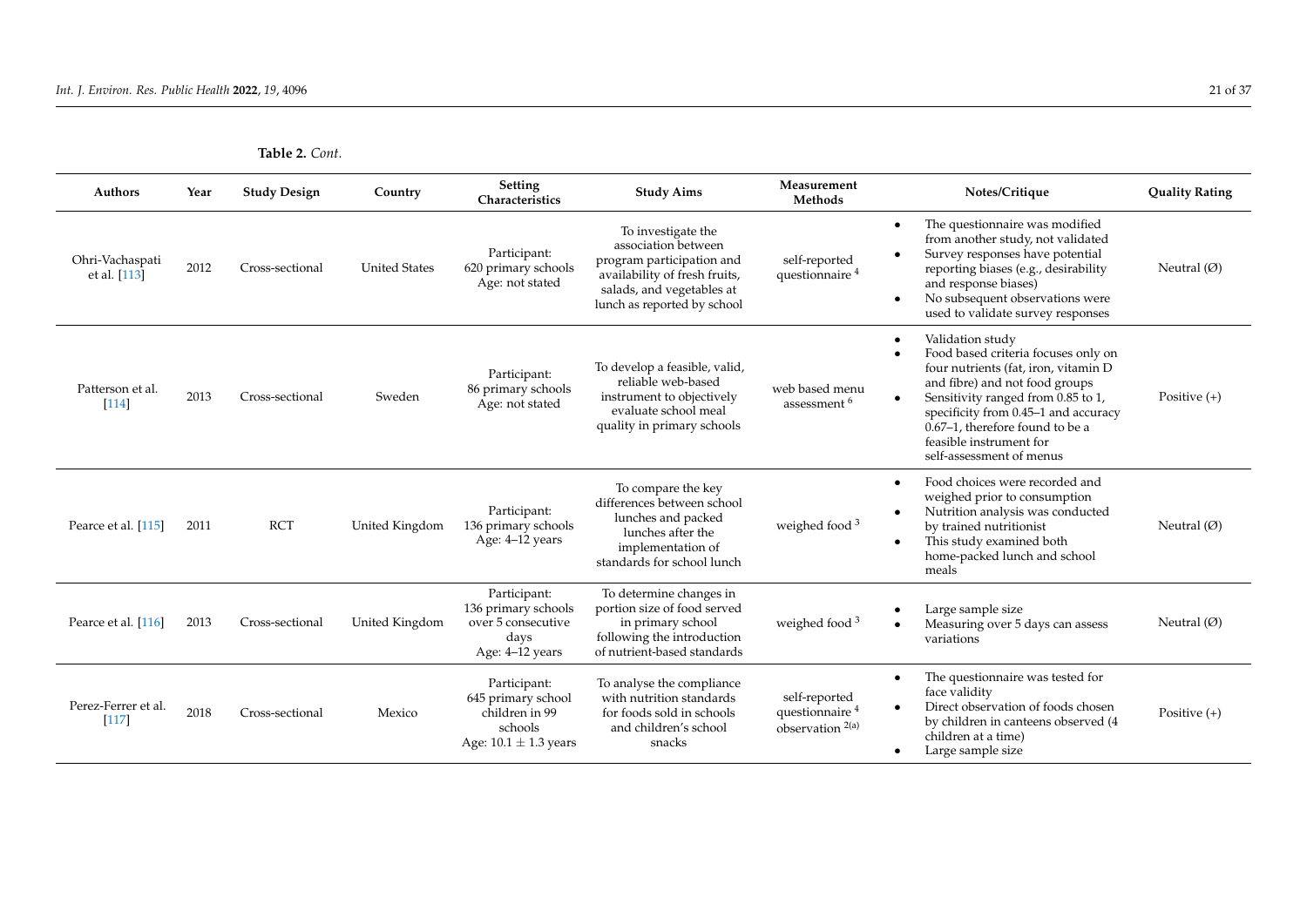**Table 2.** *Cont.*

| Authors | Year | Study Design | Country | Setting Characteristics | Study Aims | Measurement Methods | Notes/Critique | Quality Rating |
|---|---|---|---|---|---|---|---|---|
| Ohri-Vachaspati et al. [113] | 2012 | Cross-sectional | United States | Participant: 620 primary schools Age: not stated | To investigate the association between program participation and availability of fresh fruits, salads, and vegetables at lunch as reported by school | self-reported questionnaire [4] | • The questionnaire was modified from another study, not validated • Survey responses have potential reporting biases (e.g., desirability and response biases) • No subsequent observations were used to validate survey responses | Neutral (Ø) |
| Patterson et al. [114] | 2013 | Cross-sectional | Sweden | Participant: 86 primary schools Age: not stated | To develop a feasible, valid, reliable web-based instrument to objectively evaluate school meal quality in primary schools | web based menu assessment [6] | • Validation study • Food based criteria focuses only on four nutrients (fat, iron, vitamin D and fibre) and not food groups • Sensitivity ranged from 0.85 to 1, specificity from 0.45–1 and accuracy 0.67–1, therefore found to be a feasible instrument for self-assessment of menus | Positive (+) |
| Pearce et al. [115] | 2011 | RCT | United Kingdom | Participant: 136 primary schools Age: 4–12 years | To compare the key differences between school lunches and packed lunches after the implementation of standards for school lunch | weighed food [3] | • Food choices were recorded and weighed prior to consumption • Nutrition analysis was conducted by trained nutritionist • This study examined both home-packed lunch and school meals | Neutral (Ø) |
| Pearce et al. [116] | 2013 | Cross-sectional | United Kingdom | Participant: 136 primary schools over 5 consecutive days Age: 4–12 years | To determine changes in portion size of food served in primary school following the introduction of nutrient-based standards | weighed food [3] | • Large sample size • Measuring over 5 days can assess variations | Neutral (Ø) |
| Perez-Ferrer et al. [117] | 2018 | Cross-sectional | Mexico | Participant: 645 primary school children in 99 schools Age: $10.1 \pm 1.3$ years | To analyse the compliance with nutrition standards for foods sold in schools and children's school snacks | self-reported questionnaire [4] observation [2(a)] | • The questionnaire was tested for face validity • Direct observation of foods chosen by children in canteens observed (4 children at a time) • Large sample size | Positive (+) |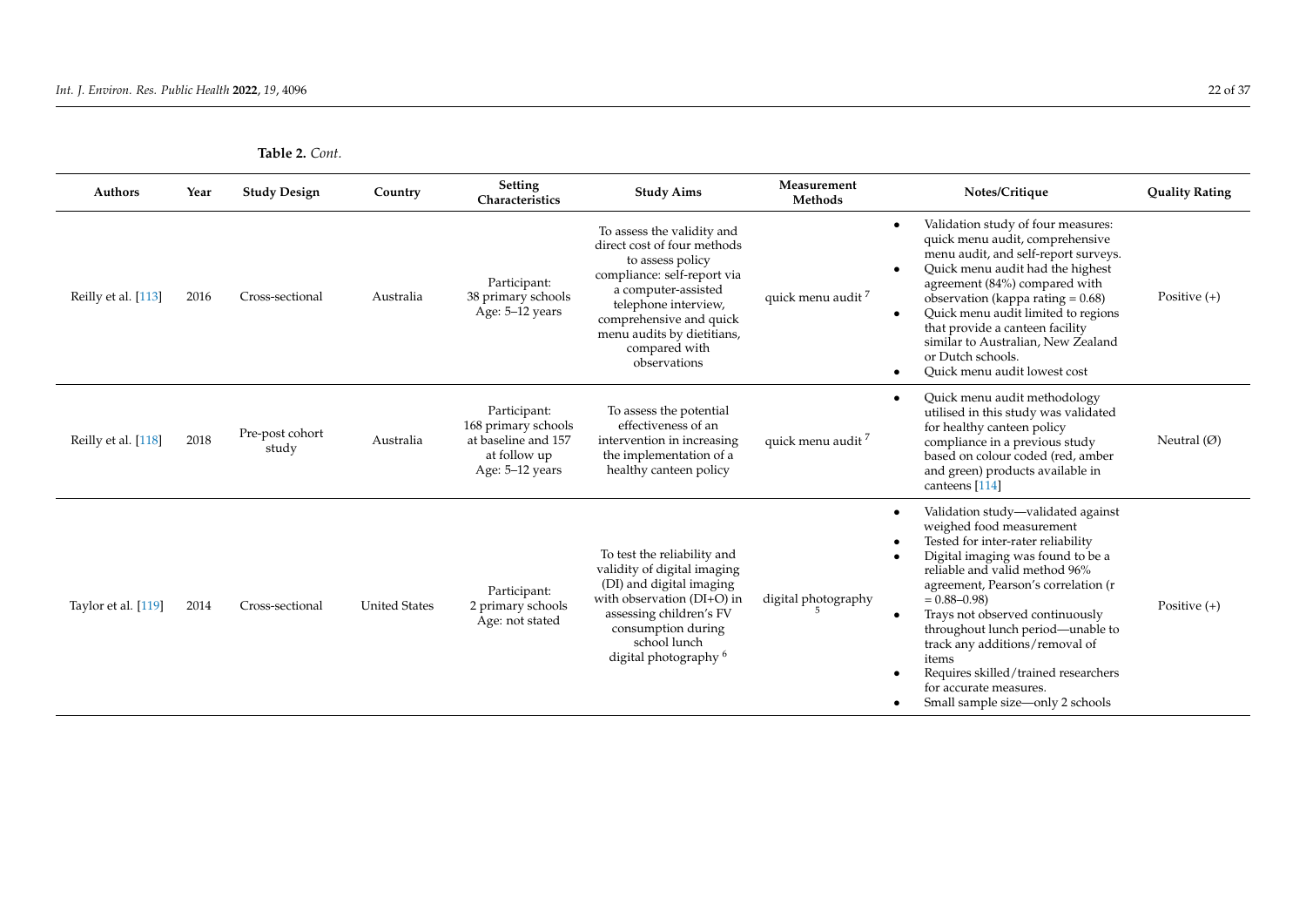**Table 2.** *Cont.*

| Authors | Year | Study Design | Country | Setting Characteristics | Study Aims | Measurement Methods | Notes/Critique | Quality Rating |
|---|---|---|---|---|---|---|---|---|
| Reilly et al. [113] | 2016 | Cross-sectional | Australia | Participant: 38 primary schools Age: 5–12 years | To assess the validity and direct cost of four methods to assess policy compliance: self-report via a computer-assisted telephone interview, comprehensive and quick menu audits by dietitians, compared with observations | quick menu audit [7] | • Validation study of four measures: quick menu audit, comprehensive menu audit, and self-report surveys. • Quick menu audit had the highest agreement (84%) compared with observation (kappa rating = 0.68) • Quick menu audit limited to regions that provide a canteen facility similar to Australian, New Zealand or Dutch schools. • Quick menu audit lowest cost | Positive (+) |
| Reilly et al. [118] | 2018 | Pre-post cohort study | Australia | Participant: 168 primary schools at baseline and 157 at follow up Age: 5–12 years | To assess the potential effectiveness of an intervention in increasing the implementation of a healthy canteen policy | quick menu audit [7] | • Quick menu audit methodology utilised in this study was validated for healthy canteen policy compliance in a previous study based on colour coded (red, amber and green) products available in canteens [114] | Neutral (Ø) |
| Taylor et al. [119] | 2014 | Cross-sectional | United States | Participant: 2 primary schools Age: not stated | To test the reliability and validity of digital imaging (DI) and digital imaging with observation (DI+O) in assessing children's FV consumption during school lunch digital photography [6] | digital photography [5] | • Validation study—validated against weighed food measurement • Tested for inter-rater reliability • Digital imaging was found to be a reliable and valid method 96% agreement, Pearson's correlation (r = 0.88–0.98) • Trays not observed continuously throughout lunch period—unable to track any additions/removal of items • Requires skilled/trained researchers for accurate measures. • Small sample size—only 2 schools | Positive (+) |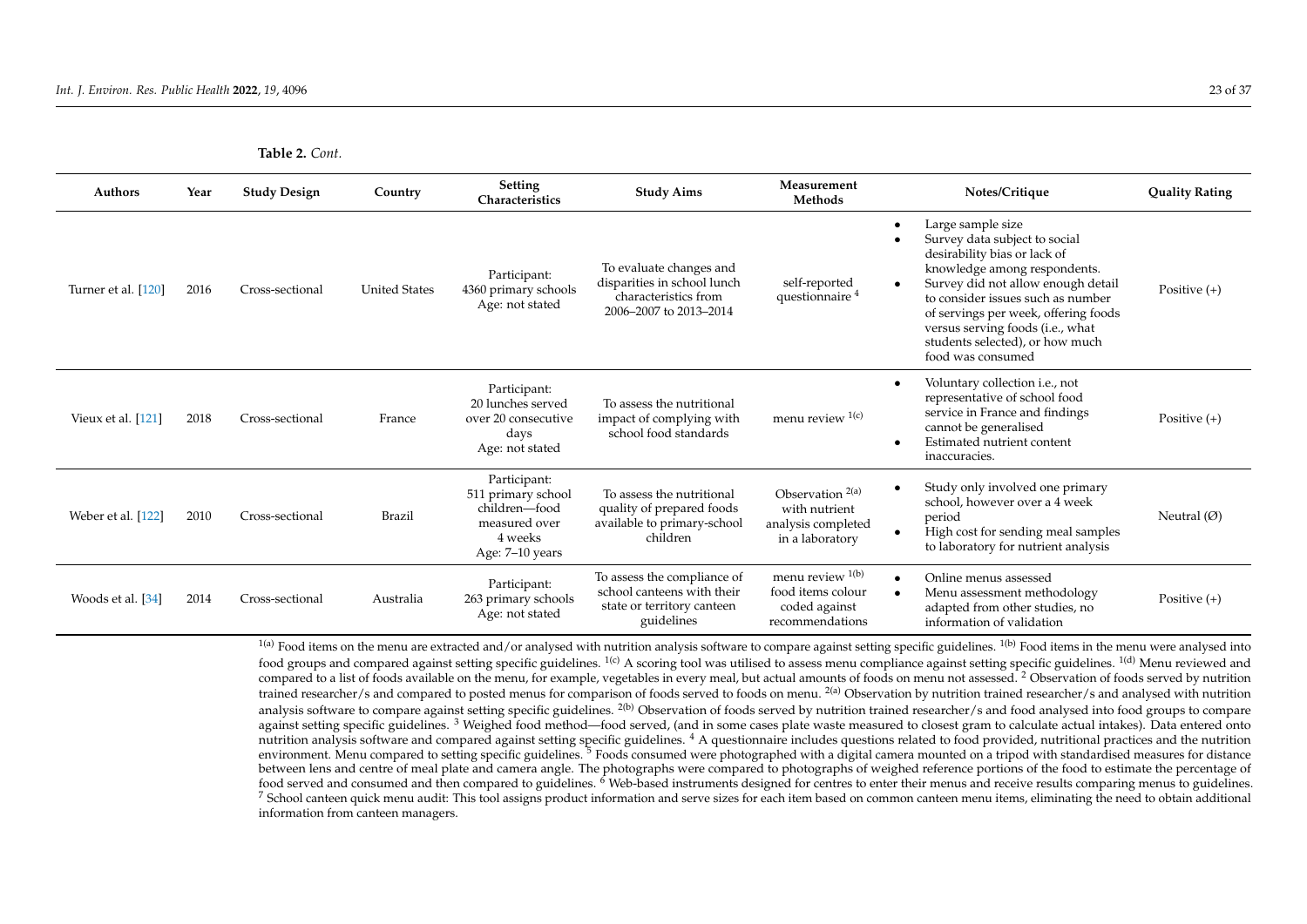**Table 2.** *Cont.*

| Authors | Year | Study Design | Country | Setting Characteristics | Study Aims | Measurement Methods | Notes/Critique | Quality Rating |
|---|---|---|---|---|---|---|---|---|
| Turner et al. [120] | 2016 | Cross-sectional | United States | Participant: 4360 primary schools Age: not stated | To evaluate changes and disparities in school lunch characteristics from 2006–2007 to 2013–2014 | self-reported questionnaire [4] | • Large sample size • Survey data subject to social desirability bias or lack of knowledge among respondents. • Survey did not allow enough detail to consider issues such as number of servings per week, offering foods versus serving foods (i.e., what students selected), or how much food was consumed | Positive (+) |
| Vieux et al. [121] | 2018 | Cross-sectional | France | Participant: 20 lunches served over 20 consecutive days Age: not stated | To assess the nutritional impact of complying with school food standards | menu review [1(c)] | • Voluntary collection i.e., not representative of school food service in France and findings cannot be generalised • Estimated nutrient content inaccuracies. | Positive (+) |
| Weber et al. [122] | 2010 | Cross-sectional | Brazil | Participant: 511 primary school children—food measured over 4 weeks Age: 7–10 years | To assess the nutritional quality of prepared foods available to primary-school children | Observation [2(a)] with nutrient analysis completed in a laboratory | • Study only involved one primary school, however over a 4 week period • High cost for sending meal samples to laboratory for nutrient analysis | Neutral (Ø) |
| Woods et al. [34] | 2014 | Cross-sectional | Australia | Participant: 263 primary schools Age: not stated | To assess the compliance of school canteens with their state or territory canteen guidelines | menu review [1(b)] food items colour coded against recommendations | • Online menus assessed • Menu assessment methodology adapted from other studies, no information of validation | Positive (+) |

[1(a)] Food items on the menu are extracted and/or analysed with nutrition analysis software to compare against setting specific guidelines. [1(b)] Food items in the menu were analysed into food groups and compared against setting specific guidelines. [1(c)] A scoring tool was utilised to assess menu compliance against setting specific guidelines. [1(d)] Menu reviewed and compared to a list of foods available on the menu, for example, vegetables in every meal, but actual amounts of foods on menu not assessed. [2] Observation of foods served by nutrition trained researcher/s and compared to posted menus for comparison of foods served to foods on menu. [2(a)] Observation by nutrition trained researcher/s and analysed with nutrition analysis software to compare against setting specific guidelines. [2(b)] Observation of foods served by nutrition trained researcher/s and food analysed into food groups to compare against setting specific guidelines. [3] Weighed food method—food served, (and in some cases plate waste measured to closest gram to calculate actual intakes). Data entered onto nutrition analysis software and compared against setting specific guidelines. [4] A questionnaire includes questions related to food provided, nutritional practices and the nutrition environment. Menu compared to setting specific guidelines. [5] Foods consumed were photographed with a digital camera mounted on a tripod with standardised measures for distance between lens and centre of meal plate and camera angle. The photographs were compared to photographs of weighed reference portions of the food to estimate the percentage of food served and consumed and then compared to guidelines. [6] Web-based instruments designed for centres to enter their menus and receive results comparing menus to guidelines. [7] School canteen quick menu audit: This tool assigns product information and serve sizes for each item based on common canteen menu items, eliminating the need to obtain additional information from canteen managers.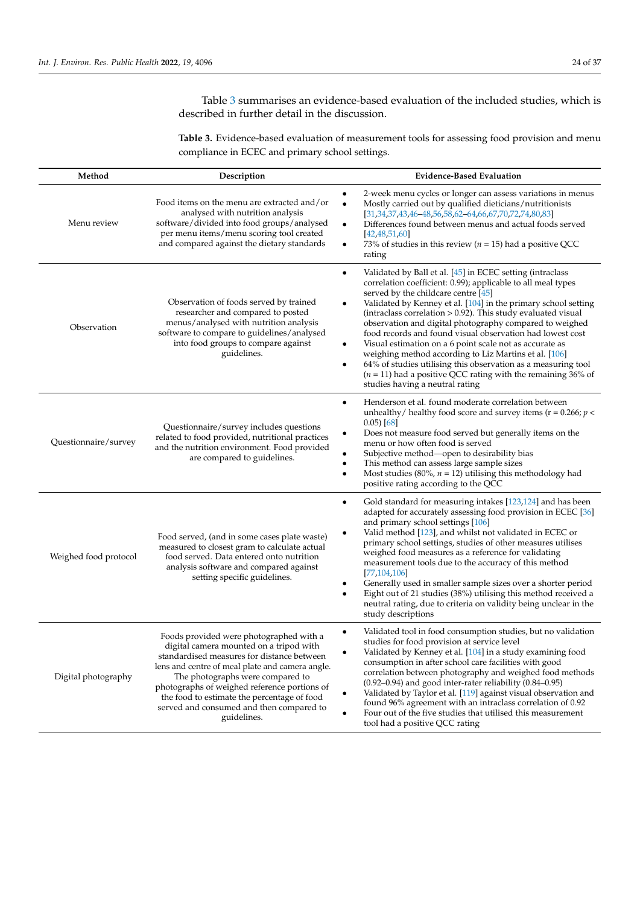Table 3 summarises an evidence-based evaluation of the included studies, which is described in further detail in the discussion.

**Table 3.** Evidence-based evaluation of measurement tools for assessing food provision and menu compliance in ECEC and primary school settings.

| Method | Description | Evidence-Based Evaluation |
|---|---|---|
| Menu review | Food items on the menu are extracted and/or analysed with nutrition analysis software/divided into food groups/analysed per menu items/menu scoring tool created and compared against the dietary standards | • 2-week menu cycles or longer can assess variations in menus<br>• Mostly carried out by qualified dieticians/nutritionists [31,34,37,43,46–48,56,58,62–64,66,67,70,72,74,80,83]<br>• Differences found between menus and actual foods served [42,48,51,60]<br>• 73% of studies in this review ($n$ = 15) had a positive QCC rating |
| Observation | Observation of foods served by trained researcher and compared to posted menus/analysed with nutrition analysis software to compare to guidelines/analysed into food groups to compare against guidelines. | • Validated by Ball et al. [45] in ECEC setting (intraclass correlation coefficient: 0.99); applicable to all meal types served by the childcare centre [45]<br>• Validated by Kenney et al. [104] in the primary school setting (intraclass correlation > 0.92). This study evaluated visual observation and digital photography compared to weighed food records and found visual observation had lowest cost<br>• Visual estimation on a 6 point scale not as accurate as weighing method according to Liz Martins et al. [106]<br>• 64% of studies utilising this observation as a measuring tool ($n$ = 11) had a positive QCC rating with the remaining 36% of studies having a neutral rating |
| Questionnaire/survey | Questionnaire/survey includes questions related to food provided, nutritional practices and the nutrition environment. Food provided are compared to guidelines. | • Henderson et al. found moderate correlation between unhealthy/ healthy food score and survey items ($r$ = 0.266; $p <$ 0.05) [68]<br>• Does not measure food served but generally items on the menu or how often food is served<br>• Subjective method—open to desirability bias<br>• This method can assess large sample sizes<br>• Most studies (80%, $n$ = 12) utilising this methodology had positive rating according to the QCC |
| Weighed food protocol | Food served, (and in some cases plate waste) measured to closest gram to calculate actual food served. Data entered onto nutrition analysis software and compared against setting specific guidelines. | • Gold standard for measuring intakes [123,124] and has been adapted for accurately assessing food provision in ECEC [36] and primary school settings [106]<br>• Valid method [123], and whilst not validated in ECEC or primary school settings, studies of other measures utilises weighed food measures as a reference for validating measurement tools due to the accuracy of this method [77,104,106]<br>• Generally used in smaller sample sizes over a shorter period<br>• Eight out of 21 studies (38%) utilising this method received a neutral rating, due to criteria on validity being unclear in the study descriptions |
| Digital photography | Foods provided were photographed with a digital camera mounted on a tripod with standardised measures for distance between lens and centre of meal plate and camera angle. The photographs were compared to photographs of weighed reference portions of the food to estimate the percentage of food served and consumed and then compared to guidelines. | • Validated tool in food consumption studies, but no validation studies for food provision at service level<br>• Validated by Kenney et al. [104] in a study examining food consumption in after school care facilities with good correlation between photography and weighed food methods (0.92–0.94) and good inter-rater reliability (0.84–0.95)<br>• Validated by Taylor et al. [119] against visual observation and found 96% agreement with an intraclass correlation of 0.92<br>• Four out of the five studies that utilised this measurement tool had a positive QCC rating |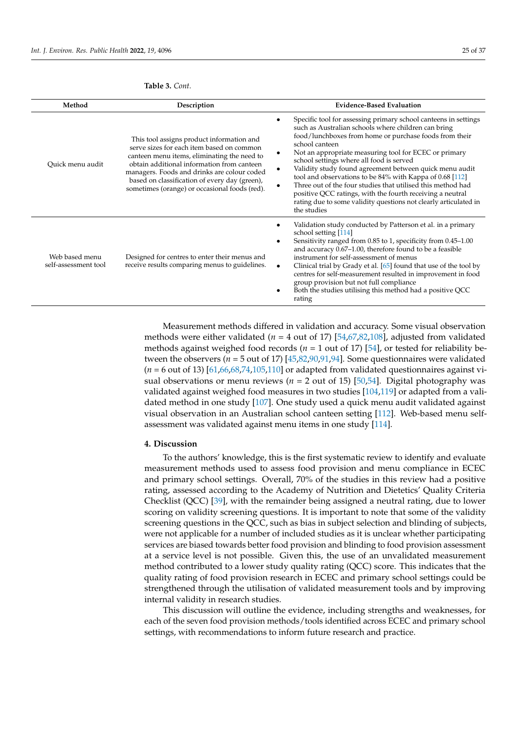**Table 3.** *Cont.*

| Method | Description | Evidence-Based Evaluation |
| --- | --- | --- |
| Quick menu audit | This tool assigns product information and serve sizes for each item based on common canteen menu items, eliminating the need to obtain additional information from canteen managers. Foods and drinks are colour coded based on classification of every day (green), sometimes (orange) or occasional foods (red). | • Specific tool for assessing primary school canteens in settings such as Australian schools where children can bring food/lunchboxes from home or purchase foods from their school canteen<br>• Not an appropriate measuring tool for ECEC or primary school settings where all food is served<br>• Validity study found agreement between quick menu audit tool and observations to be 84% with Kappa of 0.68 [112]<br>• Three out of the four studies that utilised this method had positive QCC ratings, with the fourth receiving a neutral rating due to some validity questions not clearly articulated in the studies |
| Web based menu self-assessment tool | Designed for centres to enter their menus and receive results comparing menus to guidelines. | • Validation study conducted by Patterson et al. in a primary school setting [114]<br>• Sensitivity ranged from 0.85 to 1, specificity from 0.45–1.00 and accuracy 0.67–1.00, therefore found to be a feasible instrument for self-assessment of menus<br>• Clinical trial by Grady et al. [65] found that use of the tool by centres for self-measurement resulted in improvement in food group provision but not full compliance<br>• Both the studies utilising this method had a positive QCC rating |

Measurement methods differed in validation and accuracy. Some visual observation methods were either validated ($n$ = 4 out of 17) [54,67,82,108], adjusted from validated methods against weighed food records ($n$ = 1 out of 17) [54], or tested for reliability between the observers ($n$ = 5 out of 17) [45,82,90,91,94]. Some questionnaires were validated ($n$ = 6 out of 13) [61,66,68,74,105,110] or adapted from validated questionnaires against visual observations or menu reviews ($n$ = 2 out of 15) [50,54]. Digital photography was validated against weighed food measures in two studies [104,119] or adapted from a validated method in one study [107]. One study used a quick menu audit validated against visual observation in an Australian school canteen setting [112]. Web-based menu self-assessment was validated against menu items in one study [114].

## 4. Discussion

To the authors' knowledge, this is the first systematic review to identify and evaluate measurement methods used to assess food provision and menu compliance in ECEC and primary school settings. Overall, 70% of the studies in this review had a positive rating, assessed according to the Academy of Nutrition and Dietetics' Quality Criteria Checklist (QCC) [39], with the remainder being assigned a neutral rating, due to lower scoring on validity screening questions. It is important to note that some of the validity screening questions in the QCC, such as bias in subject selection and blinding of subjects, were not applicable for a number of included studies as it is unclear whether participating services are biased towards better food provision and blinding to food provision assessment at a service level is not possible. Given this, the use of an unvalidated measurement method contributed to a lower study quality rating (QCC) score. This indicates that the quality rating of food provision research in ECEC and primary school settings could be strengthened through the utilisation of validated measurement tools and by improving internal validity in research studies.

This discussion will outline the evidence, including strengths and weaknesses, for each of the seven food provision methods/tools identified across ECEC and primary school settings, with recommendations to inform future research and practice.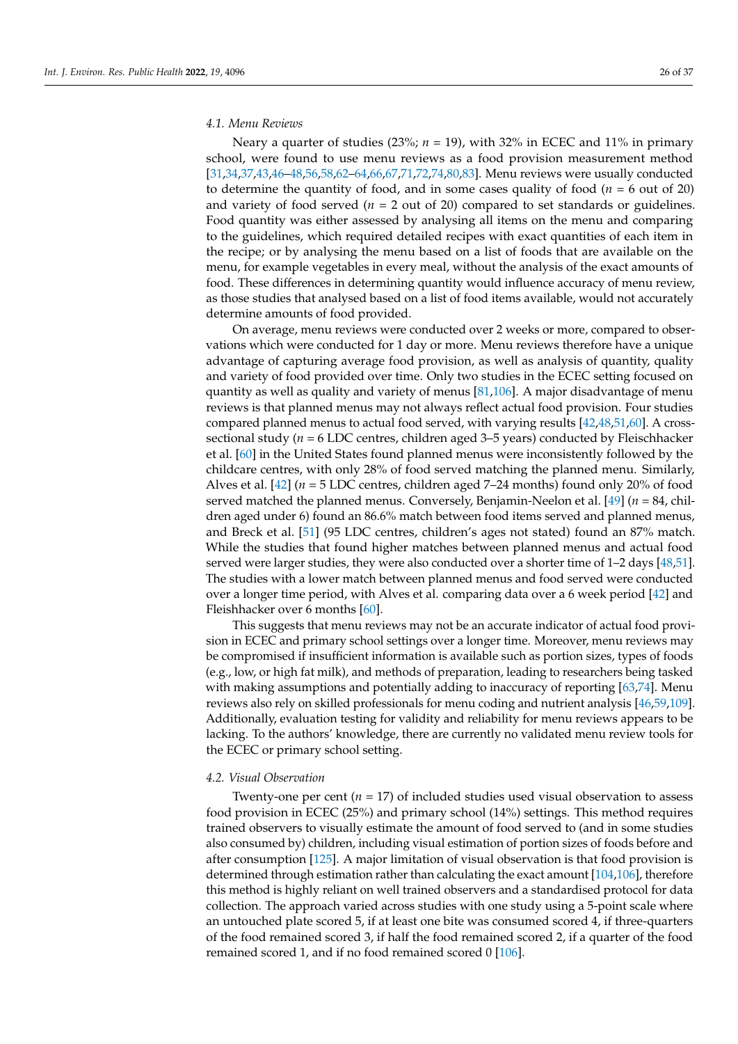### 4.1. Menu Reviews

Neary a quarter of studies (23%; $n$ = 19), with 32% in ECEC and 11% in primary school, were found to use menu reviews as a food provision measurement method [31,34,37,43,46–48,56,58,62–64,66,67,71,72,74,80,83]. Menu reviews were usually conducted to determine the quantity of food, and in some cases quality of food ($n$ = 6 out of 20) and variety of food served ($n$ = 2 out of 20) compared to set standards or guidelines. Food quantity was either assessed by analysing all items on the menu and comparing to the guidelines, which required detailed recipes with exact quantities of each item in the recipe; or by analysing the menu based on a list of foods that are available on the menu, for example vegetables in every meal, without the analysis of the exact amounts of food. These differences in determining quantity would influence accuracy of menu review, as those studies that analysed based on a list of food items available, would not accurately determine amounts of food provided.

On average, menu reviews were conducted over 2 weeks or more, compared to observations which were conducted for 1 day or more. Menu reviews therefore have a unique advantage of capturing average food provision, as well as analysis of quantity, quality and variety of food provided over time. Only two studies in the ECEC setting focused on quantity as well as quality and variety of menus [81,106]. A major disadvantage of menu reviews is that planned menus may not always reflect actual food provision. Four studies compared planned menus to actual food served, with varying results [42,48,51,60]. A cross-sectional study ($n$ = 6 LDC centres, children aged 3–5 years) conducted by Fleischhacker et al. [60] in the United States found planned menus were inconsistently followed by the childcare centres, with only 28% of food served matching the planned menu. Similarly, Alves et al. [42] ($n$ = 5 LDC centres, children aged 7–24 months) found only 20% of food served matched the planned menus. Conversely, Benjamin-Neelon et al. [49] ($n$ = 84, children aged under 6) found an 86.6% match between food items served and planned menus, and Breck et al. [51] (95 LDC centres, children's ages not stated) found an 87% match. While the studies that found higher matches between planned menus and actual food served were larger studies, they were also conducted over a shorter time of 1–2 days [48,51]. The studies with a lower match between planned menus and food served were conducted over a longer time period, with Alves et al. comparing data over a 6 week period [42] and Fleishhacker over 6 months [60].

This suggests that menu reviews may not be an accurate indicator of actual food provision in ECEC and primary school settings over a longer time. Moreover, menu reviews may be compromised if insufficient information is available such as portion sizes, types of foods (e.g., low, or high fat milk), and methods of preparation, leading to researchers being tasked with making assumptions and potentially adding to inaccuracy of reporting [63,74]. Menu reviews also rely on skilled professionals for menu coding and nutrient analysis [46,59,109]. Additionally, evaluation testing for validity and reliability for menu reviews appears to be lacking. To the authors' knowledge, there are currently no validated menu review tools for the ECEC or primary school setting.

### 4.2. Visual Observation

Twenty-one per cent ($n$ = 17) of included studies used visual observation to assess food provision in ECEC (25%) and primary school (14%) settings. This method requires trained observers to visually estimate the amount of food served to (and in some studies also consumed by) children, including visual estimation of portion sizes of foods before and after consumption [125]. A major limitation of visual observation is that food provision is determined through estimation rather than calculating the exact amount [104,106], therefore this method is highly reliant on well trained observers and a standardised protocol for data collection. The approach varied across studies with one study using a 5-point scale where an untouched plate scored 5, if at least one bite was consumed scored 4, if three-quarters of the food remained scored 3, if half the food remained scored 2, if a quarter of the food remained scored 1, and if no food remained scored 0 [106].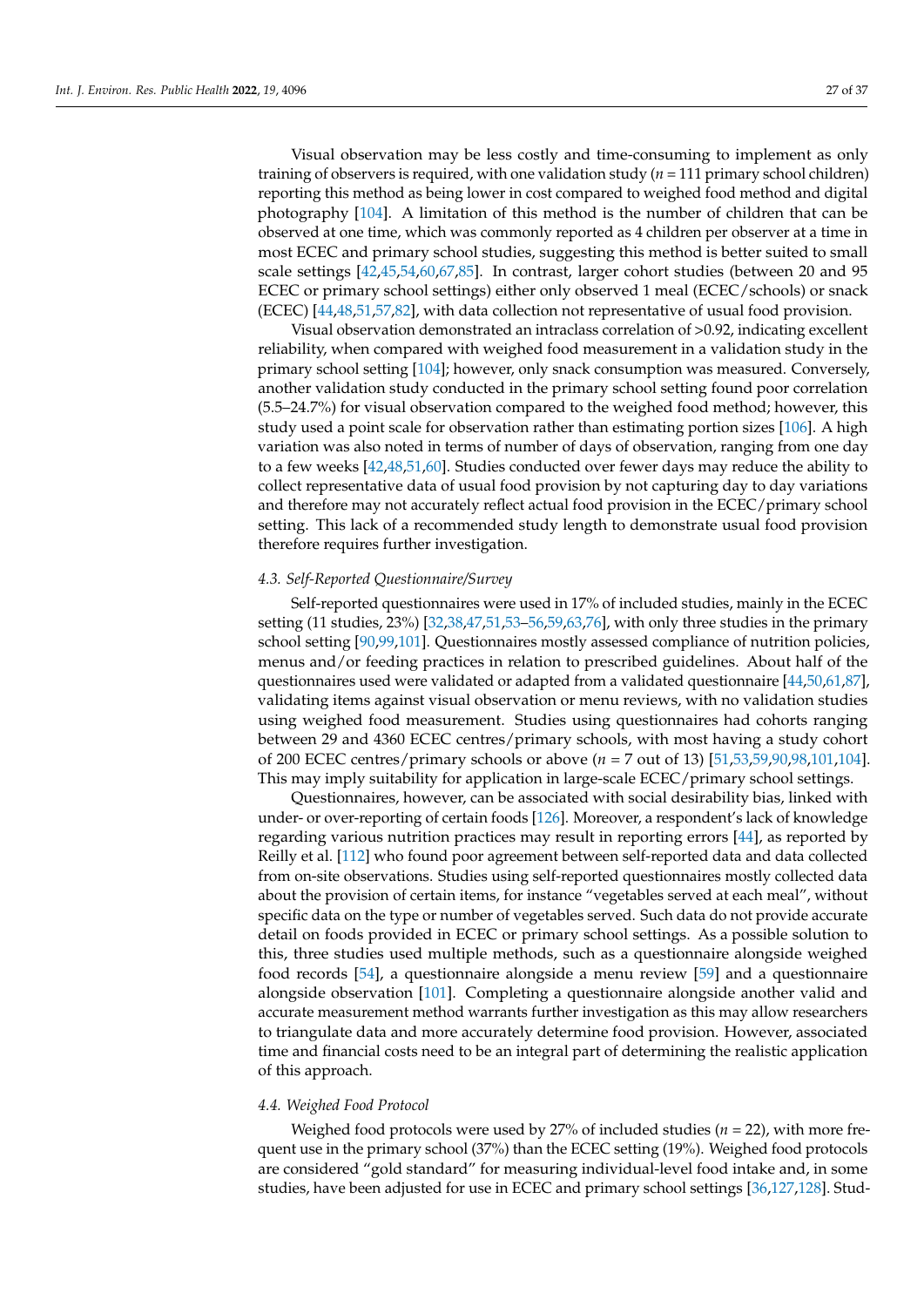Visual observation may be less costly and time-consuming to implement as only training of observers is required, with one validation study ($n$ = 111 primary school children) reporting this method as being lower in cost compared to weighed food method and digital photography [104]. A limitation of this method is the number of children that can be observed at one time, which was commonly reported as 4 children per observer at a time in most ECEC and primary school studies, suggesting this method is better suited to small scale settings [42,45,54,60,67,85]. In contrast, larger cohort studies (between 20 and 95 ECEC or primary school settings) either only observed 1 meal (ECEC/schools) or snack (ECEC) [44,48,51,57,82], with data collection not representative of usual food provision.

Visual observation demonstrated an intraclass correlation of >0.92, indicating excellent reliability, when compared with weighed food measurement in a validation study in the primary school setting [104]; however, only snack consumption was measured. Conversely, another validation study conducted in the primary school setting found poor correlation (5.5–24.7%) for visual observation compared to the weighed food method; however, this study used a point scale for observation rather than estimating portion sizes [106]. A high variation was also noted in terms of number of days of observation, ranging from one day to a few weeks [42,48,51,60]. Studies conducted over fewer days may reduce the ability to collect representative data of usual food provision by not capturing day to day variations and therefore may not accurately reflect actual food provision in the ECEC/primary school setting. This lack of a recommended study length to demonstrate usual food provision therefore requires further investigation.

### *4.3. Self-Reported Questionnaire/Survey*

Self-reported questionnaires were used in 17% of included studies, mainly in the ECEC setting (11 studies, 23%) [32,38,47,51,53–56,59,63,76], with only three studies in the primary school setting [90,99,101]. Questionnaires mostly assessed compliance of nutrition policies, menus and/or feeding practices in relation to prescribed guidelines. About half of the questionnaires used were validated or adapted from a validated questionnaire [44,50,61,87], validating items against visual observation or menu reviews, with no validation studies using weighed food measurement. Studies using questionnaires had cohorts ranging between 29 and 4360 ECEC centres/primary schools, with most having a study cohort of 200 ECEC centres/primary schools or above ($n$ = 7 out of 13) [51,53,59,90,98,101,104]. This may imply suitability for application in large-scale ECEC/primary school settings.

Questionnaires, however, can be associated with social desirability bias, linked with under- or over-reporting of certain foods [126]. Moreover, a respondent's lack of knowledge regarding various nutrition practices may result in reporting errors [44], as reported by Reilly et al. [112] who found poor agreement between self-reported data and data collected from on-site observations. Studies using self-reported questionnaires mostly collected data about the provision of certain items, for instance "vegetables served at each meal", without specific data on the type or number of vegetables served. Such data do not provide accurate detail on foods provided in ECEC or primary school settings. As a possible solution to this, three studies used multiple methods, such as a questionnaire alongside weighed food records [54], a questionnaire alongside a menu review [59] and a questionnaire alongside observation [101]. Completing a questionnaire alongside another valid and accurate measurement method warrants further investigation as this may allow researchers to triangulate data and more accurately determine food provision. However, associated time and financial costs need to be an integral part of determining the realistic application of this approach.

### *4.4. Weighed Food Protocol*

Weighed food protocols were used by 27% of included studies ($n$ = 22), with more frequent use in the primary school (37%) than the ECEC setting (19%). Weighed food protocols are considered "gold standard" for measuring individual-level food intake and, in some studies, have been adjusted for use in ECEC and primary school settings [36,127,128]. Stud-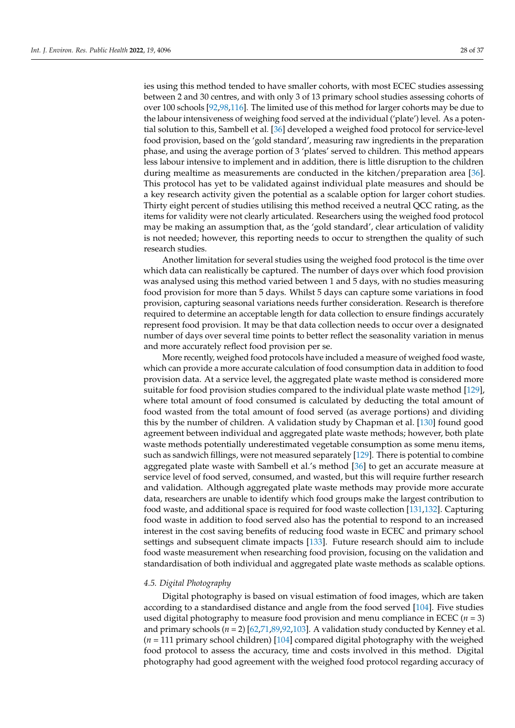ies using this method tended to have smaller cohorts, with most ECEC studies assessing between 2 and 30 centres, and with only 3 of 13 primary school studies assessing cohorts of over 100 schools [92,98,116]. The limited use of this method for larger cohorts may be due to the labour intensiveness of weighing food served at the individual ('plate') level. As a potential solution to this, Sambell et al. [36] developed a weighed food protocol for service-level food provision, based on the 'gold standard', measuring raw ingredients in the preparation phase, and using the average portion of 3 'plates' served to children. This method appears less labour intensive to implement and in addition, there is little disruption to the children during mealtime as measurements are conducted in the kitchen/preparation area [36]. This protocol has yet to be validated against individual plate measures and should be a key research activity given the potential as a scalable option for larger cohort studies. Thirty eight percent of studies utilising this method received a neutral QCC rating, as the items for validity were not clearly articulated. Researchers using the weighed food protocol may be making an assumption that, as the 'gold standard', clear articulation of validity is not needed; however, this reporting needs to occur to strengthen the quality of such research studies.

Another limitation for several studies using the weighed food protocol is the time over which data can realistically be captured. The number of days over which food provision was analysed using this method varied between 1 and 5 days, with no studies measuring food provision for more than 5 days. Whilst 5 days can capture some variations in food provision, capturing seasonal variations needs further consideration. Research is therefore required to determine an acceptable length for data collection to ensure findings accurately represent food provision. It may be that data collection needs to occur over a designated number of days over several time points to better reflect the seasonality variation in menus and more accurately reflect food provision per se.

More recently, weighed food protocols have included a measure of weighed food waste, which can provide a more accurate calculation of food consumption data in addition to food provision data. At a service level, the aggregated plate waste method is considered more suitable for food provision studies compared to the individual plate waste method [129], where total amount of food consumed is calculated by deducting the total amount of food wasted from the total amount of food served (as average portions) and dividing this by the number of children. A validation study by Chapman et al. [130] found good agreement between individual and aggregated plate waste methods; however, both plate waste methods potentially underestimated vegetable consumption as some menu items, such as sandwich fillings, were not measured separately [129]. There is potential to combine aggregated plate waste with Sambell et al.'s method [36] to get an accurate measure at service level of food served, consumed, and wasted, but this will require further research and validation. Although aggregated plate waste methods may provide more accurate data, researchers are unable to identify which food groups make the largest contribution to food waste, and additional space is required for food waste collection [131,132]. Capturing food waste in addition to food served also has the potential to respond to an increased interest in the cost saving benefits of reducing food waste in ECEC and primary school settings and subsequent climate impacts [133]. Future research should aim to include food waste measurement when researching food provision, focusing on the validation and standardisation of both individual and aggregated plate waste methods as scalable options.

### 4.5. Digital Photography

Digital photography is based on visual estimation of food images, which are taken according to a standardised distance and angle from the food served [104]. Five studies used digital photography to measure food provision and menu compliance in ECEC ($n$ = 3) and primary schools ($n$ = 2) [62,71,89,92,103]. A validation study conducted by Kenney et al. ($n$ = 111 primary school children) [104] compared digital photography with the weighed food protocol to assess the accuracy, time and costs involved in this method. Digital photography had good agreement with the weighed food protocol regarding accuracy of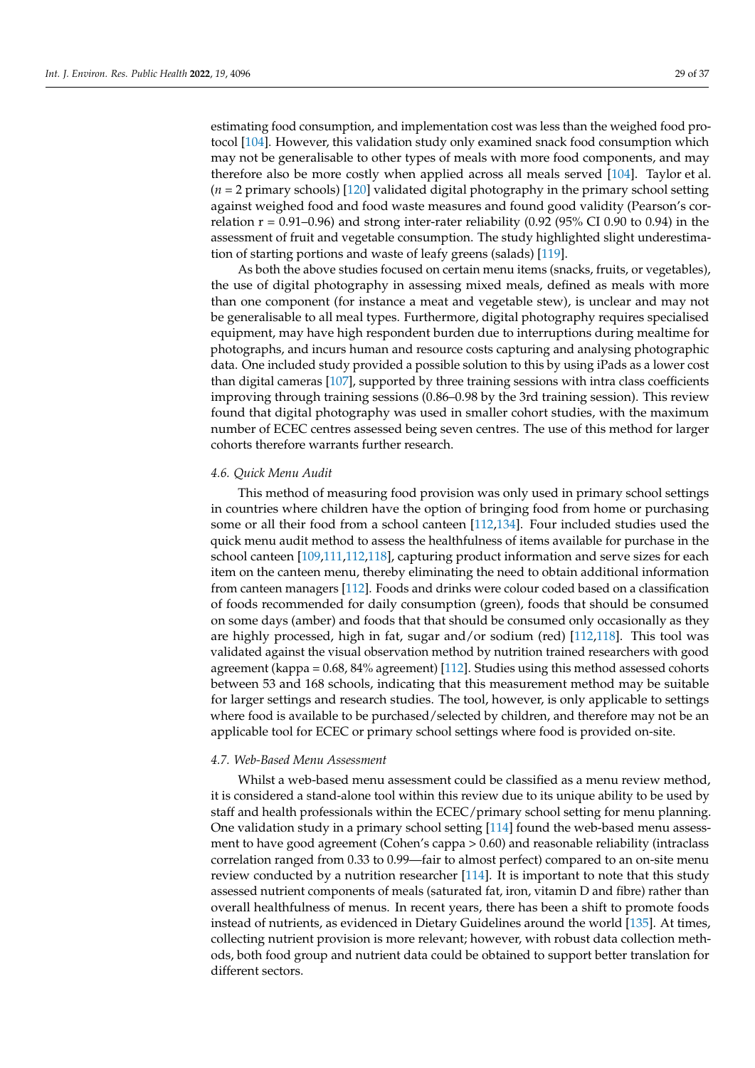estimating food consumption, and implementation cost was less than the weighed food protocol [104]. However, this validation study only examined snack food consumption which may not be generalisable to other types of meals with more food components, and may therefore also be more costly when applied across all meals served [104]. Taylor et al. ($n$ = 2 primary schools) [120] validated digital photography in the primary school setting against weighed food and food waste measures and found good validity (Pearson's correlation r = 0.91–0.96) and strong inter-rater reliability (0.92 (95% CI 0.90 to 0.94) in the assessment of fruit and vegetable consumption. The study highlighted slight underestimation of starting portions and waste of leafy greens (salads) [119].

As both the above studies focused on certain menu items (snacks, fruits, or vegetables), the use of digital photography in assessing mixed meals, defined as meals with more than one component (for instance a meat and vegetable stew), is unclear and may not be generalisable to all meal types. Furthermore, digital photography requires specialised equipment, may have high respondent burden due to interruptions during mealtime for photographs, and incurs human and resource costs capturing and analysing photographic data. One included study provided a possible solution to this by using iPads as a lower cost than digital cameras [107], supported by three training sessions with intra class coefficients improving through training sessions (0.86–0.98 by the 3rd training session). This review found that digital photography was used in smaller cohort studies, with the maximum number of ECEC centres assessed being seven centres. The use of this method for larger cohorts therefore warrants further research.

### *4.6. Quick Menu Audit*

This method of measuring food provision was only used in primary school settings in countries where children have the option of bringing food from home or purchasing some or all their food from a school canteen [112,134]. Four included studies used the quick menu audit method to assess the healthfulness of items available for purchase in the school canteen [109,111,112,118], capturing product information and serve sizes for each item on the canteen menu, thereby eliminating the need to obtain additional information from canteen managers [112]. Foods and drinks were colour coded based on a classification of foods recommended for daily consumption (green), foods that should be consumed on some days (amber) and foods that that should be consumed only occasionally as they are highly processed, high in fat, sugar and/or sodium (red) [112,118]. This tool was validated against the visual observation method by nutrition trained researchers with good agreement (kappa = 0.68, 84% agreement) [112]. Studies using this method assessed cohorts between 53 and 168 schools, indicating that this measurement method may be suitable for larger settings and research studies. The tool, however, is only applicable to settings where food is available to be purchased/selected by children, and therefore may not be an applicable tool for ECEC or primary school settings where food is provided on-site.

### *4.7. Web-Based Menu Assessment*

Whilst a web-based menu assessment could be classified as a menu review method, it is considered a stand-alone tool within this review due to its unique ability to be used by staff and health professionals within the ECEC/primary school setting for menu planning. One validation study in a primary school setting [114] found the web-based menu assessment to have good agreement (Cohen's cappa > 0.60) and reasonable reliability (intraclass correlation ranged from 0.33 to 0.99—fair to almost perfect) compared to an on-site menu review conducted by a nutrition researcher [114]. It is important to note that this study assessed nutrient components of meals (saturated fat, iron, vitamin D and fibre) rather than overall healthfulness of menus. In recent years, there has been a shift to promote foods instead of nutrients, as evidenced in Dietary Guidelines around the world [135]. At times, collecting nutrient provision is more relevant; however, with robust data collection methods, both food group and nutrient data could be obtained to support better translation for different sectors.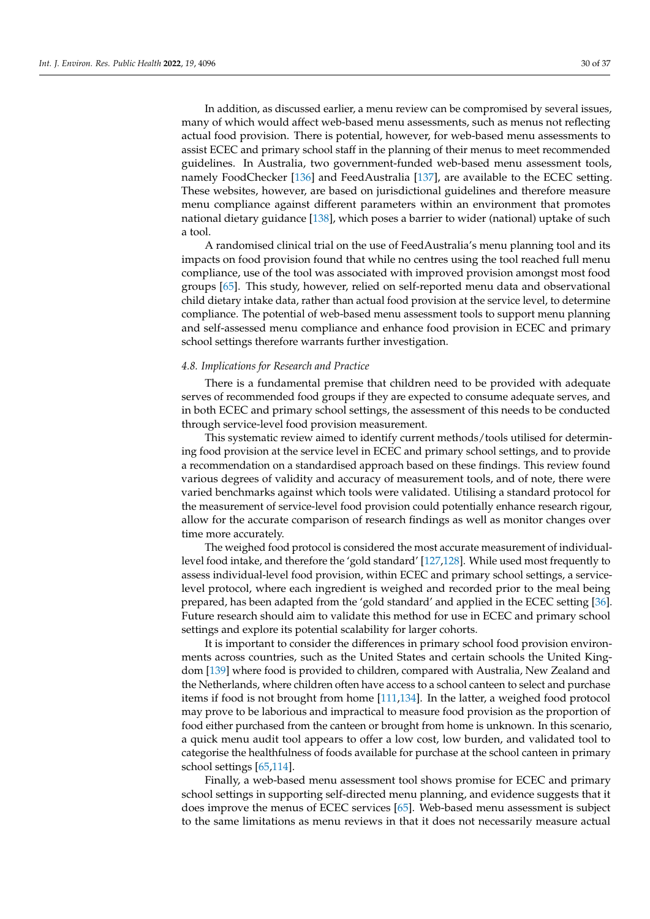In addition, as discussed earlier, a menu review can be compromised by several issues, many of which would affect web-based menu assessments, such as menus not reflecting actual food provision. There is potential, however, for web-based menu assessments to assist ECEC and primary school staff in the planning of their menus to meet recommended guidelines. In Australia, two government-funded web-based menu assessment tools, namely FoodChecker [136] and FeedAustralia [137], are available to the ECEC setting. These websites, however, are based on jurisdictional guidelines and therefore measure menu compliance against different parameters within an environment that promotes national dietary guidance [138], which poses a barrier to wider (national) uptake of such a tool.

A randomised clinical trial on the use of FeedAustralia's menu planning tool and its impacts on food provision found that while no centres using the tool reached full menu compliance, use of the tool was associated with improved provision amongst most food groups [65]. This study, however, relied on self-reported menu data and observational child dietary intake data, rather than actual food provision at the service level, to determine compliance. The potential of web-based menu assessment tools to support menu planning and self-assessed menu compliance and enhance food provision in ECEC and primary school settings therefore warrants further investigation.

### 4.8. Implications for Research and Practice

There is a fundamental premise that children need to be provided with adequate serves of recommended food groups if they are expected to consume adequate serves, and in both ECEC and primary school settings, the assessment of this needs to be conducted through service-level food provision measurement.

This systematic review aimed to identify current methods/tools utilised for determining food provision at the service level in ECEC and primary school settings, and to provide a recommendation on a standardised approach based on these findings. This review found various degrees of validity and accuracy of measurement tools, and of note, there were varied benchmarks against which tools were validated. Utilising a standard protocol for the measurement of service-level food provision could potentially enhance research rigour, allow for the accurate comparison of research findings as well as monitor changes over time more accurately.

The weighed food protocol is considered the most accurate measurement of individual-level food intake, and therefore the 'gold standard' [127,128]. While used most frequently to assess individual-level food provision, within ECEC and primary school settings, a service-level protocol, where each ingredient is weighed and recorded prior to the meal being prepared, has been adapted from the 'gold standard' and applied in the ECEC setting [36]. Future research should aim to validate this method for use in ECEC and primary school settings and explore its potential scalability for larger cohorts.

It is important to consider the differences in primary school food provision environments across countries, such as the United States and certain schools the United Kingdom [139] where food is provided to children, compared with Australia, New Zealand and the Netherlands, where children often have access to a school canteen to select and purchase items if food is not brought from home [111,134]. In the latter, a weighed food protocol may prove to be laborious and impractical to measure food provision as the proportion of food either purchased from the canteen or brought from home is unknown. In this scenario, a quick menu audit tool appears to offer a low cost, low burden, and validated tool to categorise the healthfulness of foods available for purchase at the school canteen in primary school settings [65,114].

Finally, a web-based menu assessment tool shows promise for ECEC and primary school settings in supporting self-directed menu planning, and evidence suggests that it does improve the menus of ECEC services [65]. Web-based menu assessment is subject to the same limitations as menu reviews in that it does not necessarily measure actual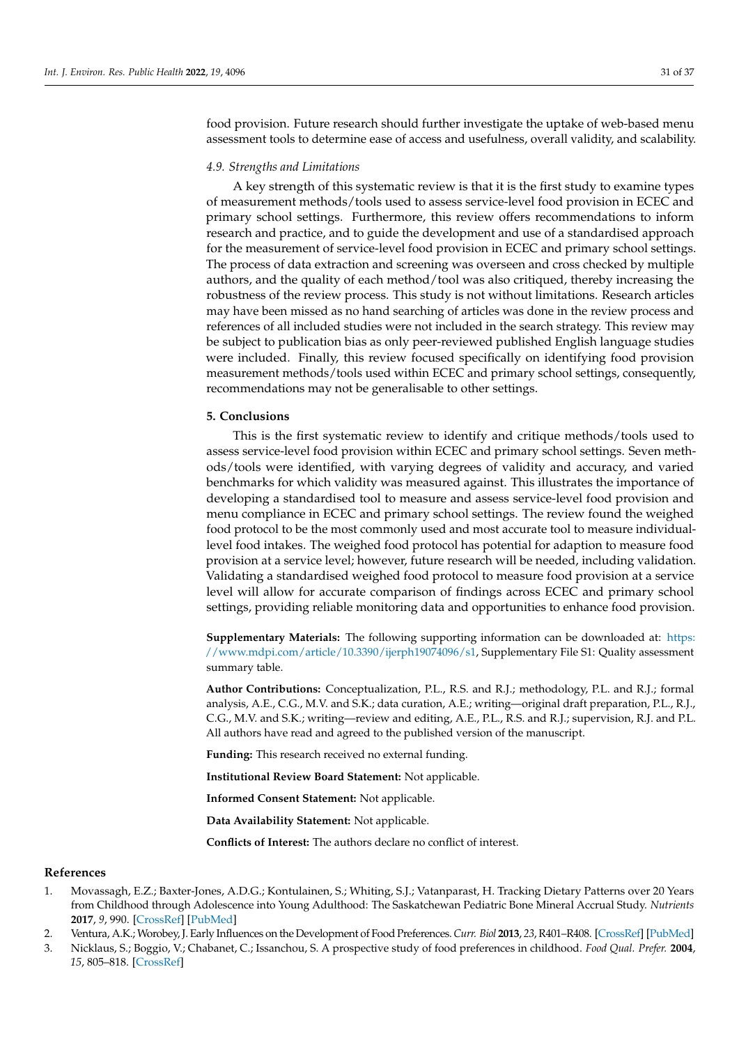food provision. Future research should further investigate the uptake of web-based menu assessment tools to determine ease of access and usefulness, overall validity, and scalability.

*4.9. Strengths and Limitations*

A key strength of this systematic review is that it is the first study to examine types of measurement methods/tools used to assess service-level food provision in ECEC and primary school settings. Furthermore, this review offers recommendations to inform research and practice, and to guide the development and use of a standardised approach for the measurement of service-level food provision in ECEC and primary school settings. The process of data extraction and screening was overseen and cross checked by multiple authors, and the quality of each method/tool was also critiqued, thereby increasing the robustness of the review process. This study is not without limitations. Research articles may have been missed as no hand searching of articles was done in the review process and references of all included studies were not included in the search strategy. This review may be subject to publication bias as only peer-reviewed published English language studies were included. Finally, this review focused specifically on identifying food provision measurement methods/tools used within ECEC and primary school settings, consequently, recommendations may not be generalisable to other settings.

## 5. Conclusions

This is the first systematic review to identify and critique methods/tools used to assess service-level food provision within ECEC and primary school settings. Seven methods/tools were identified, with varying degrees of validity and accuracy, and varied benchmarks for which validity was measured against. This illustrates the importance of developing a standardised tool to measure and assess service-level food provision and menu compliance in ECEC and primary school settings. The review found the weighed food protocol to be the most commonly used and most accurate tool to measure individual-level food intakes. The weighed food protocol has potential for adaption to measure food provision at a service level; however, future research will be needed, including validation. Validating a standardised weighed food protocol to measure food provision at a service level will allow for accurate comparison of findings across ECEC and primary school settings, providing reliable monitoring data and opportunities to enhance food provision.

**Supplementary Materials:** The following supporting information can be downloaded at: https://www.mdpi.com/article/10.3390/ijerph19074096/s1, Supplementary File S1: Quality assessment summary table.

**Author Contributions:** Conceptualization, P.L., R.S. and R.J.; methodology, P.L. and R.J.; formal analysis, A.E., C.G., M.V. and S.K.; data curation, A.E.; writing—original draft preparation, P.L., R.J., C.G., M.V. and S.K.; writing—review and editing, A.E., P.L., R.S. and R.J.; supervision, R.J. and P.L. All authors have read and agreed to the published version of the manuscript.

**Funding:** This research received no external funding.

**Institutional Review Board Statement:** Not applicable.

**Informed Consent Statement:** Not applicable.

**Data Availability Statement:** Not applicable.

**Conflicts of Interest:** The authors declare no conflict of interest.

## References

1. Movassagh, E.Z.; Baxter-Jones, A.D.G.; Kontulainen, S.; Whiting, S.J.; Vatanparast, H. Tracking Dietary Patterns over 20 Years from Childhood through Adolescence into Young Adulthood: The Saskatchewan Pediatric Bone Mineral Accrual Study. *Nutrients* **2017**, *9*, 990. [CrossRef] [PubMed]
2. Ventura, A.K.; Worobey, J. Early Influences on the Development of Food Preferences. *Curr. Biol* **2013**, *23*, R401–R408. [CrossRef] [PubMed]
3. Nicklaus, S.; Boggio, V.; Chabanet, C.; Issanchou, S. A prospective study of food preferences in childhood. *Food Qual. Prefer.* **2004**, *15*, 805–818. [CrossRef]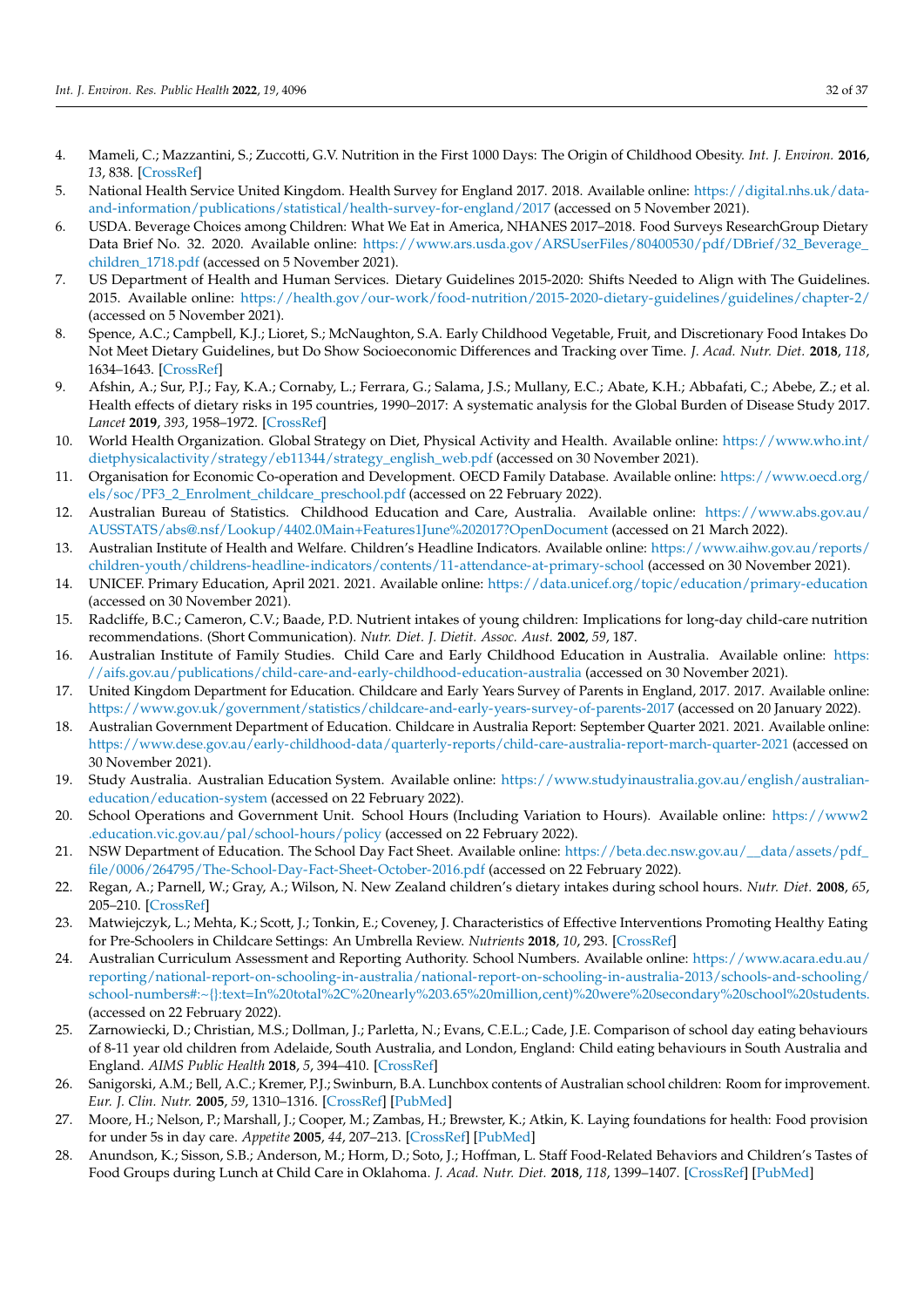4. Mameli, C.; Mazzantini, S.; Zuccotti, G.V. Nutrition in the First 1000 Days: The Origin of Childhood Obesity. *Int. J. Environ.* **2016**, *13*, 838. [CrossRef]
5. National Health Service United Kingdom. Health Survey for England 2017. 2018. Available online: https://digital.nhs.uk/data-and-information/publications/statistical/health-survey-for-england/2017 (accessed on 5 November 2021).
6. USDA. Beverage Choices among Children: What We Eat in America, NHANES 2017–2018. Food Surveys ResearchGroup Dietary Data Brief No. 32. 2020. Available online: https://www.ars.usda.gov/ARSUserFiles/80400530/pdf/DBrief/32_Beverage_children_1718.pdf (accessed on 5 November 2021).
7. US Department of Health and Human Services. Dietary Guidelines 2015-2020: Shifts Needed to Align with The Guidelines. 2015. Available online: https://health.gov/our-work/food-nutrition/2015-2020-dietary-guidelines/guidelines/chapter-2/ (accessed on 5 November 2021).
8. Spence, A.C.; Campbell, K.J.; Lioret, S.; McNaughton, S.A. Early Childhood Vegetable, Fruit, and Discretionary Food Intakes Do Not Meet Dietary Guidelines, but Do Show Socioeconomic Differences and Tracking over Time. *J. Acad. Nutr. Diet.* **2018**, *118*, 1634–1643. [CrossRef]
9. Afshin, A.; Sur, P.J.; Fay, K.A.; Cornaby, L.; Ferrara, G.; Salama, J.S.; Mullany, E.C.; Abate, K.H.; Abbafati, C.; Abebe, Z.; et al. Health effects of dietary risks in 195 countries, 1990–2017: A systematic analysis for the Global Burden of Disease Study 2017. *Lancet* **2019**, *393*, 1958–1972. [CrossRef]
10. World Health Organization. Global Strategy on Diet, Physical Activity and Health. Available online: https://www.who.int/dietphysicalactivity/strategy/eb11344/strategy_english_web.pdf (accessed on 30 November 2021).
11. Organisation for Economic Co-operation and Development. OECD Family Database. Available online: https://www.oecd.org/els/soc/PF3_2_Enrolment_childcare_preschool.pdf (accessed on 22 February 2022).
12. Australian Bureau of Statistics. Childhood Education and Care, Australia. Available online: https://www.abs.gov.au/AUSSTATS/abs@.nsf/Lookup/4402.0Main+Features1June%202017?OpenDocument (accessed on 21 March 2022).
13. Australian Institute of Health and Welfare. Children's Headline Indicators. Available online: https://www.aihw.gov.au/reports/children-youth/childrens-headline-indicators/contents/11-attendance-at-primary-school (accessed on 30 November 2021).
14. UNICEF. Primary Education, April 2021. 2021. Available online: https://data.unicef.org/topic/education/primary-education (accessed on 30 November 2021).
15. Radcliffe, B.C.; Cameron, C.V.; Baade, P.D. Nutrient intakes of young children: Implications for long-day child-care nutrition recommendations. (Short Communication). *Nutr. Diet. J. Dietit. Assoc. Aust.* **2002**, *59*, 187.
16. Australian Institute of Family Studies. Child Care and Early Childhood Education in Australia. Available online: https://aifs.gov.au/publications/child-care-and-early-childhood-education-australia (accessed on 30 November 2021).
17. United Kingdom Department for Education. Childcare and Early Years Survey of Parents in England, 2017. 2017. Available online: https://www.gov.uk/government/statistics/childcare-and-early-years-survey-of-parents-2017 (accessed on 20 January 2022).
18. Australian Government Department of Education. Childcare in Australia Report: September Quarter 2021. 2021. Available online: https://www.dese.gov.au/early-childhood-data/quarterly-reports/child-care-australia-report-march-quarter-2021 (accessed on 30 November 2021).
19. Study Australia. Australian Education System. Available online: https://www.studyinaustralia.gov.au/english/australian-education/education-system (accessed on 22 February 2022).
20. School Operations and Government Unit. School Hours (Including Variation to Hours). Available online: https://www2.education.vic.gov.au/pal/school-hours/policy (accessed on 22 February 2022).
21. NSW Department of Education. The School Day Fact Sheet. Available online: https://beta.dec.nsw.gov.au/__data/assets/pdf_file/0006/264795/The-School-Day-Fact-Sheet-October-2016.pdf (accessed on 22 February 2022).
22. Regan, A.; Parnell, W.; Gray, A.; Wilson, N. New Zealand children's dietary intakes during school hours. *Nutr. Diet.* **2008**, *65*, 205–210. [CrossRef]
23. Matwiejczyk, L.; Mehta, K.; Scott, J.; Tonkin, E.; Coveney, J. Characteristics of Effective Interventions Promoting Healthy Eating for Pre-Schoolers in Childcare Settings: An Umbrella Review. *Nutrients* **2018**, *10*, 293. [CrossRef]
24. Australian Curriculum Assessment and Reporting Authority. School Numbers. Available online: https://www.acara.edu.au/reporting/national-report-on-schooling-in-australia/national-report-on-schooling-in-australia-2013/schools-and-schooling/school-numbers#:~{}:text=In%20total%2C%20nearly%203.65%20million,cent)%20were%20secondary%20school%20students. (accessed on 22 February 2022).
25. Zarnowiecki, D.; Christian, M.S.; Dollman, J.; Parletta, N.; Evans, C.E.L.; Cade, J.E. Comparison of school day eating behaviours of 8-11 year old children from Adelaide, South Australia, and London, England: Child eating behaviours in South Australia and England. *AIMS Public Health* **2018**, *5*, 394–410. [CrossRef]
26. Sanigorski, A.M.; Bell, A.C.; Kremer, P.J.; Swinburn, B.A. Lunchbox contents of Australian school children: Room for improvement. *Eur. J. Clin. Nutr.* **2005**, *59*, 1310–1316. [CrossRef] [PubMed]
27. Moore, H.; Nelson, P.; Marshall, J.; Cooper, M.; Zambas, H.; Brewster, K.; Atkin, K. Laying foundations for health: Food provision for under 5s in day care. *Appetite* **2005**, *44*, 207–213. [CrossRef] [PubMed]
28. Anundson, K.; Sisson, S.B.; Anderson, M.; Horm, D.; Soto, J.; Hoffman, L. Staff Food-Related Behaviors and Children's Tastes of Food Groups during Lunch at Child Care in Oklahoma. *J. Acad. Nutr. Diet.* **2018**, *118*, 1399–1407. [CrossRef] [PubMed]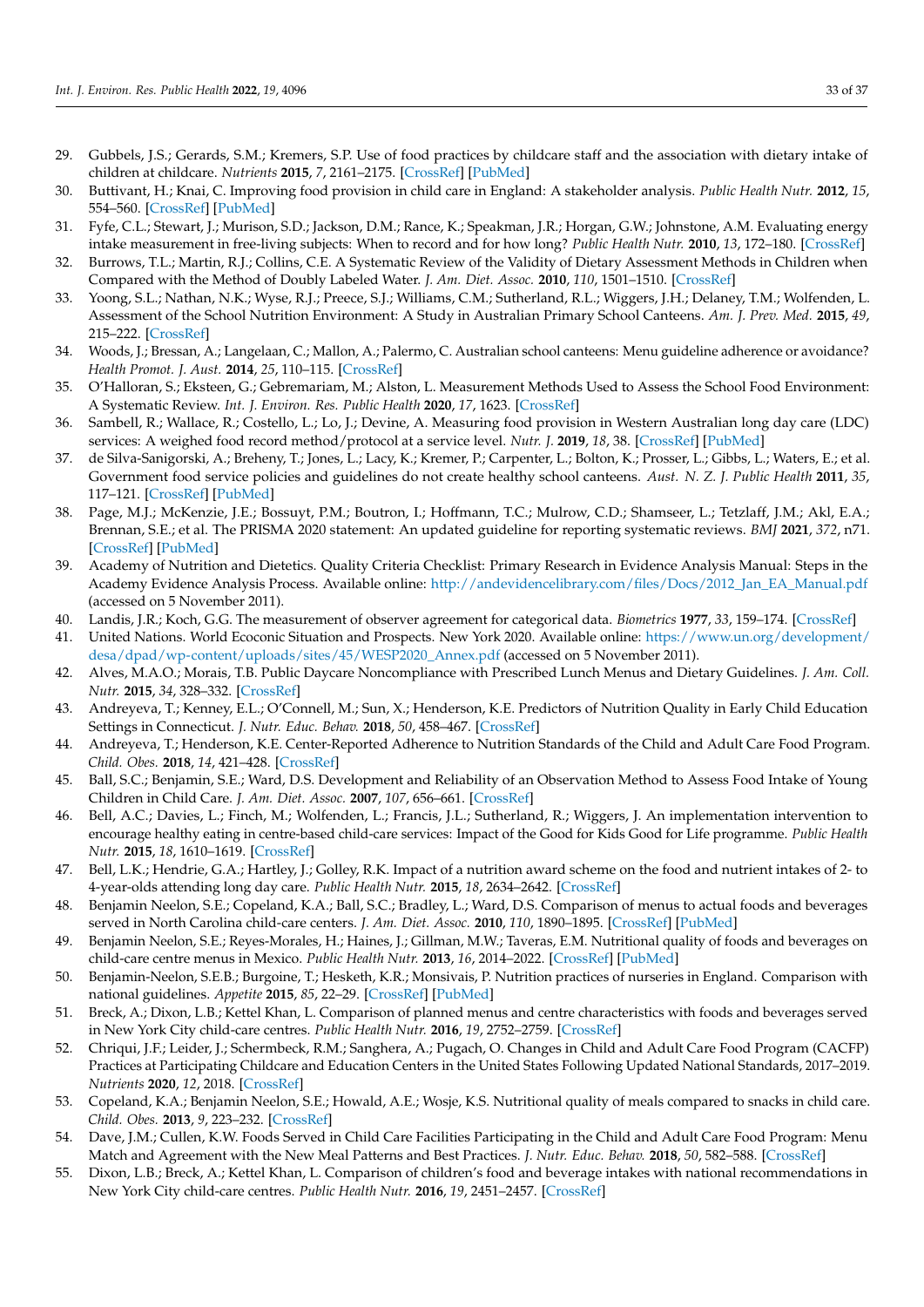29. Gubbels, J.S.; Gerards, S.M.; Kremers, S.P. Use of food practices by childcare staff and the association with dietary intake of children at childcare. *Nutrients* **2015**, *7*, 2161–2175. [CrossRef] [PubMed]
30. Buttivant, H.; Knai, C. Improving food provision in child care in England: A stakeholder analysis. *Public Health Nutr.* **2012**, *15*, 554–560. [CrossRef] [PubMed]
31. Fyfe, C.L.; Stewart, J.; Murison, S.D.; Jackson, D.M.; Rance, K.; Speakman, J.R.; Horgan, G.W.; Johnstone, A.M. Evaluating energy intake measurement in free-living subjects: When to record and for how long? *Public Health Nutr.* **2010**, *13*, 172–180. [CrossRef]
32. Burrows, T.L.; Martin, R.J.; Collins, C.E. A Systematic Review of the Validity of Dietary Assessment Methods in Children when Compared with the Method of Doubly Labeled Water. *J. Am. Diet. Assoc.* **2010**, *110*, 1501–1510. [CrossRef]
33. Yoong, S.L.; Nathan, N.K.; Wyse, R.J.; Preece, S.J.; Williams, C.M.; Sutherland, R.L.; Wiggers, J.H.; Delaney, T.M.; Wolfenden, L. Assessment of the School Nutrition Environment: A Study in Australian Primary School Canteens. *Am. J. Prev. Med.* **2015**, *49*, 215–222. [CrossRef]
34. Woods, J.; Bressan, A.; Langelaan, C.; Mallon, A.; Palermo, C. Australian school canteens: Menu guideline adherence or avoidance? *Health Promot. J. Aust.* **2014**, *25*, 110–115. [CrossRef]
35. O'Halloran, S.; Eksteen, G.; Gebremariam, M.; Alston, L. Measurement Methods Used to Assess the School Food Environment: A Systematic Review. *Int. J. Environ. Res. Public Health* **2020**, *17*, 1623. [CrossRef]
36. Sambell, R.; Wallace, R.; Costello, L.; Lo, J.; Devine, A. Measuring food provision in Western Australian long day care (LDC) services: A weighed food record method/protocol at a service level. *Nutr. J.* **2019**, *18*, 38. [CrossRef] [PubMed]
37. de Silva-Sanigorski, A.; Breheny, T.; Jones, L.; Lacy, K.; Kremer, P.; Carpenter, L.; Bolton, K.; Prosser, L.; Gibbs, L.; Waters, E.; et al. Government food service policies and guidelines do not create healthy school canteens. *Aust. N. Z. J. Public Health* **2011**, *35*, 117–121. [CrossRef] [PubMed]
38. Page, M.J.; McKenzie, J.E.; Bossuyt, P.M.; Boutron, I.; Hoffmann, T.C.; Mulrow, C.D.; Shamseer, L.; Tetzlaff, J.M.; Akl, E.A.; Brennan, S.E.; et al. The PRISMA 2020 statement: An updated guideline for reporting systematic reviews. *BMJ* **2021**, *372*, n71. [CrossRef] [PubMed]
39. Academy of Nutrition and Dietetics. Quality Criteria Checklist: Primary Research in Evidence Analysis Manual: Steps in the Academy Evidence Analysis Process. Available online: http://andevidencelibrary.com/files/Docs/2012_Jan_EA_Manual.pdf (accessed on 5 November 2011).
40. Landis, J.R.; Koch, G.G. The measurement of observer agreement for categorical data. *Biometrics* **1977**, *33*, 159–174. [CrossRef]
41. United Nations. World Ecoconic Situation and Prospects. New York 2020. Available online: https://www.un.org/development/desa/dpad/wp-content/uploads/sites/45/WESP2020_Annex.pdf (accessed on 5 November 2011).
42. Alves, M.A.O.; Morais, T.B. Public Daycare Noncompliance with Prescribed Lunch Menus and Dietary Guidelines. *J. Am. Coll. Nutr.* **2015**, *34*, 328–332. [CrossRef]
43. Andreyeva, T.; Kenney, E.L.; O'Connell, M.; Sun, X.; Henderson, K.E. Predictors of Nutrition Quality in Early Child Education Settings in Connecticut. *J. Nutr. Educ. Behav.* **2018**, *50*, 458–467. [CrossRef]
44. Andreyeva, T.; Henderson, K.E. Center-Reported Adherence to Nutrition Standards of the Child and Adult Care Food Program. *Child. Obes.* **2018**, *14*, 421–428. [CrossRef]
45. Ball, S.C.; Benjamin, S.E.; Ward, D.S. Development and Reliability of an Observation Method to Assess Food Intake of Young Children in Child Care. *J. Am. Diet. Assoc.* **2007**, *107*, 656–661. [CrossRef]
46. Bell, A.C.; Davies, L.; Finch, M.; Wolfenden, L.; Francis, J.L.; Sutherland, R.; Wiggers, J. An implementation intervention to encourage healthy eating in centre-based child-care services: Impact of the Good for Kids Good for Life programme. *Public Health Nutr.* **2015**, *18*, 1610–1619. [CrossRef]
47. Bell, L.K.; Hendrie, G.A.; Hartley, J.; Golley, R.K. Impact of a nutrition award scheme on the food and nutrient intakes of 2- to 4-year-olds attending long day care. *Public Health Nutr.* **2015**, *18*, 2634–2642. [CrossRef]
48. Benjamin Neelon, S.E.; Copeland, K.A.; Ball, S.C.; Bradley, L.; Ward, D.S. Comparison of menus to actual foods and beverages served in North Carolina child-care centers. *J. Am. Diet. Assoc.* **2010**, *110*, 1890–1895. [CrossRef] [PubMed]
49. Benjamin Neelon, S.E.; Reyes-Morales, H.; Haines, J.; Gillman, M.W.; Taveras, E.M. Nutritional quality of foods and beverages on child-care centre menus in Mexico. *Public Health Nutr.* **2013**, *16*, 2014–2022. [CrossRef] [PubMed]
50. Benjamin-Neelon, S.E.B.; Burgoine, T.; Hesketh, K.R.; Monsivais, P. Nutrition practices of nurseries in England. Comparison with national guidelines. *Appetite* **2015**, *85*, 22–29. [CrossRef] [PubMed]
51. Breck, A.; Dixon, L.B.; Kettel Khan, L. Comparison of planned menus and centre characteristics with foods and beverages served in New York City child-care centres. *Public Health Nutr.* **2016**, *19*, 2752–2759. [CrossRef]
52. Chriqui, J.F.; Leider, J.; Schermbeck, R.M.; Sanghera, A.; Pugach, O. Changes in Child and Adult Care Food Program (CACFP) Practices at Participating Childcare and Education Centers in the United States Following Updated National Standards, 2017–2019. *Nutrients* **2020**, *12*, 2018. [CrossRef]
53. Copeland, K.A.; Benjamin Neelon, S.E.; Howald, A.E.; Wosje, K.S. Nutritional quality of meals compared to snacks in child care. *Child. Obes.* **2013**, *9*, 223–232. [CrossRef]
54. Dave, J.M.; Cullen, K.W. Foods Served in Child Care Facilities Participating in the Child and Adult Care Food Program: Menu Match and Agreement with the New Meal Patterns and Best Practices. *J. Nutr. Educ. Behav.* **2018**, *50*, 582–588. [CrossRef]
55. Dixon, L.B.; Breck, A.; Kettel Khan, L. Comparison of children's food and beverage intakes with national recommendations in New York City child-care centres. *Public Health Nutr.* **2016**, *19*, 2451–2457. [CrossRef]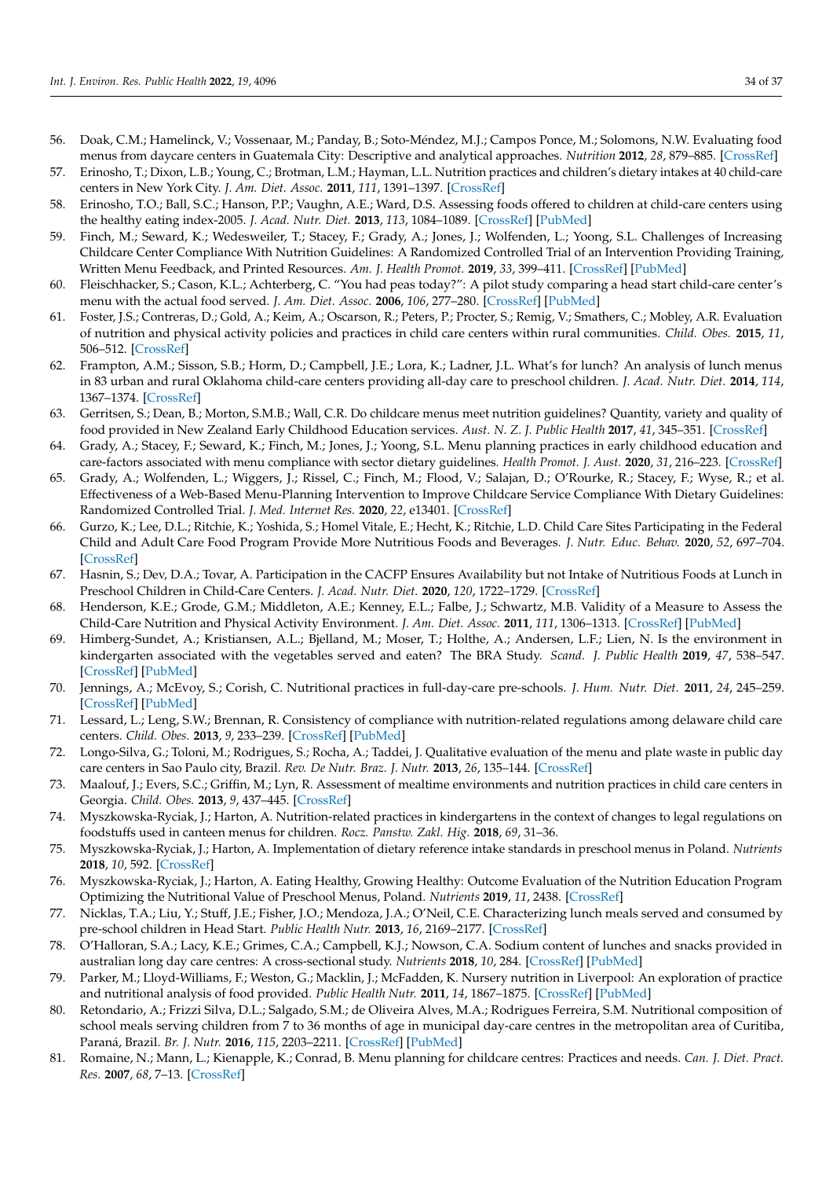56. Doak, C.M.; Hamelinck, V.; Vossenaar, M.; Panday, B.; Soto-Méndez, M.J.; Campos Ponce, M.; Solomons, N.W. Evaluating food menus from daycare centers in Guatemala City: Descriptive and analytical approaches. *Nutrition* **2012**, *28*, 879–885. [CrossRef]
57. Erinosho, T.; Dixon, L.B.; Young, C.; Brotman, L.M.; Hayman, L.L. Nutrition practices and children's dietary intakes at 40 child-care centers in New York City. *J. Am. Diet. Assoc.* **2011**, *111*, 1391–1397. [CrossRef]
58. Erinosho, T.O.; Ball, S.C.; Hanson, P.P.; Vaughn, A.E.; Ward, D.S. Assessing foods offered to children at child-care centers using the healthy eating index-2005. *J. Acad. Nutr. Diet.* **2013**, *113*, 1084–1089. [CrossRef] [PubMed]
59. Finch, M.; Seward, K.; Wedesweiler, T.; Stacey, F.; Grady, A.; Jones, J.; Wolfenden, L.; Yoong, S.L. Challenges of Increasing Childcare Center Compliance With Nutrition Guidelines: A Randomized Controlled Trial of an Intervention Providing Training, Written Menu Feedback, and Printed Resources. *Am. J. Health Promot.* **2019**, *33*, 399–411. [CrossRef] [PubMed]
60. Fleischhacker, S.; Cason, K.L.; Achterberg, C. "You had peas today?": A pilot study comparing a head start child-care center's menu with the actual food served. *J. Am. Diet. Assoc.* **2006**, *106*, 277–280. [CrossRef] [PubMed]
61. Foster, J.S.; Contreras, D.; Gold, A.; Keim, A.; Oscarson, R.; Peters, P.; Procter, S.; Remig, V.; Smathers, C.; Mobley, A.R. Evaluation of nutrition and physical activity policies and practices in child care centers within rural communities. *Child. Obes.* **2015**, *11*, 506–512. [CrossRef]
62. Frampton, A.M.; Sisson, S.B.; Horm, D.; Campbell, J.E.; Lora, K.; Ladner, J.L. What's for lunch? An analysis of lunch menus in 83 urban and rural Oklahoma child-care centers providing all-day care to preschool children. *J. Acad. Nutr. Diet.* **2014**, *114*, 1367–1374. [CrossRef]
63. Gerritsen, S.; Dean, B.; Morton, S.M.B.; Wall, C.R. Do childcare menus meet nutrition guidelines? Quantity, variety and quality of food provided in New Zealand Early Childhood Education services. *Aust. N. Z. J. Public Health* **2017**, *41*, 345–351. [CrossRef]
64. Grady, A.; Stacey, F.; Seward, K.; Finch, M.; Jones, J.; Yoong, S.L. Menu planning practices in early childhood education and care-factors associated with menu compliance with sector dietary guidelines. *Health Promot. J. Aust.* **2020**, *31*, 216–223. [CrossRef]
65. Grady, A.; Wolfenden, L.; Wiggers, J.; Rissel, C.; Finch, M.; Flood, V.; Salajan, D.; O'Rourke, R.; Stacey, F.; Wyse, R.; et al. Effectiveness of a Web-Based Menu-Planning Intervention to Improve Childcare Service Compliance With Dietary Guidelines: Randomized Controlled Trial. *J. Med. Internet Res.* **2020**, *22*, e13401. [CrossRef]
66. Gurzo, K.; Lee, D.L.; Ritchie, K.; Yoshida, S.; Homel Vitale, E.; Hecht, K.; Ritchie, L.D. Child Care Sites Participating in the Federal Child and Adult Care Food Program Provide More Nutritious Foods and Beverages. *J. Nutr. Educ. Behav.* **2020**, *52*, 697–704. [CrossRef]
67. Hasnin, S.; Dev, D.A.; Tovar, A. Participation in the CACFP Ensures Availability but not Intake of Nutritious Foods at Lunch in Preschool Children in Child-Care Centers. *J. Acad. Nutr. Diet.* **2020**, *120*, 1722–1729. [CrossRef]
68. Henderson, K.E.; Grode, G.M.; Middleton, A.E.; Kenney, E.L.; Falbe, J.; Schwartz, M.B. Validity of a Measure to Assess the Child-Care Nutrition and Physical Activity Environment. *J. Am. Diet. Assoc.* **2011**, *111*, 1306–1313. [CrossRef] [PubMed]
69. Himberg-Sundet, A.; Kristiansen, A.L.; Bjelland, M.; Moser, T.; Holthe, A.; Andersen, L.F.; Lien, N. Is the environment in kindergarten associated with the vegetables served and eaten? The BRA Study. *Scand. J. Public Health* **2019**, *47*, 538–547. [CrossRef] [PubMed]
70. Jennings, A.; McEvoy, S.; Corish, C. Nutritional practices in full-day-care pre-schools. *J. Hum. Nutr. Diet.* **2011**, *24*, 245–259. [CrossRef] [PubMed]
71. Lessard, L.; Leng, S.W.; Brennan, R. Consistency of compliance with nutrition-related regulations among delaware child care centers. *Child. Obes.* **2013**, *9*, 233–239. [CrossRef] [PubMed]
72. Longo-Silva, G.; Toloni, M.; Rodrigues, S.; Rocha, A.; Taddei, J. Qualitative evaluation of the menu and plate waste in public day care centers in Sao Paulo city, Brazil. *Rev. De Nutr. Braz. J. Nutr.* **2013**, *26*, 135–144. [CrossRef]
73. Maalouf, J.; Evers, S.C.; Griffin, M.; Lyn, R. Assessment of mealtime environments and nutrition practices in child care centers in Georgia. *Child. Obes.* **2013**, *9*, 437–445. [CrossRef]
74. Myszkowska-Ryciak, J.; Harton, A. Nutrition-related practices in kindergartens in the context of changes to legal regulations on foodstuffs used in canteen menus for children. *Rocz. Panstw. Zakl. Hig.* **2018**, *69*, 31–36.
75. Myszkowska-Ryciak, J.; Harton, A. Implementation of dietary reference intake standards in preschool menus in Poland. *Nutrients* **2018**, *10*, 592. [CrossRef]
76. Myszkowska-Ryciak, J.; Harton, A. Eating Healthy, Growing Healthy: Outcome Evaluation of the Nutrition Education Program Optimizing the Nutritional Value of Preschool Menus, Poland. *Nutrients* **2019**, *11*, 2438. [CrossRef]
77. Nicklas, T.A.; Liu, Y.; Stuff, J.E.; Fisher, J.O.; Mendoza, J.A.; O'Neil, C.E. Characterizing lunch meals served and consumed by pre-school children in Head Start. *Public Health Nutr.* **2013**, *16*, 2169–2177. [CrossRef]
78. O'Halloran, S.A.; Lacy, K.E.; Grimes, C.A.; Campbell, K.J.; Nowson, C.A. Sodium content of lunches and snacks provided in australian long day care centres: A cross-sectional study. *Nutrients* **2018**, *10*, 284. [CrossRef] [PubMed]
79. Parker, M.; Lloyd-Williams, F.; Weston, G.; Macklin, J.; McFadden, K. Nursery nutrition in Liverpool: An exploration of practice and nutritional analysis of food provided. *Public Health Nutr.* **2011**, *14*, 1867–1875. [CrossRef] [PubMed]
80. Retondario, A.; Frizzi Silva, D.L.; Salgado, S.M.; de Oliveira Alves, M.A.; Rodrigues Ferreira, S.M. Nutritional composition of school meals serving children from 7 to 36 months of age in municipal day-care centres in the metropolitan area of Curitiba, Paraná, Brazil. *Br. J. Nutr.* **2016**, *115*, 2203–2211. [CrossRef] [PubMed]
81. Romaine, N.; Mann, L.; Kienapple, K.; Conrad, B. Menu planning for childcare centres: Practices and needs. *Can. J. Diet. Pract. Res.* **2007**, *68*, 7–13. [CrossRef]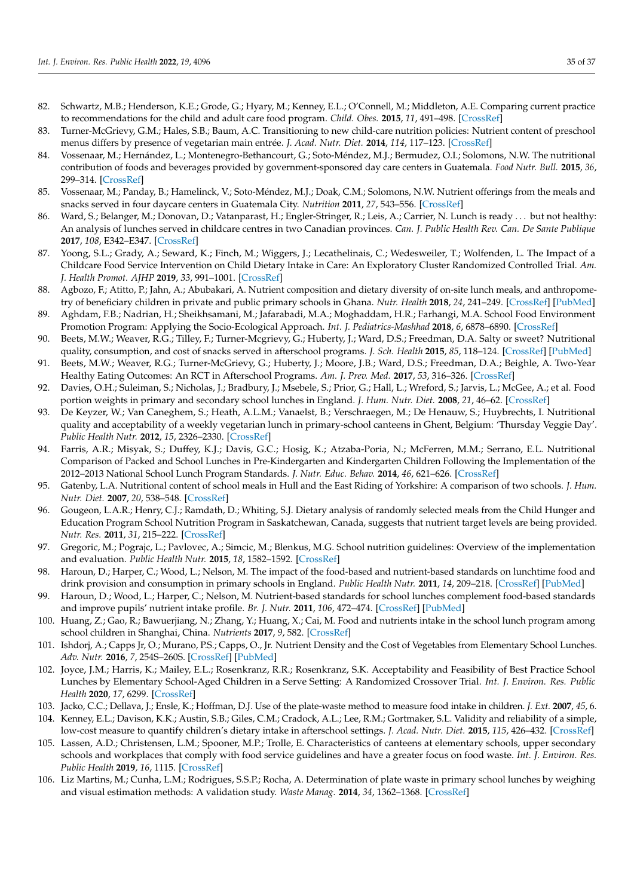82. Schwartz, M.B.; Henderson, K.E.; Grode, G.; Hyary, M.; Kenney, E.L.; O'Connell, M.; Middleton, A.E. Comparing current practice to recommendations for the child and adult care food program. *Child. Obes.* **2015**, *11*, 491–498. [CrossRef]
83. Turner-McGrievy, G.M.; Hales, S.B.; Baum, A.C. Transitioning to new child-care nutrition policies: Nutrient content of preschool menus differs by presence of vegetarian main entrée. *J. Acad. Nutr. Diet.* **2014**, *114*, 117–123. [CrossRef]
84. Vossenaar, M.; Hernández, L.; Montenegro-Bethancourt, G.; Soto-Méndez, M.J.; Bermudez, O.I.; Solomons, N.W. The nutritional contribution of foods and beverages provided by government-sponsored day care centers in Guatemala. *Food Nutr. Bull.* **2015**, *36*, 299–314. [CrossRef]
85. Vossenaar, M.; Panday, B.; Hamelinck, V.; Soto-Méndez, M.J.; Doak, C.M.; Solomons, N.W. Nutrient offerings from the meals and snacks served in four daycare centers in Guatemala City. *Nutrition* **2011**, *27*, 543–556. [CrossRef]
86. Ward, S.; Belanger, M.; Donovan, D.; Vatanparast, H.; Engler-Stringer, R.; Leis, A.; Carrier, N. Lunch is ready ... but not healthy: An analysis of lunches served in childcare centres in two Canadian provinces. *Can. J. Public Health Rev. Can. De Sante Publique* **2017**, *108*, E342–E347. [CrossRef]
87. Yoong, S.L.; Grady, A.; Seward, K.; Finch, M.; Wiggers, J.; Lecathelinais, C.; Wedesweiler, T.; Wolfenden, L. The Impact of a Childcare Food Service Intervention on Child Dietary Intake in Care: An Exploratory Cluster Randomized Controlled Trial. *Am. J. Health Promot. AJHP* **2019**, *33*, 991–1001. [CrossRef]
88. Agbozo, F.; Atitto, P.; Jahn, A.; Abubakari, A. Nutrient composition and dietary diversity of on-site lunch meals, and anthropometry of beneficiary children in private and public primary schools in Ghana. *Nutr. Health* **2018**, *24*, 241–249. [CrossRef] [PubMed]
89. Aghdam, F.B.; Nadrian, H.; Sheikhsamani, M.; Jafarabadi, M.A.; Moghaddam, H.R.; Farhangi, M.A. School Food Environment Promotion Program: Applying the Socio-Ecological Approach. *Int. J. Pediatrics-Mashhad* **2018**, *6*, 6878–6890. [CrossRef]
90. Beets, M.W.; Weaver, R.G.; Tilley, F.; Turner-Mcgrievy, G.; Huberty, J.; Ward, D.S.; Freedman, D.A. Salty or sweet? Nutritional quality, consumption, and cost of snacks served in afterschool programs. *J. Sch. Health* **2015**, *85*, 118–124. [CrossRef] [PubMed]
91. Beets, M.W.; Weaver, R.G.; Turner-McGrievy, G.; Huberty, J.; Moore, J.B.; Ward, D.S.; Freedman, D.A.; Beighle, A. Two-Year Healthy Eating Outcomes: An RCT in Afterschool Programs. *Am. J. Prev. Med.* **2017**, *53*, 316–326. [CrossRef]
92. Davies, O.H.; Suleiman, S.; Nicholas, J.; Bradbury, J.; Msebele, S.; Prior, G.; Hall, L.; Wreford, S.; Jarvis, L.; McGee, A.; et al. Food portion weights in primary and secondary school lunches in England. *J. Hum. Nutr. Diet.* **2008**, *21*, 46–62. [CrossRef]
93. De Keyzer, W.; Van Caneghem, S.; Heath, A.L.M.; Vanaelst, B.; Verschraegen, M.; De Henauw, S.; Huybrechts, I. Nutritional quality and acceptability of a weekly vegetarian lunch in primary-school canteens in Ghent, Belgium: 'Thursday Veggie Day'. *Public Health Nutr.* **2012**, *15*, 2326–2330. [CrossRef]
94. Farris, A.R.; Misyak, S.; Duffey, K.J.; Davis, G.C.; Hosig, K.; Atzaba-Poria, N.; McFerren, M.M.; Serrano, E.L. Nutritional Comparison of Packed and School Lunches in Pre-Kindergarten and Kindergarten Children Following the Implementation of the 2012–2013 National School Lunch Program Standards. *J. Nutr. Educ. Behav.* **2014**, *46*, 621–626. [CrossRef]
95. Gatenby, L.A. Nutritional content of school meals in Hull and the East Riding of Yorkshire: A comparison of two schools. *J. Hum. Nutr. Diet.* **2007**, *20*, 538–548. [CrossRef]
96. Gougeon, L.A.R.; Henry, C.J.; Ramdath, D.; Whiting, S.J. Dietary analysis of randomly selected meals from the Child Hunger and Education Program School Nutrition Program in Saskatchewan, Canada, suggests that nutrient target levels are being provided. *Nutr. Res.* **2011**, *31*, 215–222. [CrossRef]
97. Gregoric, M.; Pograjc, L.; Pavlovec, A.; Simcic, M.; Blenkus, M.G. School nutrition guidelines: Overview of the implementation and evaluation. *Public Health Nutr.* **2015**, *18*, 1582–1592. [CrossRef]
98. Haroun, D.; Harper, C.; Wood, L.; Nelson, M. The impact of the food-based and nutrient-based standards on lunchtime food and drink provision and consumption in primary schools in England. *Public Health Nutr.* **2011**, *14*, 209–218. [CrossRef] [PubMed]
99. Haroun, D.; Wood, L.; Harper, C.; Nelson, M. Nutrient-based standards for school lunches complement food-based standards and improve pupils' nutrient intake profile. *Br. J. Nutr.* **2011**, *106*, 472–474. [CrossRef] [PubMed]
100. Huang, Z.; Gao, R.; Bawuerjiang, N.; Zhang, Y.; Huang, X.; Cai, M. Food and nutrients intake in the school lunch program among school children in Shanghai, China. *Nutrients* **2017**, *9*, 582. [CrossRef]
101. Ishdorj, A.; Capps Jr, O.; Murano, P.S.; Capps, O., Jr. Nutrient Density and the Cost of Vegetables from Elementary School Lunches. *Adv. Nutr.* **2016**, *7*, 254S–260S. [CrossRef] [PubMed]
102. Joyce, J.M.; Harris, K.; Mailey, E.L.; Rosenkranz, R.R.; Rosenkranz, S.K. Acceptability and Feasibility of Best Practice School Lunches by Elementary School-Aged Children in a Serve Setting: A Randomized Crossover Trial. *Int. J. Environ. Res. Public Health* **2020**, *17*, 6299. [CrossRef]
103. Jacko, C.C.; Dellava, J.; Ensle, K.; Hoffman, D.J. Use of the plate-waste method to measure food intake in children. *J. Ext.* **2007**, *45*, 6.
104. Kenney, E.L.; Davison, K.K.; Austin, S.B.; Giles, C.M.; Cradock, A.L.; Lee, R.M.; Gortmaker, S.L. Validity and reliability of a simple, low-cost measure to quantify children's dietary intake in afterschool settings. *J. Acad. Nutr. Diet.* **2015**, *115*, 426–432. [CrossRef]
105. Lassen, A.D.; Christensen, L.M.; Spooner, M.P.; Trolle, E. Characteristics of canteens at elementary schools, upper secondary schools and workplaces that comply with food service guidelines and have a greater focus on food waste. *Int. J. Environ. Res. Public Health* **2019**, *16*, 1115. [CrossRef]
106. Liz Martins, M.; Cunha, L.M.; Rodrigues, S.S.P.; Rocha, A. Determination of plate waste in primary school lunches by weighing and visual estimation methods: A validation study. *Waste Manag.* **2014**, *34*, 1362–1368. [CrossRef]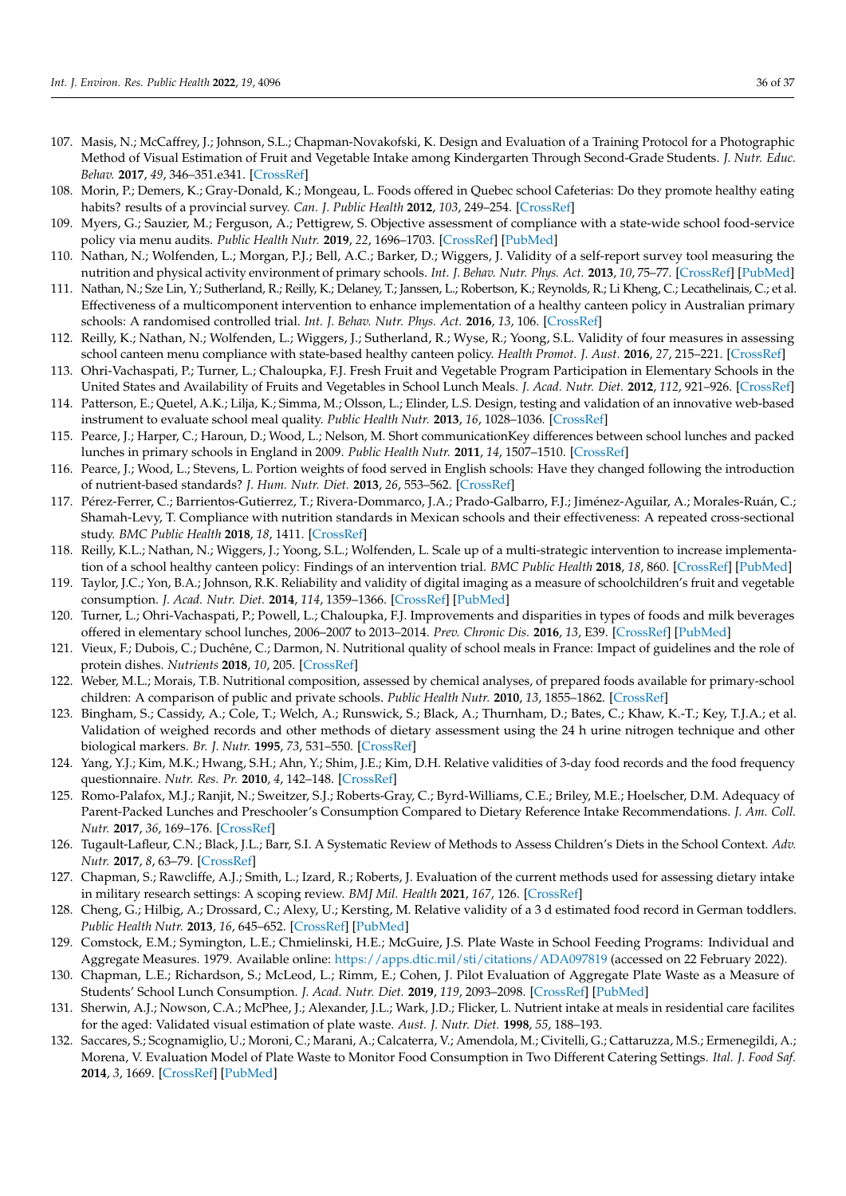107. Masis, N.; McCaffrey, J.; Johnson, S.L.; Chapman-Novakofski, K. Design and Evaluation of a Training Protocol for a Photographic Method of Visual Estimation of Fruit and Vegetable Intake among Kindergarten Through Second-Grade Students. *J. Nutr. Educ. Behav.* **2017**, *49*, 346–351.e341. [CrossRef]
108. Morin, P.; Demers, K.; Gray-Donald, K.; Mongeau, L. Foods offered in Quebec school Cafeterias: Do they promote healthy eating habits? results of a provincial survey. *Can. J. Public Health* **2012**, *103*, 249–254. [CrossRef]
109. Myers, G.; Sauzier, M.; Ferguson, A.; Pettigrew, S. Objective assessment of compliance with a state-wide school food-service policy via menu audits. *Public Health Nutr.* **2019**, *22*, 1696–1703. [CrossRef] [PubMed]
110. Nathan, N.; Wolfenden, L.; Morgan, P.J.; Bell, A.C.; Barker, D.; Wiggers, J. Validity of a self-report survey tool measuring the nutrition and physical activity environment of primary schools. *Int. J. Behav. Nutr. Phys. Act.* **2013**, *10*, 75–77. [CrossRef] [PubMed]
111. Nathan, N.; Sze Lin, Y.; Sutherland, R.; Reilly, K.; Delaney, T.; Janssen, L.; Robertson, K.; Reynolds, R.; Li Kheng, C.; Lecathelinais, C.; et al. Effectiveness of a multicomponent intervention to enhance implementation of a healthy canteen policy in Australian primary schools: A randomised controlled trial. *Int. J. Behav. Nutr. Phys. Act.* **2016**, *13*, 106. [CrossRef]
112. Reilly, K.; Nathan, N.; Wolfenden, L.; Wiggers, J.; Sutherland, R.; Wyse, R.; Yoong, S.L. Validity of four measures in assessing school canteen menu compliance with state-based healthy canteen policy. *Health Promot. J. Aust.* **2016**, *27*, 215–221. [CrossRef]
113. Ohri-Vachaspati, P.; Turner, L.; Chaloupka, F.J. Fresh Fruit and Vegetable Program Participation in Elementary Schools in the United States and Availability of Fruits and Vegetables in School Lunch Meals. *J. Acad. Nutr. Diet.* **2012**, *112*, 921–926. [CrossRef]
114. Patterson, E.; Quetel, A.K.; Lilja, K.; Simma, M.; Olsson, L.; Elinder, L.S. Design, testing and validation of an innovative web-based instrument to evaluate school meal quality. *Public Health Nutr.* **2013**, *16*, 1028–1036. [CrossRef]
115. Pearce, J.; Harper, C.; Haroun, D.; Wood, L.; Nelson, M. Short communicationKey differences between school lunches and packed lunches in primary schools in England in 2009. *Public Health Nutr.* **2011**, *14*, 1507–1510. [CrossRef]
116. Pearce, J.; Wood, L.; Stevens, L. Portion weights of food served in English schools: Have they changed following the introduction of nutrient-based standards? *J. Hum. Nutr. Diet.* **2013**, *26*, 553–562. [CrossRef]
117. Pérez-Ferrer, C.; Barrientos-Gutierrez, T.; Rivera-Dommarco, J.A.; Prado-Galbarro, F.J.; Jiménez-Aguilar, A.; Morales-Ruán, C.; Shamah-Levy, T. Compliance with nutrition standards in Mexican schools and their effectiveness: A repeated cross-sectional study. *BMC Public Health* **2018**, *18*, 1411. [CrossRef]
118. Reilly, K.L.; Nathan, N.; Wiggers, J.; Yoong, S.L.; Wolfenden, L. Scale up of a multi-strategic intervention to increase implementation of a school healthy canteen policy: Findings of an intervention trial. *BMC Public Health* **2018**, *18*, 860. [CrossRef] [PubMed]
119. Taylor, J.C.; Yon, B.A.; Johnson, R.K. Reliability and validity of digital imaging as a measure of schoolchildren's fruit and vegetable consumption. *J. Acad. Nutr. Diet.* **2014**, *114*, 1359–1366. [CrossRef] [PubMed]
120. Turner, L.; Ohri-Vachaspati, P.; Powell, L.; Chaloupka, F.J. Improvements and disparities in types of foods and milk beverages offered in elementary school lunches, 2006–2007 to 2013–2014. *Prev. Chronic Dis.* **2016**, *13*, E39. [CrossRef] [PubMed]
121. Vieux, F.; Dubois, C.; Duchêne, C.; Darmon, N. Nutritional quality of school meals in France: Impact of guidelines and the role of protein dishes. *Nutrients* **2018**, *10*, 205. [CrossRef]
122. Weber, M.L.; Morais, T.B. Nutritional composition, assessed by chemical analyses, of prepared foods available for primary-school children: A comparison of public and private schools. *Public Health Nutr.* **2010**, *13*, 1855–1862. [CrossRef]
123. Bingham, S.; Cassidy, A.; Cole, T.; Welch, A.; Runswick, S.; Black, A.; Thurnham, D.; Bates, C.; Khaw, K.-T.; Key, T.J.A.; et al. Validation of weighed records and other methods of dietary assessment using the 24 h urine nitrogen technique and other biological markers. *Br. J. Nutr.* **1995**, *73*, 531–550. [CrossRef]
124. Yang, Y.J.; Kim, M.K.; Hwang, S.H.; Ahn, Y.; Shim, J.E.; Kim, D.H. Relative validities of 3-day food records and the food frequency questionnaire. *Nutr. Res. Pr.* **2010**, *4*, 142–148. [CrossRef]
125. Romo-Palafox, M.J.; Ranjit, N.; Sweitzer, S.J.; Roberts-Gray, C.; Byrd-Williams, C.E.; Briley, M.E.; Hoelscher, D.M. Adequacy of Parent-Packed Lunches and Preschooler's Consumption Compared to Dietary Reference Intake Recommendations. *J. Am. Coll. Nutr.* **2017**, *36*, 169–176. [CrossRef]
126. Tugault-Lafleur, C.N.; Black, J.L.; Barr, S.I. A Systematic Review of Methods to Assess Children's Diets in the School Context. *Adv. Nutr.* **2017**, *8*, 63–79. [CrossRef]
127. Chapman, S.; Rawcliffe, A.J.; Smith, L.; Izard, R.; Roberts, J. Evaluation of the current methods used for assessing dietary intake in military research settings: A scoping review. *BMJ Mil. Health* **2021**, *167*, 126. [CrossRef]
128. Cheng, G.; Hilbig, A.; Drossard, C.; Alexy, U.; Kersting, M. Relative validity of a 3 d estimated food record in German toddlers. *Public Health Nutr.* **2013**, *16*, 645–652. [CrossRef] [PubMed]
129. Comstock, E.M.; Symington, L.E.; Chmielinski, H.E.; McGuire, J.S. Plate Waste in School Feeding Programs: Individual and Aggregate Measures. 1979. Available online: https://apps.dtic.mil/sti/citations/ADA097819 (accessed on 22 February 2022).
130. Chapman, L.E.; Richardson, S.; McLeod, L.; Rimm, E.; Cohen, J. Pilot Evaluation of Aggregate Plate Waste as a Measure of Students' School Lunch Consumption. *J. Acad. Nutr. Diet.* **2019**, *119*, 2093–2098. [CrossRef] [PubMed]
131. Sherwin, A.J.; Nowson, C.A.; McPhee, J.; Alexander, J.L.; Wark, J.D.; Flicker, L. Nutrient intake at meals in residential care facilites for the aged: Validated visual estimation of plate waste. *Aust. J. Nutr. Diet.* **1998**, *55*, 188–193.
132. Saccares, S.; Scognamiglio, U.; Moroni, C.; Marani, A.; Calcaterra, V.; Amendola, M.; Civitelli, G.; Cattaruzza, M.S.; Ermenegildi, A.; Morena, V. Evaluation Model of Plate Waste to Monitor Food Consumption in Two Different Catering Settings. *Ital. J. Food Saf.* **2014**, *3*, 1669. [CrossRef] [PubMed]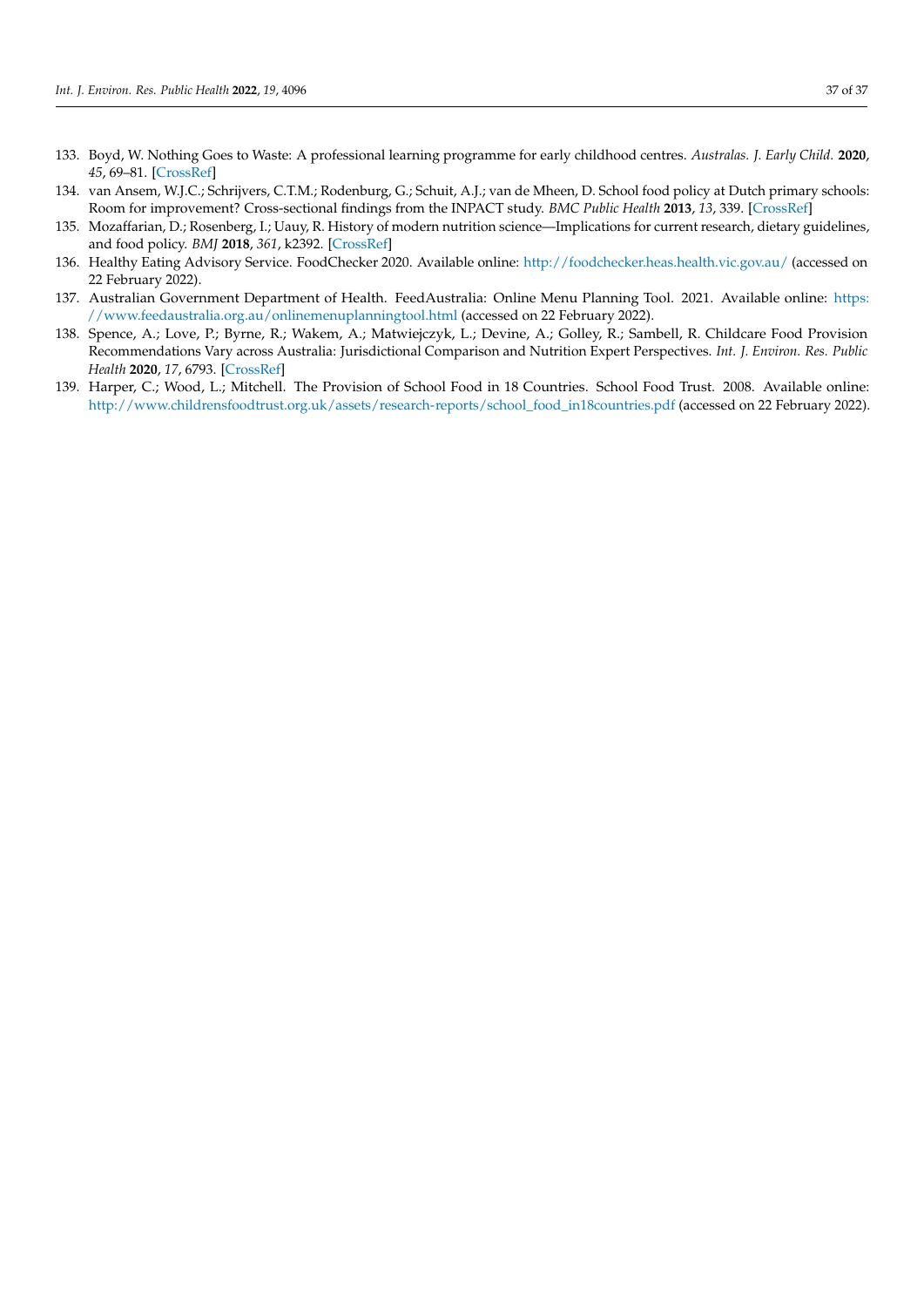133. Boyd, W. Nothing Goes to Waste: A professional learning programme for early childhood centres. *Australas. J. Early Child.* **2020**, *45*, 69–81. [CrossRef]
134. van Ansem, W.J.C.; Schrijvers, C.T.M.; Rodenburg, G.; Schuit, A.J.; van de Mheen, D. School food policy at Dutch primary schools: Room for improvement? Cross-sectional findings from the INPACT study. *BMC Public Health* **2013**, *13*, 339. [CrossRef]
135. Mozaffarian, D.; Rosenberg, I.; Uauy, R. History of modern nutrition science—Implications for current research, dietary guidelines, and food policy. *BMJ* **2018**, *361*, k2392. [CrossRef]
136. Healthy Eating Advisory Service. FoodChecker 2020. Available online: http://foodchecker.heas.health.vic.gov.au/ (accessed on 22 February 2022).
137. Australian Government Department of Health. FeedAustralia: Online Menu Planning Tool. 2021. Available online: https://www.feedaustralia.org.au/onlinemenuplanningtool.html (accessed on 22 February 2022).
138. Spence, A.; Love, P.; Byrne, R.; Wakem, A.; Matwiejczyk, L.; Devine, A.; Golley, R.; Sambell, R. Childcare Food Provision Recommendations Vary across Australia: Jurisdictional Comparison and Nutrition Expert Perspectives. *Int. J. Environ. Res. Public Health* **2020**, *17*, 6793. [CrossRef]
139. Harper, C.; Wood, L.; Mitchell. The Provision of School Food in 18 Countries. School Food Trust. 2008. Available online: http://www.childrensfoodtrust.org.uk/assets/research-reports/school_food_in18countries.pdf (accessed on 22 February 2022).